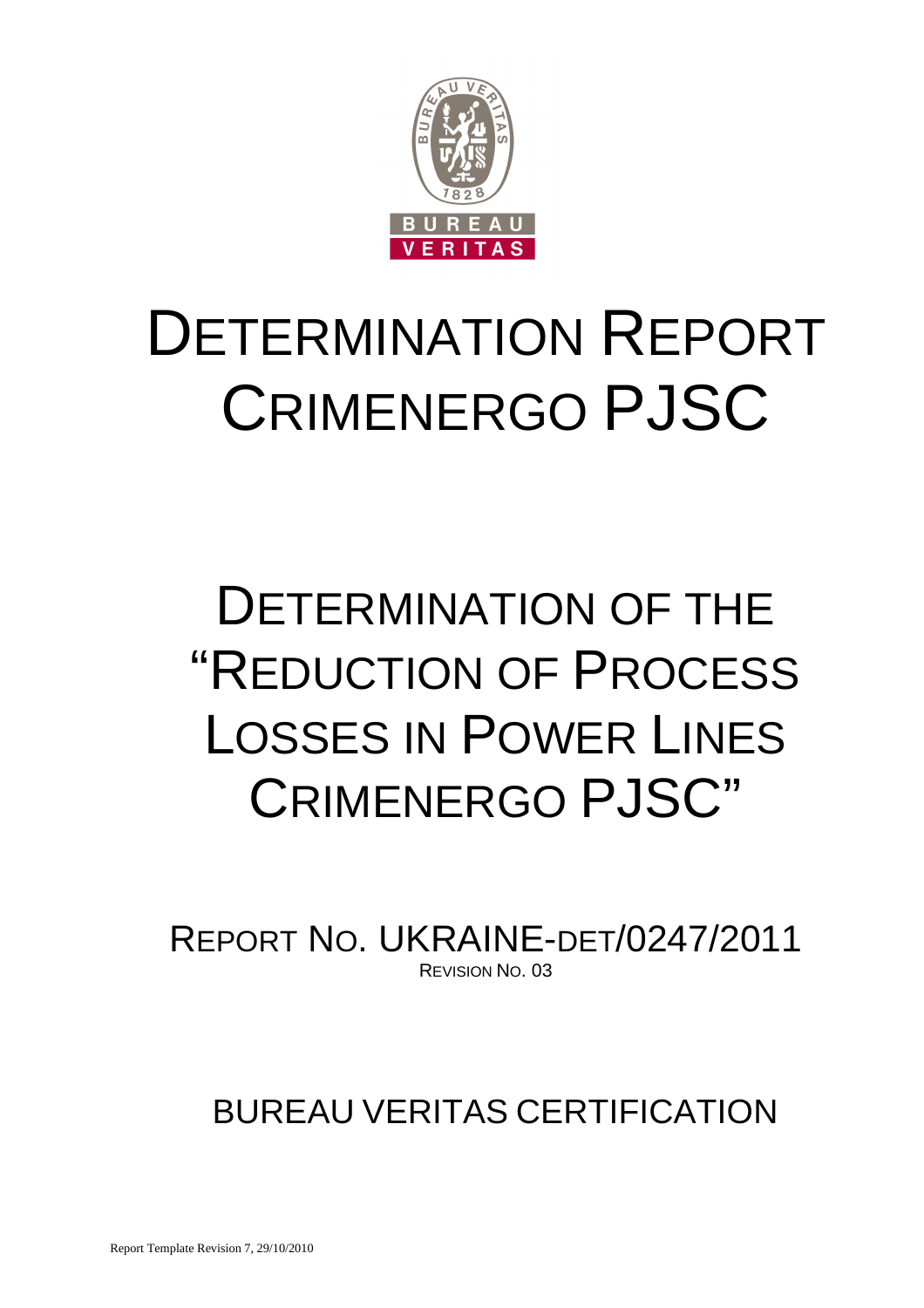# DETERMINATION REPORT CRIMENERGO PJSC

# DETERMINATION OF THE "REDUCTION OF PROCESS LOSSES IN POWER LINES CRIMENERGO PJSC"

REPORT NO. UKRAINE-DET/0247/2011

REVISION NO. 03

BUREAU VERITAS CERTIFICATION

Report Template Revision 7, 29/10/2010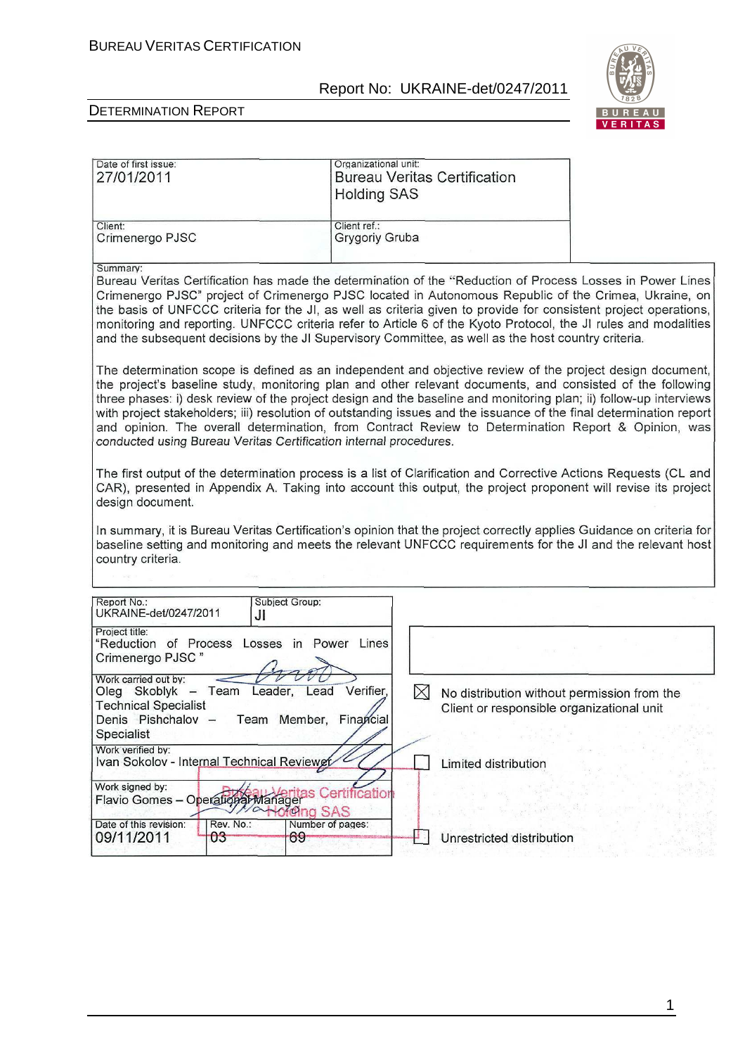| Date of first issue: 27/01/2011 | Organizational unit: Bureau Veritas Certification Holding SAS |
|---|---|
| Client: Crimenergo PJSC | Client ref.: Grygoriy Gruba |

Summary:

Bureau Veritas Certification has made the determination of the "Reduction of Process Losses in Power Lines Crimenergo PJSC" project of Crimenergo PJSC located in Autonomous Republic of the Crimea, Ukraine, on the basis of UNFCCC criteria for the JI, as well as criteria given to provide for consistent project operations, monitoring and reporting. UNFCCC criteria refer to Article 6 of the Kyoto Protocol, the JI rules and modalities and the subsequent decisions by the JI Supervisory Committee, as well as the host country criteria.

The determination scope is defined as an independent and objective review of the project design document, the project's baseline study, monitoring plan and other relevant documents, and consisted of the following three phases: i) desk review of the project design and the baseline and monitoring plan; ii) follow-up interviews with project stakeholders; iii) resolution of outstanding issues and the issuance of the final determination report and opinion. The overall determination, from Contract Review to Determination Report & Opinion, was conducted using Bureau Veritas Certification internal procedures.

The first output of the determination process is a list of Clarification and Corrective Actions Requests (CL and CAR), presented in Appendix A. Taking into account this output, the project proponent will revise its project design document.

In summary, it is Bureau Veritas Certification's opinion that the project correctly applies Guidance on criteria for baseline setting and monitoring and meets the relevant UNFCCC requirements for the JI and the relevant host country criteria.

| Report No.: UKRAINE-det/0247/2011 | Subject Group: JI | |
|---|---|---|
| Project title: "Reduction of Process Losses in Power Lines Crimenergo PJSC" | | |
| Work carried out by: Oleg Skoblyk – Team Leader, Lead Verifier, Technical Specialist; Denis Pishchalov – Team Member, Financial Specialist | | |
| Work verified by: Ivan Sokolov - Internal Technical Reviewer | | |
| Work signed by: Flavio Gomes – Operational Manager | | |
| Date of this revision: 09/11/2011 | Rev. No.: 03 | Number of pages: 69 |

- [x] No distribution without permission from the Client or responsible organizational unit
- [ ] Limited distribution
- [ ] Unrestricted distribution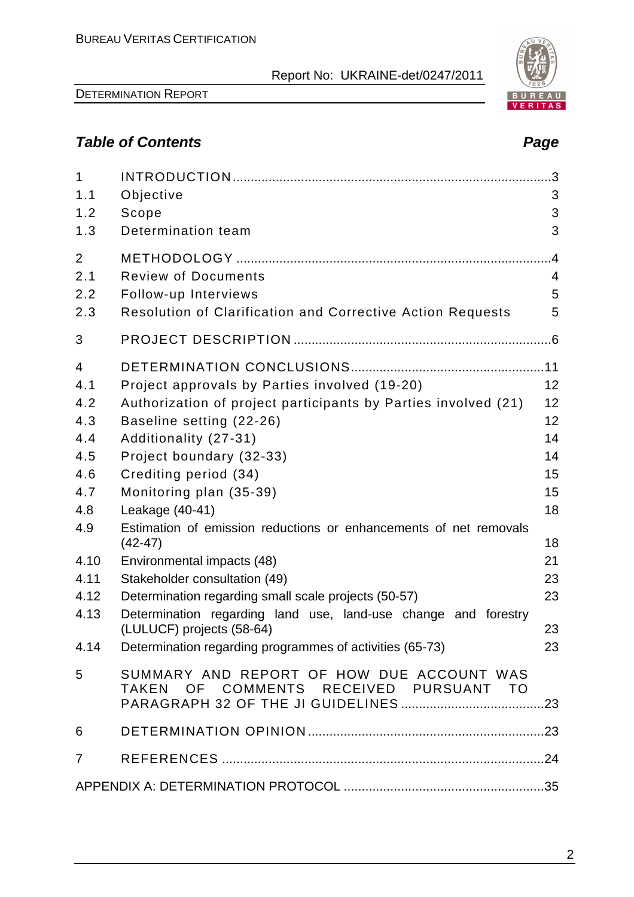## *Table of Contents* *Page*

| | | |
|---|---|---|
| 1 | INTRODUCTION | 3 |
| 1.1 | Objective | 3 |
| 1.2 | Scope | 3 |
| 1.3 | Determination team | 3 |
| 2 | METHODOLOGY | 4 |
| 2.1 | Review of Documents | 4 |
| 2.2 | Follow-up Interviews | 5 |
| 2.3 | Resolution of Clarification and Corrective Action Requests | 5 |
| 3 | PROJECT DESCRIPTION | 6 |
| 4 | DETERMINATION CONCLUSIONS | 11 |
| 4.1 | Project approvals by Parties involved (19-20) | 12 |
| 4.2 | Authorization of project participants by Parties involved (21) | 12 |
| 4.3 | Baseline setting (22-26) | 12 |
| 4.4 | Additionality (27-31) | 14 |
| 4.5 | Project boundary (32-33) | 14 |
| 4.6 | Crediting period (34) | 15 |
| 4.7 | Monitoring plan (35-39) | 15 |
| 4.8 | Leakage (40-41) | 18 |
| 4.9 | Estimation of emission reductions or enhancements of net removals (42-47) | 18 |
| 4.10 | Environmental impacts (48) | 21 |
| 4.11 | Stakeholder consultation (49) | 23 |
| 4.12 | Determination regarding small scale projects (50-57) | 23 |
| 4.13 | Determination regarding land use, land-use change and forestry (LULUCF) projects (58-64) | 23 |
| 4.14 | Determination regarding programmes of activities (65-73) | 23 |
| 5 | SUMMARY AND REPORT OF HOW DUE ACCOUNT WAS TAKEN OF COMMENTS RECEIVED PURSUANT TO PARAGRAPH 32 OF THE JI GUIDELINES | 23 |
| 6 | DETERMINATION OPINION | 23 |
| 7 | REFERENCES | 24 |
| | APPENDIX A: DETERMINATION PROTOCOL | 35 |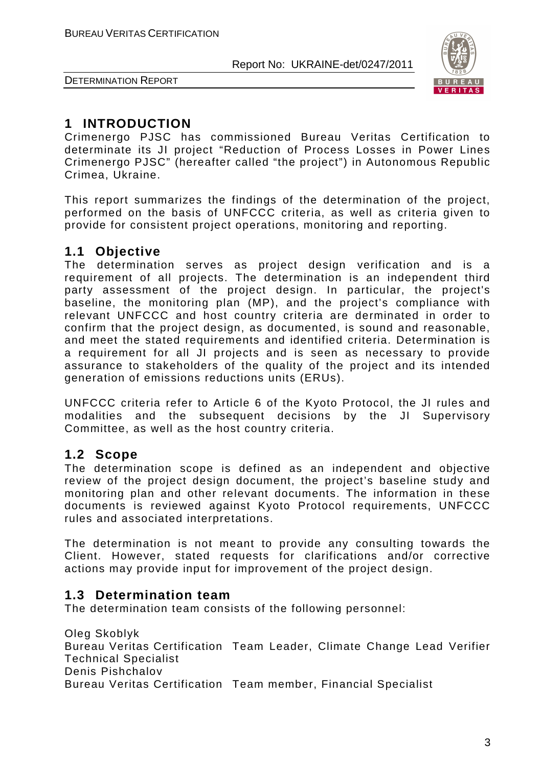# 1 INTRODUCTION

Crimenergo PJSC has commissioned Bureau Veritas Certification to determinate its JI project "Reduction of Process Losses in Power Lines Crimenergo PJSC" (hereafter called "the project") in Autonomous Republic Crimea, Ukraine.

This report summarizes the findings of the determination of the project, performed on the basis of UNFCCC criteria, as well as criteria given to provide for consistent project operations, monitoring and reporting.

## 1.1 Objective

The determination serves as project design verification and is a requirement of all projects. The determination is an independent third party assessment of the project design. In particular, the project's baseline, the monitoring plan (MP), and the project's compliance with relevant UNFCCC and host country criteria are derminated in order to confirm that the project design, as documented, is sound and reasonable, and meet the stated requirements and identified criteria. Determination is a requirement for all JI projects and is seen as necessary to provide assurance to stakeholders of the quality of the project and its intended generation of emissions reductions units (ERUs).

UNFCCC criteria refer to Article 6 of the Kyoto Protocol, the JI rules and modalities and the subsequent decisions by the JI Supervisory Committee, as well as the host country criteria.

## 1.2 Scope

The determination scope is defined as an independent and objective review of the project design document, the project's baseline study and monitoring plan and other relevant documents. The information in these documents is reviewed against Kyoto Protocol requirements, UNFCCC rules and associated interpretations.

The determination is not meant to provide any consulting towards the Client. However, stated requests for clarifications and/or corrective actions may provide input for improvement of the project design.

## 1.3 Determination team

The determination team consists of the following personnel:

Oleg Skoblyk
Bureau Veritas Certification Team Leader, Climate Change Lead Verifier Technical Specialist

Denis Pishchalov
Bureau Veritas Certification Team member, Financial Specialist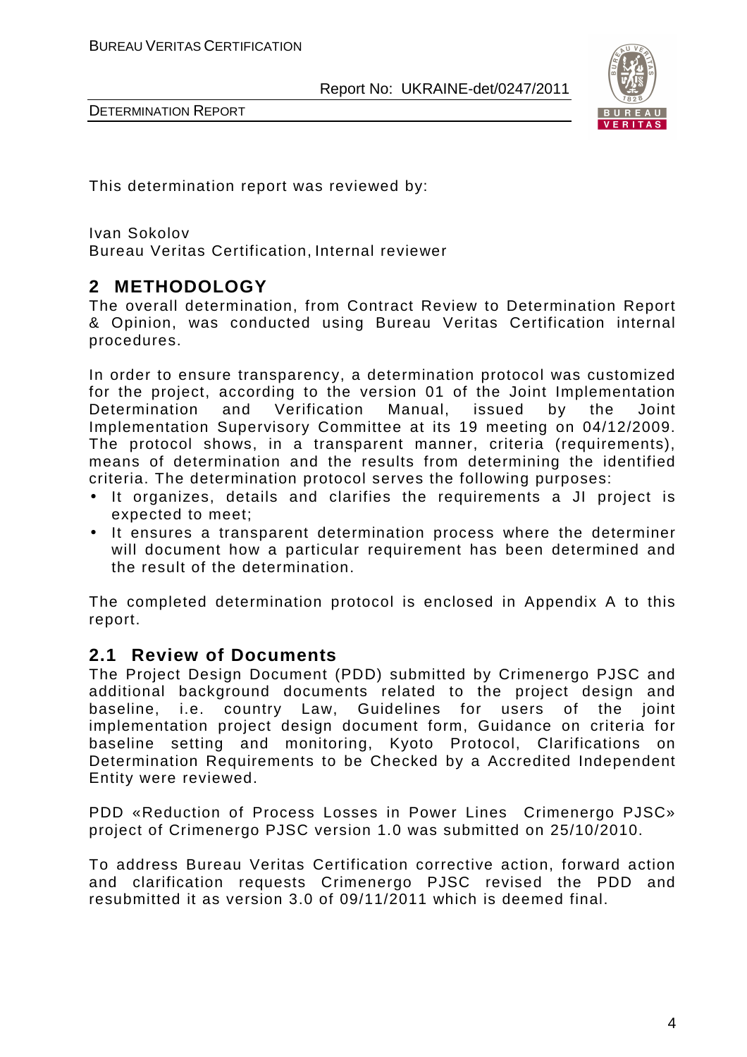This determination report was reviewed by:

Ivan Sokolov
Bureau Veritas Certification, Internal reviewer

## 2 METHODOLOGY

The overall determination, from Contract Review to Determination Report & Opinion, was conducted using Bureau Veritas Certification internal procedures.

In order to ensure transparency, a determination protocol was customized for the project, according to the version 01 of the Joint Implementation Determination and Verification Manual, issued by the Joint Implementation Supervisory Committee at its 19 meeting on 04/12/2009. The protocol shows, in a transparent manner, criteria (requirements), means of determination and the results from determining the identified criteria. The determination protocol serves the following purposes:

- It organizes, details and clarifies the requirements a JI project is expected to meet;
- It ensures a transparent determination process where the determiner will document how a particular requirement has been determined and the result of the determination.

The completed determination protocol is enclosed in Appendix A to this report.

### 2.1 Review of Documents

The Project Design Document (PDD) submitted by Crimenergo PJSC and additional background documents related to the project design and baseline, i.e. country Law, Guidelines for users of the joint implementation project design document form, Guidance on criteria for baseline setting and monitoring, Kyoto Protocol, Clarifications on Determination Requirements to be Checked by a Accredited Independent Entity were reviewed.

PDD «Reduction of Process Losses in Power Lines Crimenergo PJSC» project of Crimenergo PJSC version 1.0 was submitted on 25/10/2010.

To address Bureau Veritas Certification corrective action, forward action and clarification requests Crimenergo PJSC revised the PDD and resubmitted it as version 3.0 of 09/11/2011 which is deemed final.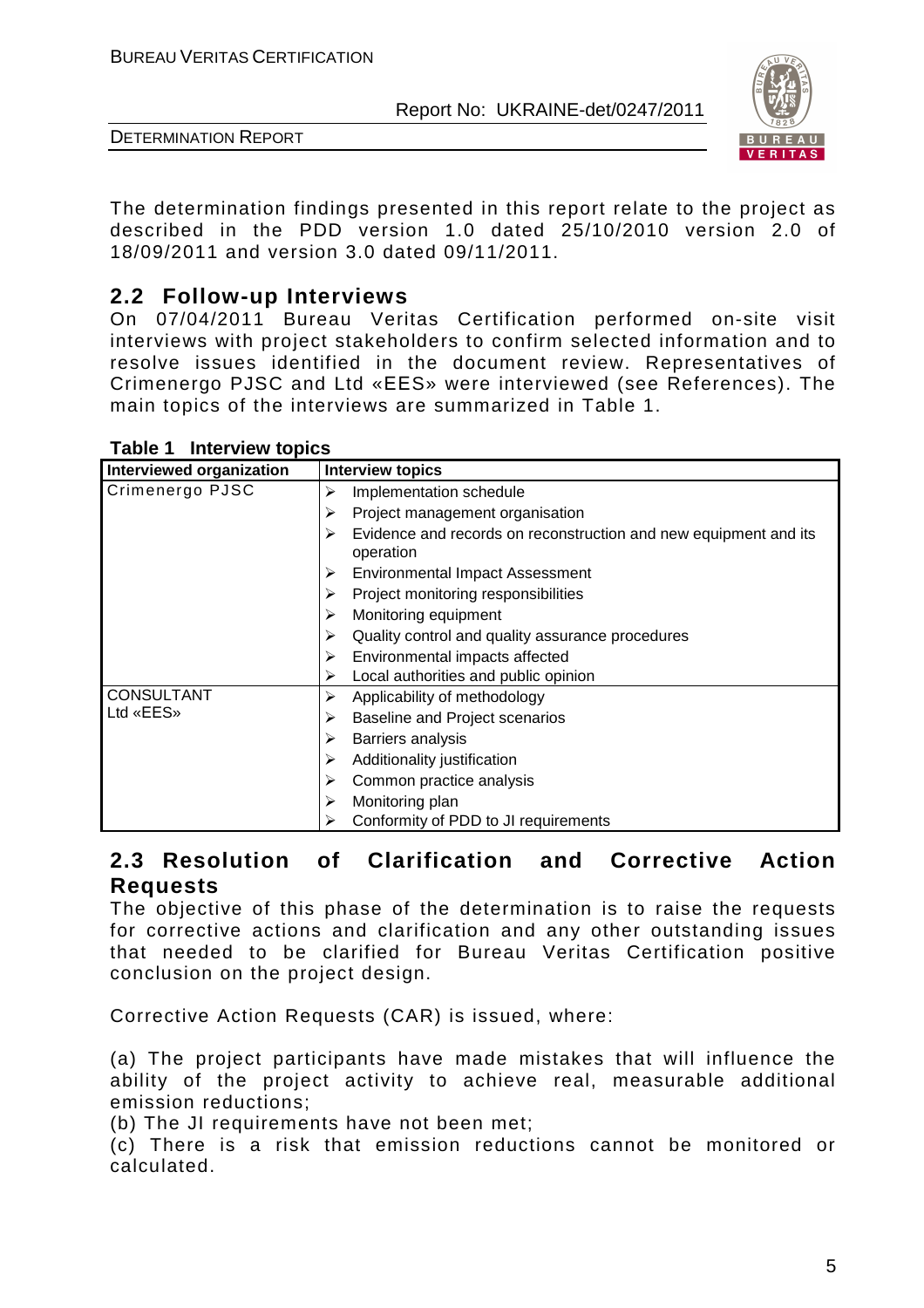The determination findings presented in this report relate to the project as described in the PDD version 1.0 dated 25/10/2010 version 2.0 of 18/09/2011 and version 3.0 dated 09/11/2011.

## 2.2 Follow-up Interviews

On 07/04/2011 Bureau Veritas Certification performed on-site visit interviews with project stakeholders to confirm selected information and to resolve issues identified in the document review. Representatives of Crimenergo PJSC and Ltd «EES» were interviewed (see References). The main topics of the interviews are summarized in Table 1.

**Table 1 Interview topics**

| Interviewed organization | Interview topics |
|---|---|
| Crimenergo PJSC | ➢ Implementation schedule<br>➢ Project management organisation<br>➢ Evidence and records on reconstruction and new equipment and its operation<br>➢ Environmental Impact Assessment<br>➢ Project monitoring responsibilities<br>➢ Monitoring equipment<br>➢ Quality control and quality assurance procedures<br>➢ Environmental impacts affected<br>➢ Local authorities and public opinion |
| CONSULTANT<br>Ltd «EES» | ➢ Applicability of methodology<br>➢ Baseline and Project scenarios<br>➢ Barriers analysis<br>➢ Additionality justification<br>➢ Common practice analysis<br>➢ Monitoring plan<br>➢ Conformity of PDD to JI requirements |

## 2.3 Resolution of Clarification and Corrective Action Requests

The objective of this phase of the determination is to raise the requests for corrective actions and clarification and any other outstanding issues that needed to be clarified for Bureau Veritas Certification positive conclusion on the project design.

Corrective Action Requests (CAR) is issued, where:

(a) The project participants have made mistakes that will influence the ability of the project activity to achieve real, measurable additional emission reductions;
(b) The JI requirements have not been met;
(c) There is a risk that emission reductions cannot be monitored or calculated.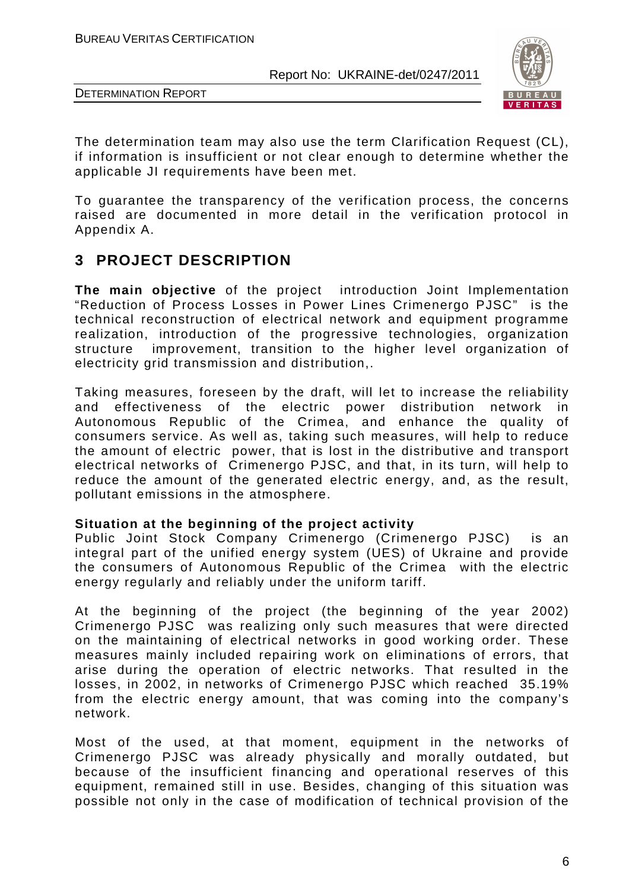The determination team may also use the term Clarification Request (CL), if information is insufficient or not clear enough to determine whether the applicable JI requirements have been met.

To guarantee the transparency of the verification process, the concerns raised are documented in more detail in the verification protocol in Appendix A.

# 3 PROJECT DESCRIPTION

**The main objective** of the project introduction Joint Implementation "Reduction of Process Losses in Power Lines Crimenergo PJSC" is the technical reconstruction of electrical network and equipment programme realization, introduction of the progressive technologies, organization structure improvement, transition to the higher level organization of electricity grid transmission and distribution,.

Taking measures, foreseen by the draft, will let to increase the reliability and effectiveness of the electric power distribution network in Autonomous Republic of the Crimea, and enhance the quality of consumers service. As well as, taking such measures, will help to reduce the amount of electric power, that is lost in the distributive and transport electrical networks of Crimenergo PJSC, and that, in its turn, will help to reduce the amount of the generated electric energy, and, as the result, pollutant emissions in the atmosphere.

**Situation at the beginning of the project activity**
Public Joint Stock Company Crimenergo (Crimenergo PJSC) is an integral part of the unified energy system (UES) of Ukraine and provide the consumers of Autonomous Republic of the Crimea with the electric energy regularly and reliably under the uniform tariff.

At the beginning of the project (the beginning of the year 2002) Crimenergo PJSC was realizing only such measures that were directed on the maintaining of electrical networks in good working order. These measures mainly included repairing work on eliminations of errors, that arise during the operation of electric networks. That resulted in the losses, in 2002, in networks of Crimenergo PJSC which reached 35.19% from the electric energy amount, that was coming into the company's network.

Most of the used, at that moment, equipment in the networks of Crimenergo PJSC was already physically and morally outdated, but because of the insufficient financing and operational reserves of this equipment, remained still in use. Besides, changing of this situation was possible not only in the case of modification of technical provision of the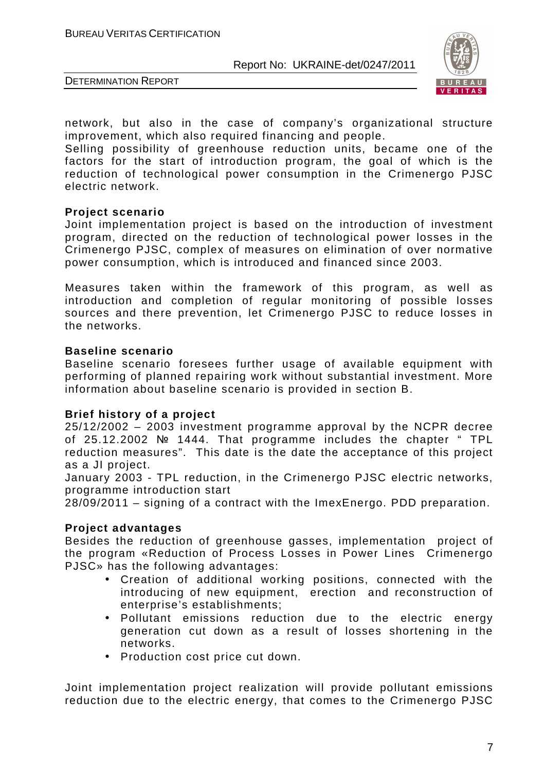network, but also in the case of company's organizational structure improvement, which also required financing and people.
Selling possibility of greenhouse reduction units, became one of the factors for the start of introduction program, the goal of which is the reduction of technological power consumption in the Crimenergo PJSC electric network.

**Project scenario**
Joint implementation project is based on the introduction of investment program, directed on the reduction of technological power losses in the Crimenergo PJSC, complex of measures on elimination of over normative power consumption, which is introduced and financed since 2003.

Measures taken within the framework of this program, as well as introduction and completion of regular monitoring of possible losses sources and there prevention, let Crimenergo PJSC to reduce losses in the networks.

**Baseline scenario**
Baseline scenario foresees further usage of available equipment with performing of planned repairing work without substantial investment. More information about baseline scenario is provided in section B.

**Brief history of a project**
25/12/2002 – 2003 investment programme approval by the NCPR decree of 25.12.2002 № 1444. That programme includes the chapter " TPL reduction measures". This date is the date the acceptance of this project as a JI project.
January 2003 - TPL reduction, in the Crimenergo PJSC electric networks, programme introduction start
28/09/2011 – signing of a contract with the ImexEnergo. PDD preparation.

**Project advantages**
Besides the reduction of greenhouse gasses, implementation project of the program «Reduction of Process Losses in Power Lines Crimenergo PJSC» has the following advantages:

- Creation of additional working positions, connected with the introducing of new equipment, erection and reconstruction of enterprise's establishments;
- Pollutant emissions reduction due to the electric energy generation cut down as a result of losses shortening in the networks.
- Production cost price cut down.

Joint implementation project realization will provide pollutant emissions reduction due to the electric energy, that comes to the Crimenergo PJSC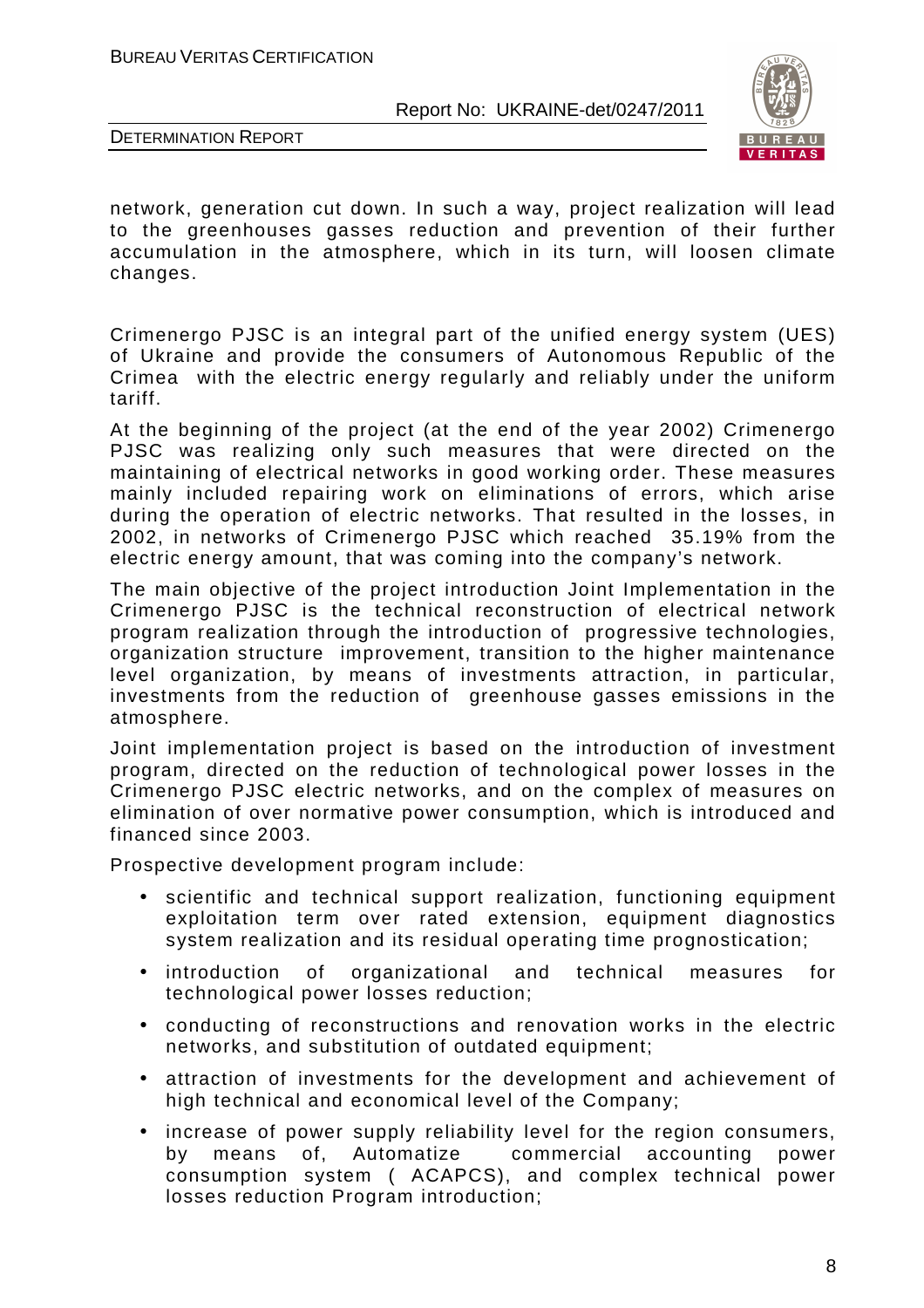network, generation cut down. In such a way, project realization will lead to the greenhouses gasses reduction and prevention of their further accumulation in the atmosphere, which in its turn, will loosen climate changes.

Crimenergo PJSC is an integral part of the unified energy system (UES) of Ukraine and provide the consumers of Autonomous Republic of the Crimea with the electric energy regularly and reliably under the uniform tariff.

At the beginning of the project (at the end of the year 2002) Crimenergo PJSC was realizing only such measures that were directed on the maintaining of electrical networks in good working order. These measures mainly included repairing work on eliminations of errors, which arise during the operation of electric networks. That resulted in the losses, in 2002, in networks of Crimenergo PJSC which reached 35.19% from the electric energy amount, that was coming into the company's network.

The main objective of the project introduction Joint Implementation in the Crimenergo PJSC is the technical reconstruction of electrical network program realization through the introduction of progressive technologies, organization structure improvement, transition to the higher maintenance level organization, by means of investments attraction, in particular, investments from the reduction of greenhouse gasses emissions in the atmosphere.

Joint implementation project is based on the introduction of investment program, directed on the reduction of technological power losses in the Crimenergo PJSC electric networks, and on the complex of measures on elimination of over normative power consumption, which is introduced and financed since 2003.

Prospective development program include:

- scientific and technical support realization, functioning equipment exploitation term over rated extension, equipment diagnostics system realization and its residual operating time prognostication;
- introduction of organizational and technical measures for technological power losses reduction;
- conducting of reconstructions and renovation works in the electric networks, and substitution of outdated equipment;
- attraction of investments for the development and achievement of high technical and economical level of the Company;
- increase of power supply reliability level for the region consumers, by means of, Automatize commercial accounting power consumption system ( ACAPCS), and complex technical power losses reduction Program introduction;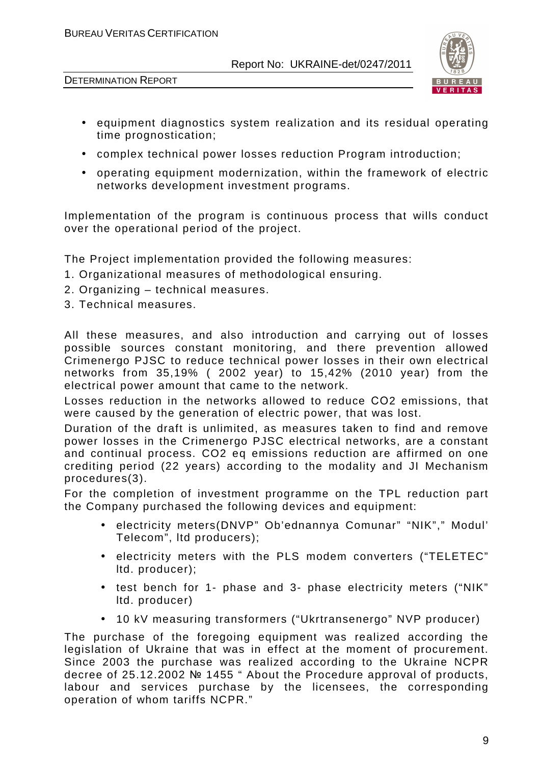- equipment diagnostics system realization and its residual operating time prognostication;
- complex technical power losses reduction Program introduction;
- operating equipment modernization, within the framework of electric networks development investment programs.

Implementation of the program is continuous process that wills conduct over the operational period of the project.

The Project implementation provided the following measures:
1. Organizational measures of methodological ensuring.
2. Organizing – technical measures.
3. Technical measures.

All these measures, and also introduction and carrying out of losses possible sources constant monitoring, and there prevention allowed Crimenergo PJSC to reduce technical power losses in their own electrical networks from 35,19% ( 2002 year) to 15,42% (2010 year) from the electrical power amount that came to the network.

Losses reduction in the networks allowed to reduce $CO_2$ emissions, that were caused by the generation of electric power, that was lost.

Duration of the draft is unlimited, as measures taken to find and remove power losses in the Crimenergo PJSC electrical networks, are a constant and continual process. $CO_2$ eq emissions reduction are affirmed on one crediting period (22 years) according to the modality and JI Mechanism procedures(3).

For the completion of investment programme on the TPL reduction part the Company purchased the following devices and equipment:

- electricity meters(DNVP" Ob'ednannya Comunar" "NIK"," Modul' Telecom", ltd producers);
- electricity meters with the PLS modem converters ("TELETEC" ltd. producer);
- test bench for 1- phase and 3- phase electricity meters ("NIK" ltd. producer)
- 10 kV measuring transformers ("Ukrtransenergo" NVP producer)

The purchase of the foregoing equipment was realized according the legislation of Ukraine that was in effect at the moment of procurement. Since 2003 the purchase was realized according to the Ukraine NCPR decree of 25.12.2002 № 1455 " About the Procedure approval of products, labour and services purchase by the licensees, the corresponding operation of whom tariffs NCPR."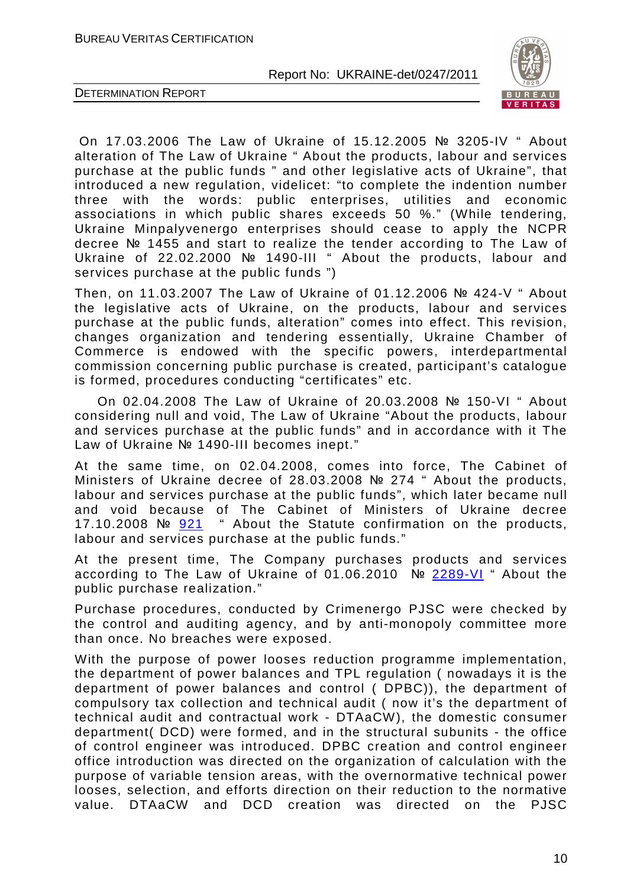On 17.03.2006 The Law of Ukraine of 15.12.2005 № 3205-IV " About alteration of The Law of Ukraine " About the products, labour and services purchase at the public funds " and other legislative acts of Ukraine", that introduced a new regulation, videlicet: "to complete the indention number three with the words: public enterprises, utilities and economic associations in which public shares exceeds 50 %." (While tendering, Ukraine Minpalyvenergo enterprises should cease to apply the NCPR decree № 1455 and start to realize the tender according to The Law of Ukraine of 22.02.2000 № 1490-III " About the products, labour and services purchase at the public funds ")

Then, on 11.03.2007 The Law of Ukraine of 01.12.2006 № 424-V " About the legislative acts of Ukraine, on the products, labour and services purchase at the public funds, alteration" comes into effect. This revision, changes organization and tendering essentially, Ukraine Chamber of Commerce is endowed with the specific powers, interdepartmental commission concerning public purchase is created, participant's catalogue is formed, procedures conducting "certificates" etc.

On 02.04.2008 The Law of Ukraine of 20.03.2008 № 150-VI " About considering null and void, The Law of Ukraine "About the products, labour and services purchase at the public funds" and in accordance with it The Law of Ukraine № 1490-III becomes inept."

At the same time, on 02.04.2008, comes into force, The Cabinet of Ministers of Ukraine decree of 28.03.2008 № 274 " About the products, labour and services purchase at the public funds", which later became null and void because of The Cabinet of Ministers of Ukraine decree 17.10.2008 № 921 " About the Statute confirmation on the products, labour and services purchase at the public funds."

At the present time, The Company purchases products and services according to The Law of Ukraine of 01.06.2010 № 2289-VI " About the public purchase realization."

Purchase procedures, conducted by Crimenergo PJSC were checked by the control and auditing agency, and by anti-monopoly committee more than once. No breaches were exposed.

With the purpose of power looses reduction programme implementation, the department of power balances and TPL regulation ( nowadays it is the department of power balances and control ( DPBC)), the department of compulsory tax collection and technical audit ( now it's the department of technical audit and contractual work - DTAaCW), the domestic consumer department( DCD) were formed, and in the structural subunits - the office of control engineer was introduced. DPBC creation and control engineer office introduction was directed on the organization of calculation with the purpose of variable tension areas, with the overnormative technical power looses, selection, and efforts direction on their reduction to the normative value. DTAaCW and DCD creation was directed on the PJSC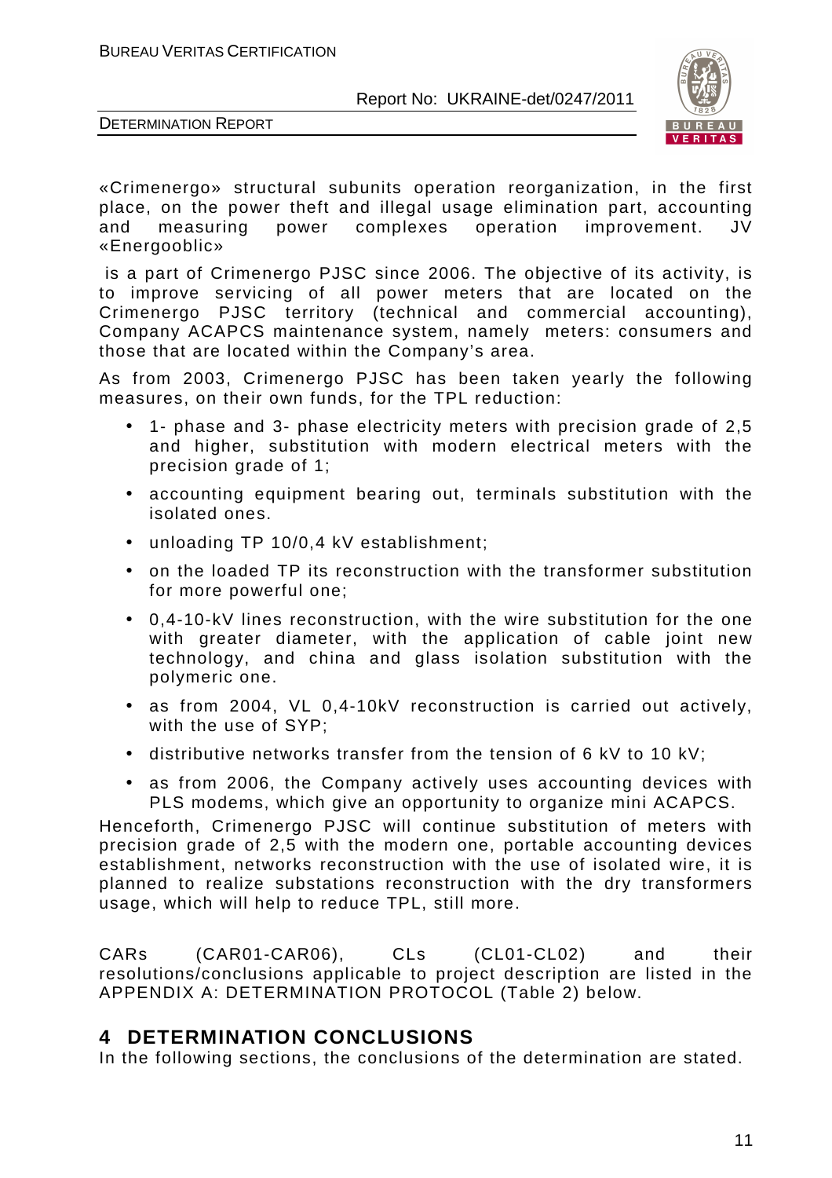«Crimenergo» structural subunits operation reorganization, in the first place, on the power theft and illegal usage elimination part, accounting and measuring power complexes operation improvement. JV «Energooblic»

is a part of Crimenergo PJSC since 2006. The objective of its activity, is to improve servicing of all power meters that are located on the Crimenergo PJSC territory (technical and commercial accounting), Company ACAPCS maintenance system, namely meters: consumers and those that are located within the Company's area.

As from 2003, Crimenergo PJSC has been taken yearly the following measures, on their own funds, for the TPL reduction:

- 1- phase and 3- phase electricity meters with precision grade of 2,5 and higher, substitution with modern electrical meters with the precision grade of 1;
- accounting equipment bearing out, terminals substitution with the isolated ones.
- unloading TP 10/0,4 kV establishment;
- on the loaded TP its reconstruction with the transformer substitution for more powerful one;
- 0,4-10-kV lines reconstruction, with the wire substitution for the one with greater diameter, with the application of cable joint new technology, and china and glass isolation substitution with the polymeric one.
- as from 2004, VL 0,4-10kV reconstruction is carried out actively, with the use of SYP;
- distributive networks transfer from the tension of 6 kV to 10 kV;
- as from 2006, the Company actively uses accounting devices with PLS modems, which give an opportunity to organize mini ACAPCS.

Henceforth, Crimenergo PJSC will continue substitution of meters with precision grade of 2,5 with the modern one, portable accounting devices establishment, networks reconstruction with the use of isolated wire, it is planned to realize substations reconstruction with the dry transformers usage, which will help to reduce TPL, still more.

CARs (CAR01-CAR06), CLs (CL01-CL02) and their resolutions/conclusions applicable to project description are listed in the APPENDIX A: DETERMINATION PROTOCOL (Table 2) below.

# 4 DETERMINATION CONCLUSIONS

In the following sections, the conclusions of the determination are stated.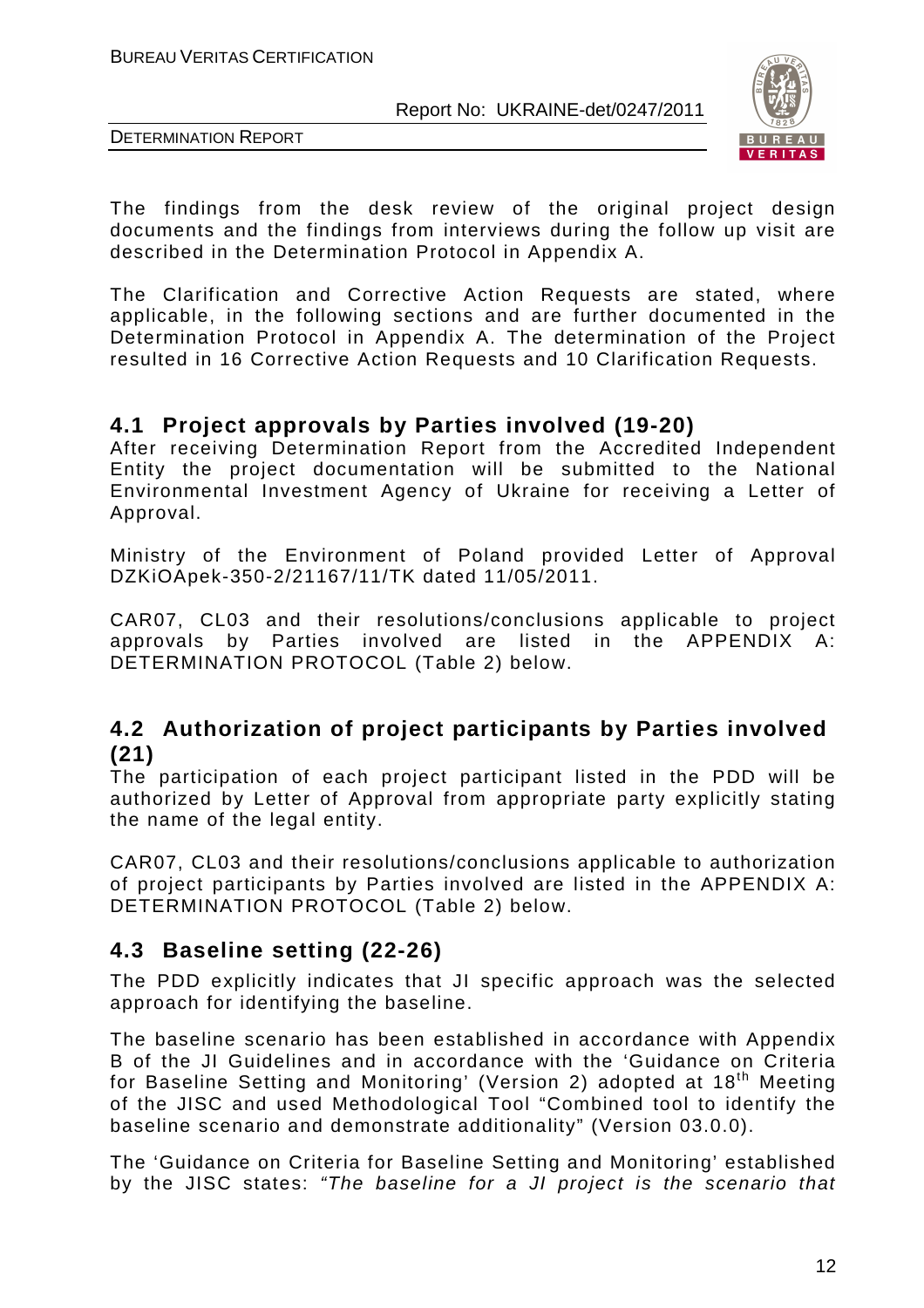The findings from the desk review of the original project design documents and the findings from interviews during the follow up visit are described in the Determination Protocol in Appendix A.

The Clarification and Corrective Action Requests are stated, where applicable, in the following sections and are further documented in the Determination Protocol in Appendix A. The determination of the Project resulted in 16 Corrective Action Requests and 10 Clarification Requests.

## 4.1 Project approvals by Parties involved (19-20)

After receiving Determination Report from the Accredited Independent Entity the project documentation will be submitted to the National Environmental Investment Agency of Ukraine for receiving a Letter of Approval.

Ministry of the Environment of Poland provided Letter of Approval DZKiOApek-350-2/21167/11/TK dated 11/05/2011.

CAR07, CL03 and their resolutions/conclusions applicable to project approvals by Parties involved are listed in the APPENDIX A: DETERMINATION PROTOCOL (Table 2) below.

## 4.2 Authorization of project participants by Parties involved (21)

The participation of each project participant listed in the PDD will be authorized by Letter of Approval from appropriate party explicitly stating the name of the legal entity.

CAR07, CL03 and their resolutions/conclusions applicable to authorization of project participants by Parties involved are listed in the APPENDIX A: DETERMINATION PROTOCOL (Table 2) below.

## 4.3 Baseline setting (22-26)

The PDD explicitly indicates that JI specific approach was the selected approach for identifying the baseline.

The baseline scenario has been established in accordance with Appendix B of the JI Guidelines and in accordance with the 'Guidance on Criteria for Baseline Setting and Monitoring' (Version 2) adopted at 18th Meeting of the JISC and used Methodological Tool "Combined tool to identify the baseline scenario and demonstrate additionality" (Version 03.0.0).

The 'Guidance on Criteria for Baseline Setting and Monitoring' established by the JISC states: *"The baseline for a JI project is the scenario that*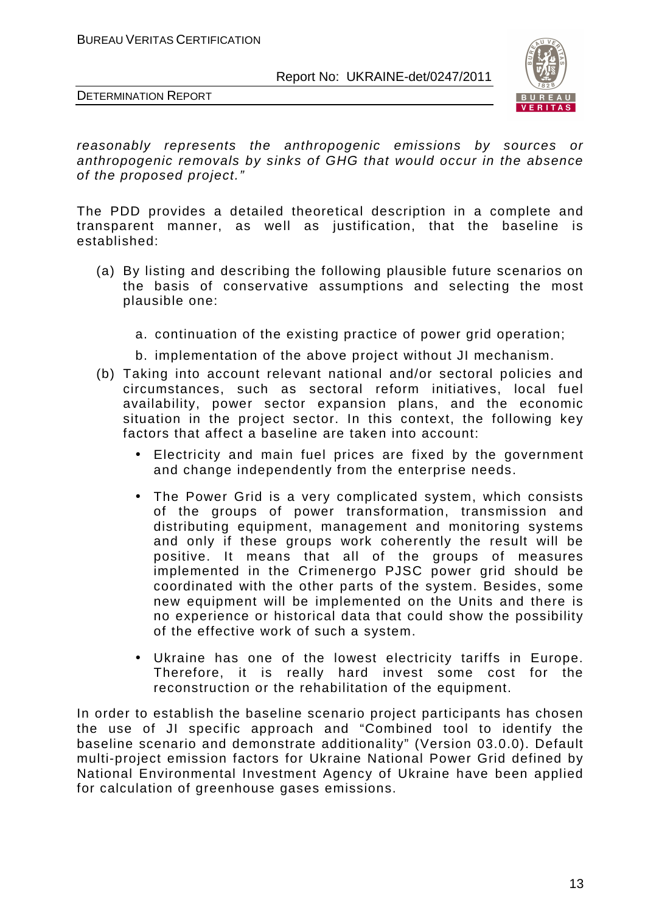*reasonably represents the anthropogenic emissions by sources or anthropogenic removals by sinks of GHG that would occur in the absence of the proposed project."*

The PDD provides a detailed theoretical description in a complete and transparent manner, as well as justification, that the baseline is established:

(a) By listing and describing the following plausible future scenarios on the basis of conservative assumptions and selecting the most plausible one:

   a. continuation of the existing practice of power grid operation;

   b. implementation of the above project without JI mechanism.

(b) Taking into account relevant national and/or sectoral policies and circumstances, such as sectoral reform initiatives, local fuel availability, power sector expansion plans, and the economic situation in the project sector. In this context, the following key factors that affect a baseline are taken into account:

   - Electricity and main fuel prices are fixed by the government and change independently from the enterprise needs.
   - The Power Grid is a very complicated system, which consists of the groups of power transformation, transmission and distributing equipment, management and monitoring systems and only if these groups work coherently the result will be positive. It means that all of the groups of measures implemented in the Crimenergo PJSC power grid should be coordinated with the other parts of the system. Besides, some new equipment will be implemented on the Units and there is no experience or historical data that could show the possibility of the effective work of such a system.
   - Ukraine has one of the lowest electricity tariffs in Europe. Therefore, it is really hard invest some cost for the reconstruction or the rehabilitation of the equipment.

In order to establish the baseline scenario project participants has chosen the use of JI specific approach and "Combined tool to identify the baseline scenario and demonstrate additionality" (Version 03.0.0). Default multi-project emission factors for Ukraine National Power Grid defined by National Environmental Investment Agency of Ukraine have been applied for calculation of greenhouse gases emissions.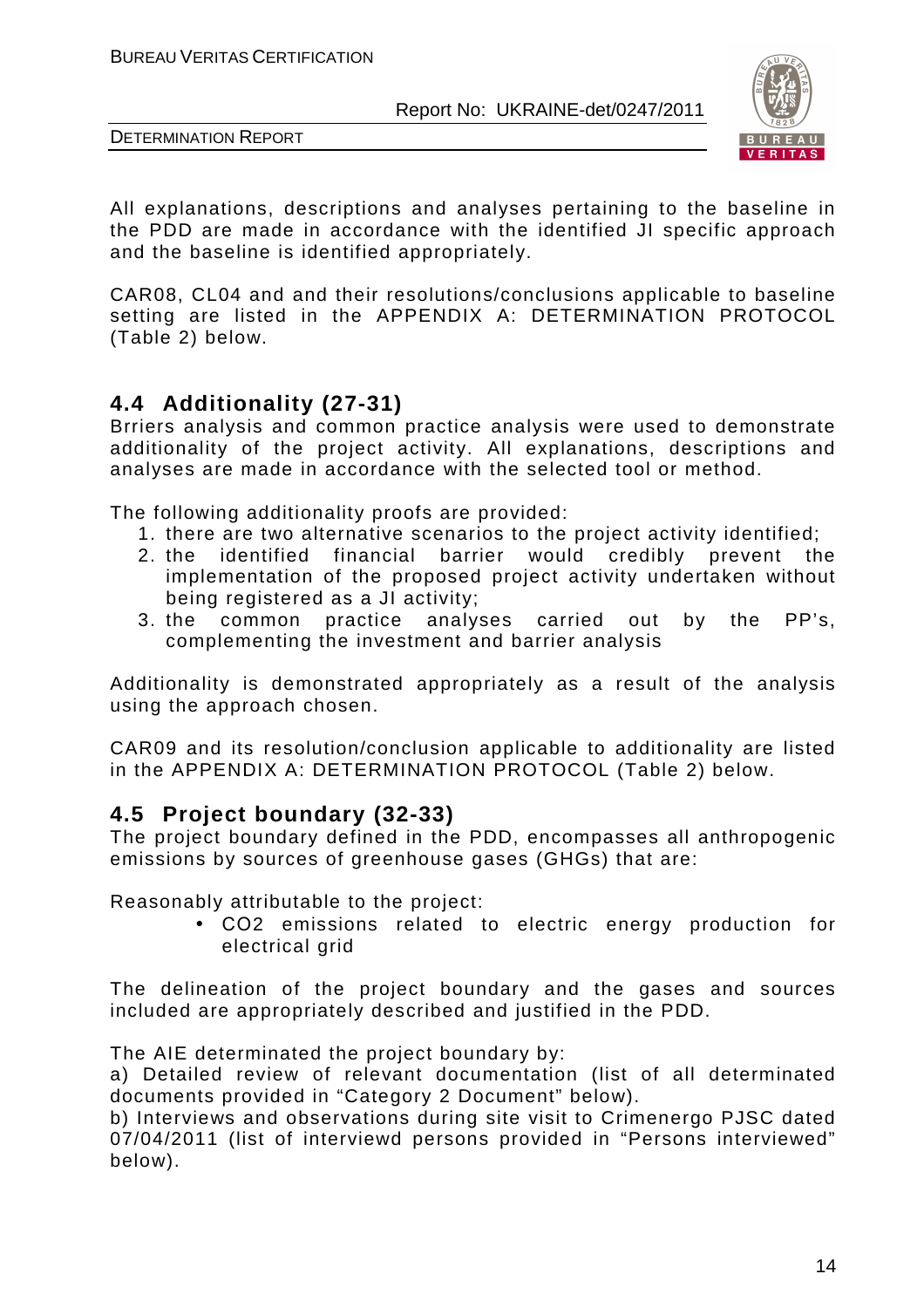All explanations, descriptions and analyses pertaining to the baseline in the PDD are made in accordance with the identified JI specific approach and the baseline is identified appropriately.

CAR08, CL04 and and their resolutions/conclusions applicable to baseline setting are listed in the APPENDIX A: DETERMINATION PROTOCOL (Table 2) below.

## 4.4 Additionality (27-31)

Brriers analysis and common practice analysis were used to demonstrate additionality of the project activity. All explanations, descriptions and analyses are made in accordance with the selected tool or method.

The following additionality proofs are provided:

1. there are two alternative scenarios to the project activity identified;
2. the identified financial barrier would credibly prevent the implementation of the proposed project activity undertaken without being registered as a JI activity;
3. the common practice analyses carried out by the PP's, complementing the investment and barrier analysis

Additionality is demonstrated appropriately as a result of the analysis using the approach chosen.

CAR09 and its resolution/conclusion applicable to additionality are listed in the APPENDIX A: DETERMINATION PROTOCOL (Table 2) below.

## 4.5 Project boundary (32-33)

The project boundary defined in the PDD, encompasses all anthropogenic emissions by sources of greenhouse gases (GHGs) that are:

Reasonably attributable to the project:

- $CO_2$ emissions related to electric energy production for electrical grid

The delineation of the project boundary and the gases and sources included are appropriately described and justified in the PDD.

The AIE determinated the project boundary by:

a) Detailed review of relevant documentation (list of all determinated documents provided in "Category 2 Document" below).

b) Interviews and observations during site visit to Crimenergo PJSC dated 07/04/2011 (list of interviewd persons provided in "Persons interviewed" below).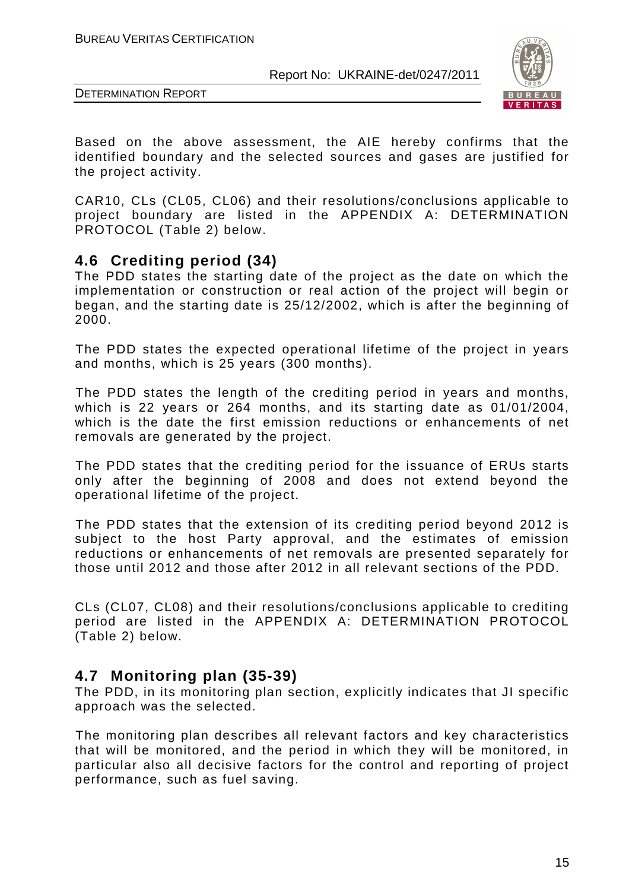Based on the above assessment, the AIE hereby confirms that the identified boundary and the selected sources and gases are justified for the project activity.

CAR10, CLs (CL05, CL06) and their resolutions/conclusions applicable to project boundary are listed in the APPENDIX A: DETERMINATION PROTOCOL (Table 2) below.

## 4.6 Crediting period (34)

The PDD states the starting date of the project as the date on which the implementation or construction or real action of the project will begin or began, and the starting date is 25/12/2002, which is after the beginning of 2000.

The PDD states the expected operational lifetime of the project in years and months, which is 25 years (300 months).

The PDD states the length of the crediting period in years and months, which is 22 years or 264 months, and its starting date as 01/01/2004, which is the date the first emission reductions or enhancements of net removals are generated by the project.

The PDD states that the crediting period for the issuance of ERUs starts only after the beginning of 2008 and does not extend beyond the operational lifetime of the project.

The PDD states that the extension of its crediting period beyond 2012 is subject to the host Party approval, and the estimates of emission reductions or enhancements of net removals are presented separately for those until 2012 and those after 2012 in all relevant sections of the PDD.

CLs (CL07, CL08) and their resolutions/conclusions applicable to crediting period are listed in the APPENDIX A: DETERMINATION PROTOCOL (Table 2) below.

## 4.7 Monitoring plan (35-39)

The PDD, in its monitoring plan section, explicitly indicates that JI specific approach was the selected.

The monitoring plan describes all relevant factors and key characteristics that will be monitored, and the period in which they will be monitored, in particular also all decisive factors for the control and reporting of project performance, such as fuel saving.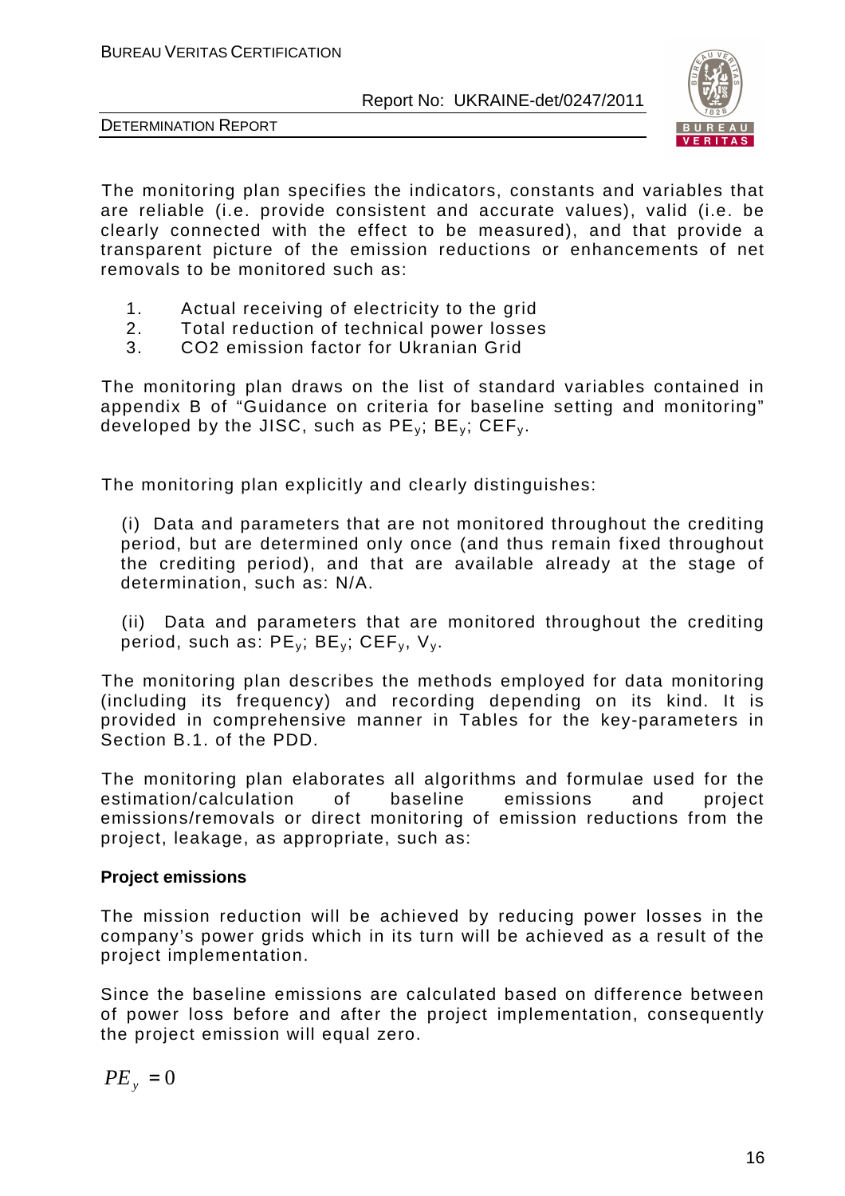The monitoring plan specifies the indicators, constants and variables that are reliable (i.e. provide consistent and accurate values), valid (i.e. be clearly connected with the effect to be measured), and that provide a transparent picture of the emission reductions or enhancements of net removals to be monitored such as:

1. Actual receiving of electricity to the grid
2. Total reduction of technical power losses
3. CO2 emission factor for Ukranian Grid

The monitoring plan draws on the list of standard variables contained in appendix B of "Guidance on criteria for baseline setting and monitoring" developed by the JISC, such as $PE_y$; $BE_y$; $CEF_y$.

The monitoring plan explicitly and clearly distinguishes:

(i) Data and parameters that are not monitored throughout the crediting period, but are determined only once (and thus remain fixed throughout the crediting period), and that are available already at the stage of determination, such as: N/A.

(ii) Data and parameters that are monitored throughout the crediting period, such as: $PE_y$; $BE_y$; $CEF_y$, $V_y$.

The monitoring plan describes the methods employed for data monitoring (including its frequency) and recording depending on its kind. It is provided in comprehensive manner in Tables for the key-parameters in Section B.1. of the PDD.

The monitoring plan elaborates all algorithms and formulae used for the estimation/calculation of baseline emissions and project emissions/removals or direct monitoring of emission reductions from the project, leakage, as appropriate, such as:

**Project emissions**

The mission reduction will be achieved by reducing power losses in the company's power grids which in its turn will be achieved as a result of the project implementation.

Since the baseline emissions are calculated based on difference between of power loss before and after the project implementation, consequently the project emission will equal zero.

$$PE_y = 0$$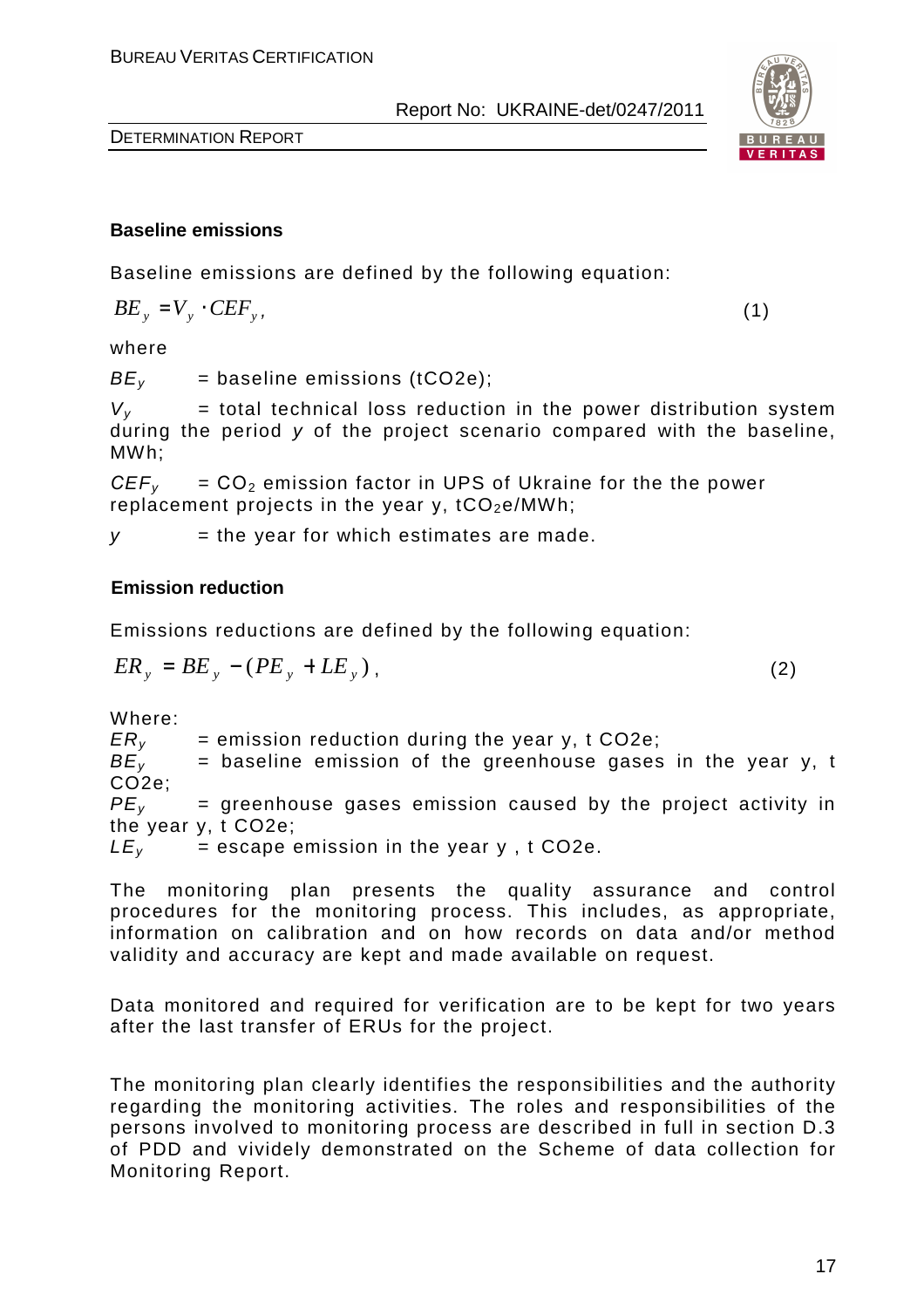**Baseline emissions**

Baseline emissions are defined by the following equation:

$$BE_y = V_y \cdot CEF_y, \qquad (1)$$

where

$BE_y$ = baseline emissions (tCO2e);

$V_y$ = total technical loss reduction in the power distribution system during the period $y$ of the project scenario compared with the baseline, MWh;

$CEF_y$ = $CO_2$ emission factor in UPS of Ukraine for the the power replacement projects in the year y, $tCO_2e$/MWh;

$y$ = the year for which estimates are made.

**Emission reduction**

Emissions reductions are defined by the following equation:

$$ER_y = BE_y - (PE_y + LE_y), \qquad (2)$$

Where:

$ER_y$ = emission reduction during the year y, t CO2e;

$BE_y$ = baseline emission of the greenhouse gases in the year y, t CO2e;

$PE_y$ = greenhouse gases emission caused by the project activity in the year y, t CO2e;

$LE_y$ = escape emission in the year y , t CO2e.

The monitoring plan presents the quality assurance and control procedures for the monitoring process. This includes, as appropriate, information on calibration and on how records on data and/or method validity and accuracy are kept and made available on request.

Data monitored and required for verification are to be kept for two years after the last transfer of ERUs for the project.

The monitoring plan clearly identifies the responsibilities and the authority regarding the monitoring activities. The roles and responsibilities of the persons involved to monitoring process are described in full in section D.3 of PDD and vividely demonstrated on the Scheme of data collection for Monitoring Report.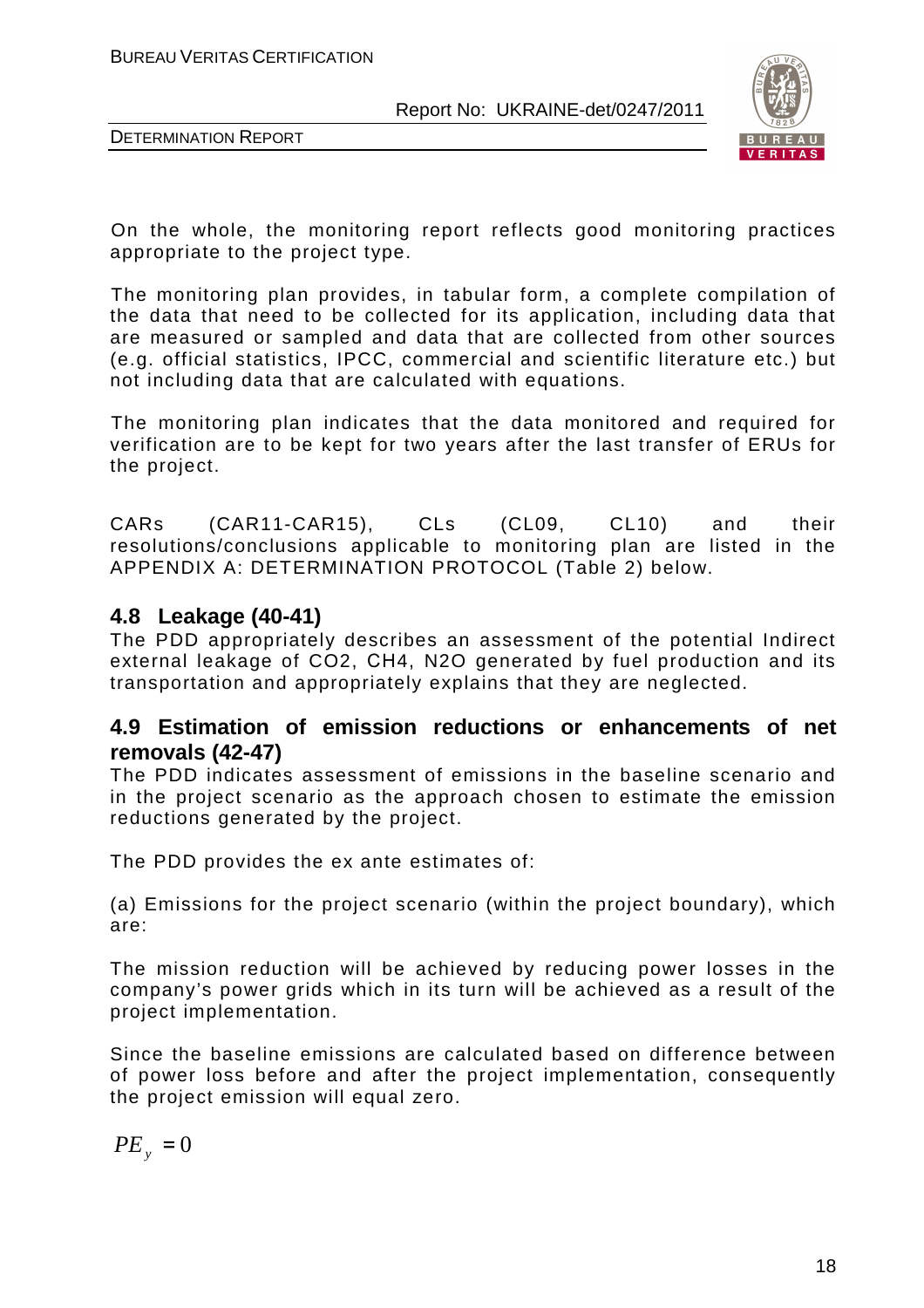On the whole, the monitoring report reflects good monitoring practices appropriate to the project type.

The monitoring plan provides, in tabular form, a complete compilation of the data that need to be collected for its application, including data that are measured or sampled and data that are collected from other sources (e.g. official statistics, IPCC, commercial and scientific literature etc.) but not including data that are calculated with equations.

The monitoring plan indicates that the data monitored and required for verification are to be kept for two years after the last transfer of ERUs for the project.

CARs (CAR11-CAR15), CLs (CL09, CL10) and their resolutions/conclusions applicable to monitoring plan are listed in the APPENDIX A: DETERMINATION PROTOCOL (Table 2) below.

## 4.8 Leakage (40-41)

The PDD appropriately describes an assessment of the potential Indirect external leakage of $CO_2$, $CH_4$, $N_2O$ generated by fuel production and its transportation and appropriately explains that they are neglected.

## 4.9 Estimation of emission reductions or enhancements of net removals (42-47)

The PDD indicates assessment of emissions in the baseline scenario and in the project scenario as the approach chosen to estimate the emission reductions generated by the project.

The PDD provides the ex ante estimates of:

(a) Emissions for the project scenario (within the project boundary), which are:

The mission reduction will be achieved by reducing power losses in the company's power grids which in its turn will be achieved as a result of the project implementation.

Since the baseline emissions are calculated based on difference between of power loss before and after the project implementation, consequently the project emission will equal zero.

$$PE_y = 0$$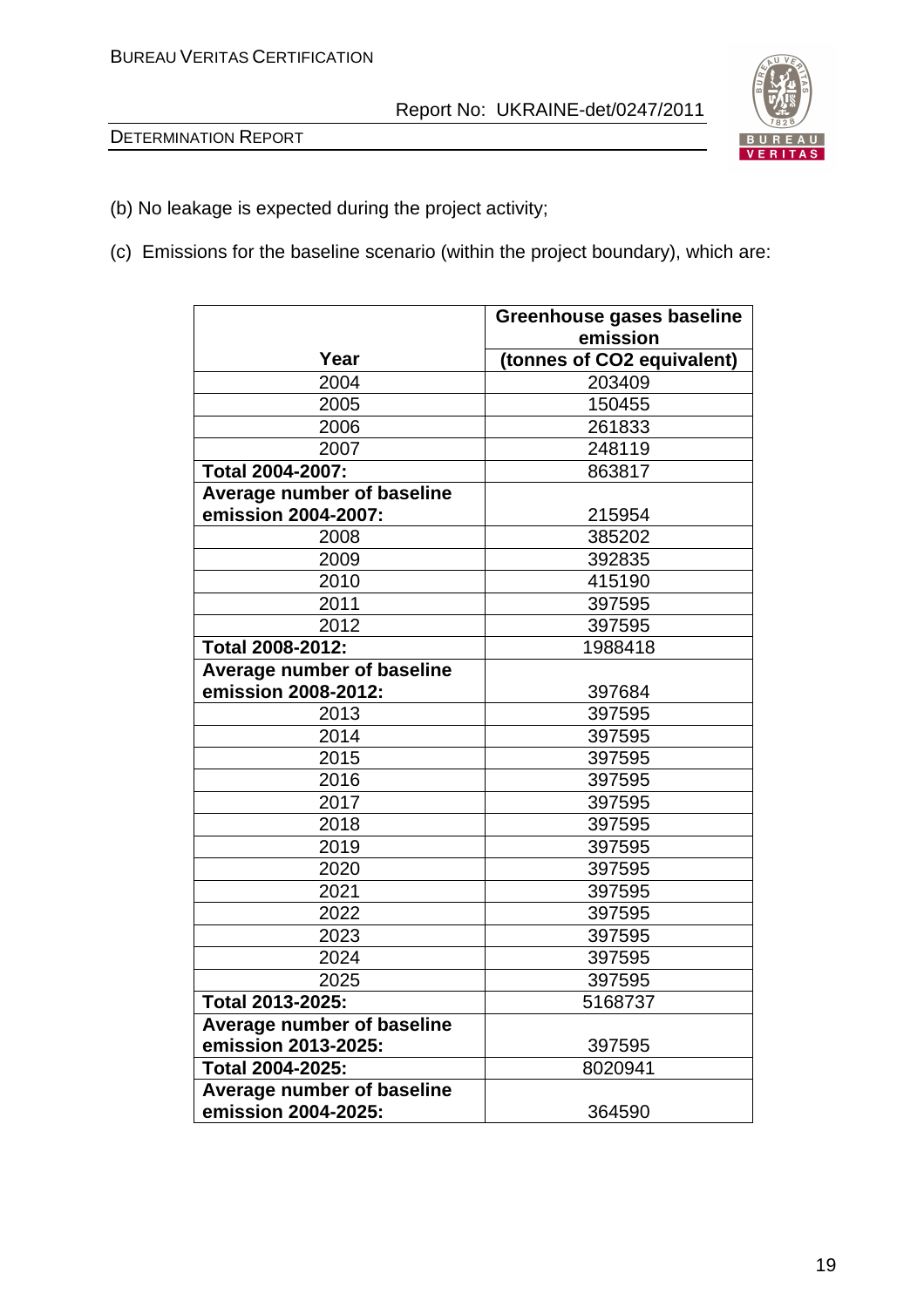(b) No leakage is expected during the project activity;

(c) Emissions for the baseline scenario (within the project boundary), which are:

| Year | Greenhouse gases baseline emission (tonnes of CO2 equivalent) |
|---|---|
| 2004 | 203409 |
| 2005 | 150455 |
| 2006 | 261833 |
| 2007 | 248119 |
| **Total 2004-2007:** | 863817 |
| **Average number of baseline emission 2004-2007:** | 215954 |
| 2008 | 385202 |
| 2009 | 392835 |
| 2010 | 415190 |
| 2011 | 397595 |
| 2012 | 397595 |
| **Total 2008-2012:** | 1988418 |
| **Average number of baseline emission 2008-2012:** | 397684 |
| 2013 | 397595 |
| 2014 | 397595 |
| 2015 | 397595 |
| 2016 | 397595 |
| 2017 | 397595 |
| 2018 | 397595 |
| 2019 | 397595 |
| 2020 | 397595 |
| 2021 | 397595 |
| 2022 | 397595 |
| 2023 | 397595 |
| 2024 | 397595 |
| 2025 | 397595 |
| **Total 2013-2025:** | 5168737 |
| **Average number of baseline emission 2013-2025:** | 397595 |
| **Total 2004-2025:** | 8020941 |
| **Average number of baseline emission 2004-2025:** | 364590 |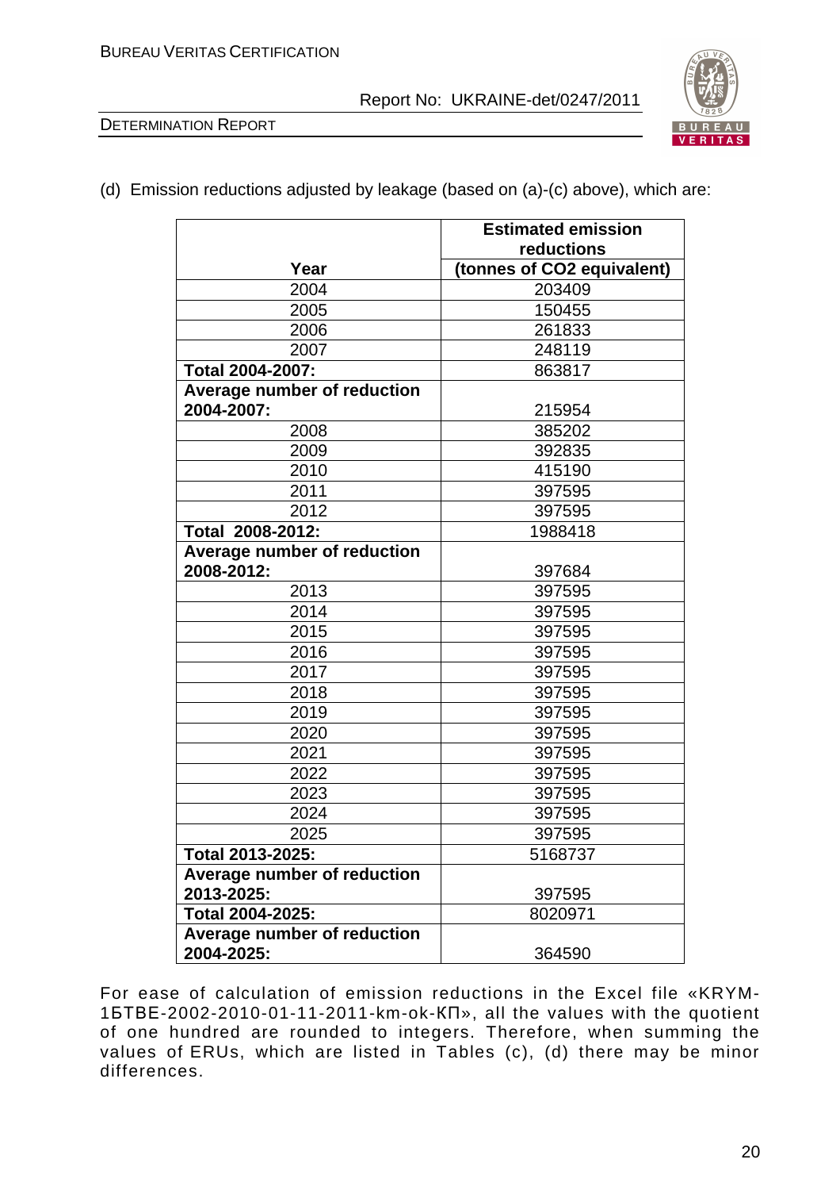(d) Emission reductions adjusted by leakage (based on (a)-(c) above), which are:

| Year | Estimated emission reductions (tonnes of CO2 equivalent) |
|---|---|
| 2004 | 203409 |
| 2005 | 150455 |
| 2006 | 261833 |
| 2007 | 248119 |
| **Total 2004-2007:** | 863817 |
| **Average number of reduction 2004-2007:** | 215954 |
| 2008 | 385202 |
| 2009 | 392835 |
| 2010 | 415190 |
| 2011 | 397595 |
| 2012 | 397595 |
| **Total 2008-2012:** | 1988418 |
| **Average number of reduction 2008-2012:** | 397684 |
| 2013 | 397595 |
| 2014 | 397595 |
| 2015 | 397595 |
| 2016 | 397595 |
| 2017 | 397595 |
| 2018 | 397595 |
| 2019 | 397595 |
| 2020 | 397595 |
| 2021 | 397595 |
| 2022 | 397595 |
| 2023 | 397595 |
| 2024 | 397595 |
| 2025 | 397595 |
| **Total 2013-2025:** | 5168737 |
| **Average number of reduction 2013-2025:** | 397595 |
| **Total 2004-2025:** | 8020971 |
| **Average number of reduction 2004-2025:** | 364590 |

For ease of calculation of emission reductions in the Excel file «KRYM-1БТВЕ-2002-2010-01-11-2011-km-ok-КП», all the values with the quotient of one hundred are rounded to integers. Therefore, when summing the values of ERUs, which are listed in Tables (c), (d) there may be minor differences.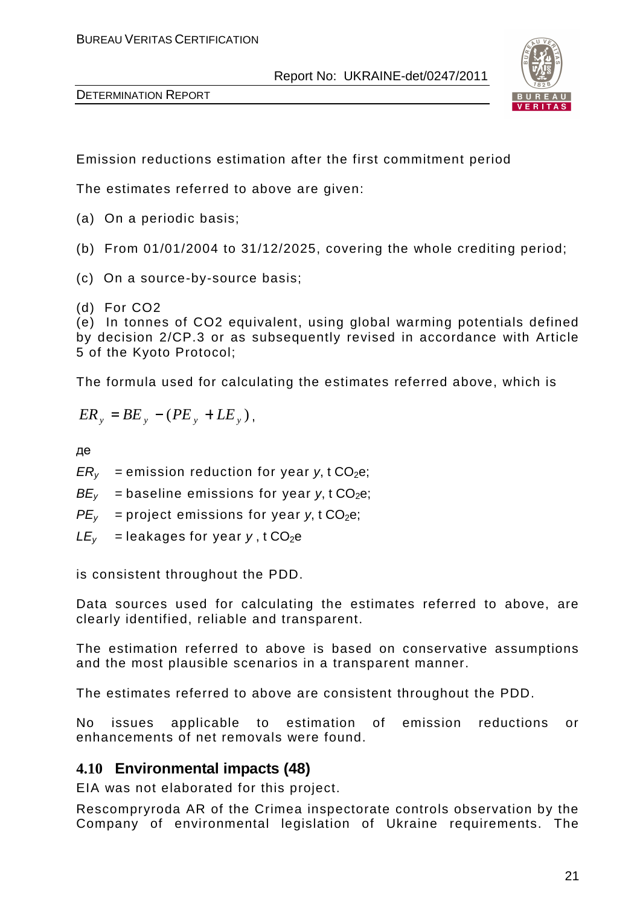Emission reductions estimation after the first commitment period

The estimates referred to above are given:

(a) On a periodic basis;

(b) From 01/01/2004 to 31/12/2025, covering the whole crediting period;

(c) On a source-by-source basis;

(d) For CO2

(e) In tonnes of CO2 equivalent, using global warming potentials defined by decision 2/CP.3 or as subsequently revised in accordance with Article 5 of the Kyoto Protocol;

The formula used for calculating the estimates referred above, which is

$$ER_y = BE_y - (PE_y + LE_y),$$

де

$ER_y$ = emission reduction for year *y*, t $CO_2e$;

$BE_y$ = baseline emissions for year *y*, t $CO_2e$;

$PE_y$ = project emissions for year *y*, t $CO_2e$;

$LE_y$ = leakages for year *y* , t $CO_2e$

is consistent throughout the PDD.

Data sources used for calculating the estimates referred to above, are clearly identified, reliable and transparent.

The estimation referred to above is based on conservative assumptions and the most plausible scenarios in a transparent manner.

The estimates referred to above are consistent throughout the PDD.

No issues applicable to estimation of emission reductions or enhancements of net removals were found.

## 4.10 Environmental impacts (48)

EIA was not elaborated for this project.

Rescompryroda AR of the Crimea inspectorate controls observation by the Company of environmental legislation of Ukraine requirements. The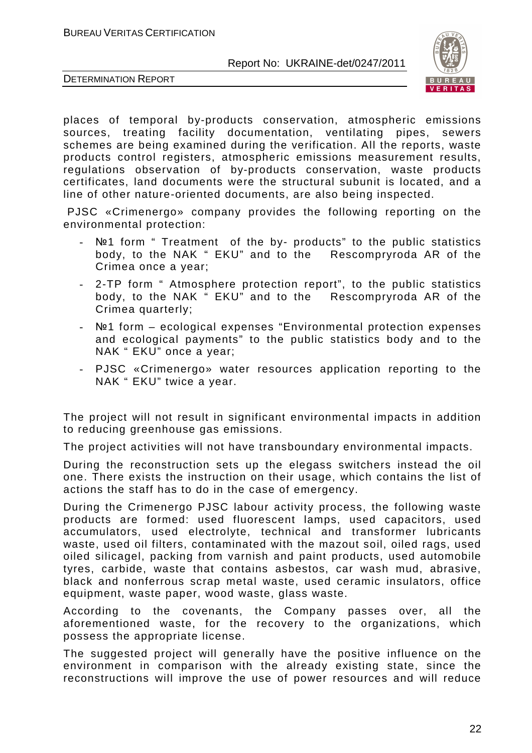places of temporal by-products conservation, atmospheric emissions sources, treating facility documentation, ventilating pipes, sewers schemes are being examined during the verification. All the reports, waste products control registers, atmospheric emissions measurement results, regulations observation of by-products conservation, waste products certificates, land documents were the structural subunit is located, and a line of other nature-oriented documents, are also being inspected.

PJSC «Crimenergo» company provides the following reporting on the environmental protection:

- №1 form " Treatment of the by- products" to the public statistics body, to the NAK " EKU" and to the Rescompryroda AR of the Crimea once a year;
- 2-TP form " Atmosphere protection report", to the public statistics body, to the NAK " EKU" and to the Rescompryroda AR of the Crimea quarterly;
- №1 form – ecological expenses "Environmental protection expenses and ecological payments" to the public statistics body and to the NAK " EKU" once a year;
- PJSC «Crimenergo» water resources application reporting to the NAK " EKU" twice a year.

The project will not result in significant environmental impacts in addition to reducing greenhouse gas emissions.

The project activities will not have transboundary environmental impacts.

During the reconstruction sets up the elegass switchers instead the oil one. There exists the instruction on their usage, which contains the list of actions the staff has to do in the case of emergency.

During the Crimenergo PJSC labour activity process, the following waste products are formed: used fluorescent lamps, used capacitors, used accumulators, used electrolyte, technical and transformer lubricants waste, used oil filters, contaminated with the mazout soil, oiled rags, used oiled silicagel, packing from varnish and paint products, used automobile tyres, carbide, waste that contains asbestos, car wash mud, abrasive, black and nonferrous scrap metal waste, used ceramic insulators, office equipment, waste paper, wood waste, glass waste.

According to the covenants, the Company passes over, all the aforementioned waste, for the recovery to the organizations, which possess the appropriate license.

The suggested project will generally have the positive influence on the environment in comparison with the already existing state, since the reconstructions will improve the use of power resources and will reduce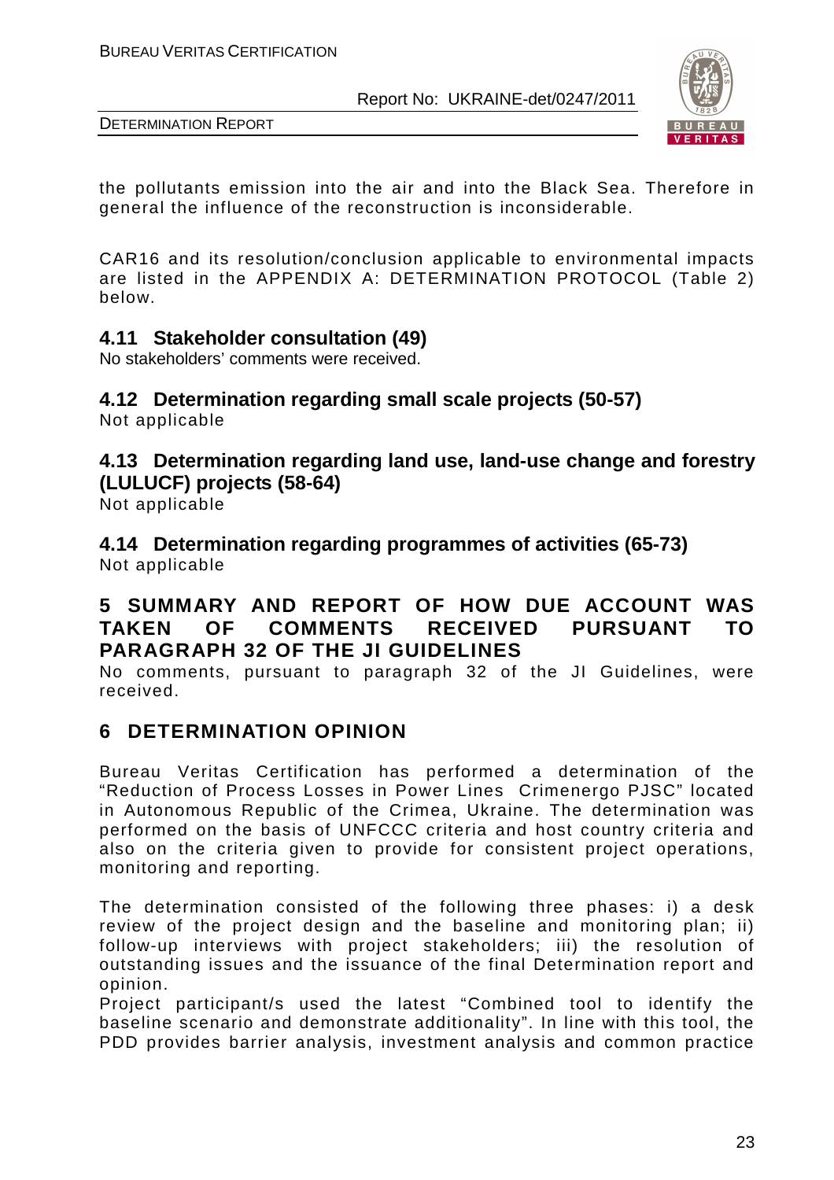the pollutants emission into the air and into the Black Sea. Therefore in general the influence of the reconstruction is inconsiderable.

CAR16 and its resolution/conclusion applicable to environmental impacts are listed in the APPENDIX A: DETERMINATION PROTOCOL (Table 2) below.

### 4.11 Stakeholder consultation (49)

No stakeholders' comments were received.

### 4.12 Determination regarding small scale projects (50-57)

Not applicable

### 4.13 Determination regarding land use, land-use change and forestry (LULUCF) projects (58-64)

Not applicable

### 4.14 Determination regarding programmes of activities (65-73)

Not applicable

## 5 SUMMARY AND REPORT OF HOW DUE ACCOUNT WAS TAKEN OF COMMENTS RECEIVED PURSUANT TO PARAGRAPH 32 OF THE JI GUIDELINES

No comments, pursuant to paragraph 32 of the JI Guidelines, were received.

## 6 DETERMINATION OPINION

Bureau Veritas Certification has performed a determination of the "Reduction of Process Losses in Power Lines Crimenergo PJSC" located in Autonomous Republic of the Crimea, Ukraine. The determination was performed on the basis of UNFCCC criteria and host country criteria and also on the criteria given to provide for consistent project operations, monitoring and reporting.

The determination consisted of the following three phases: i) a desk review of the project design and the baseline and monitoring plan; ii) follow-up interviews with project stakeholders; iii) the resolution of outstanding issues and the issuance of the final Determination report and opinion.

Project participant/s used the latest "Combined tool to identify the baseline scenario and demonstrate additionality". In line with this tool, the PDD provides barrier analysis, investment analysis and common practice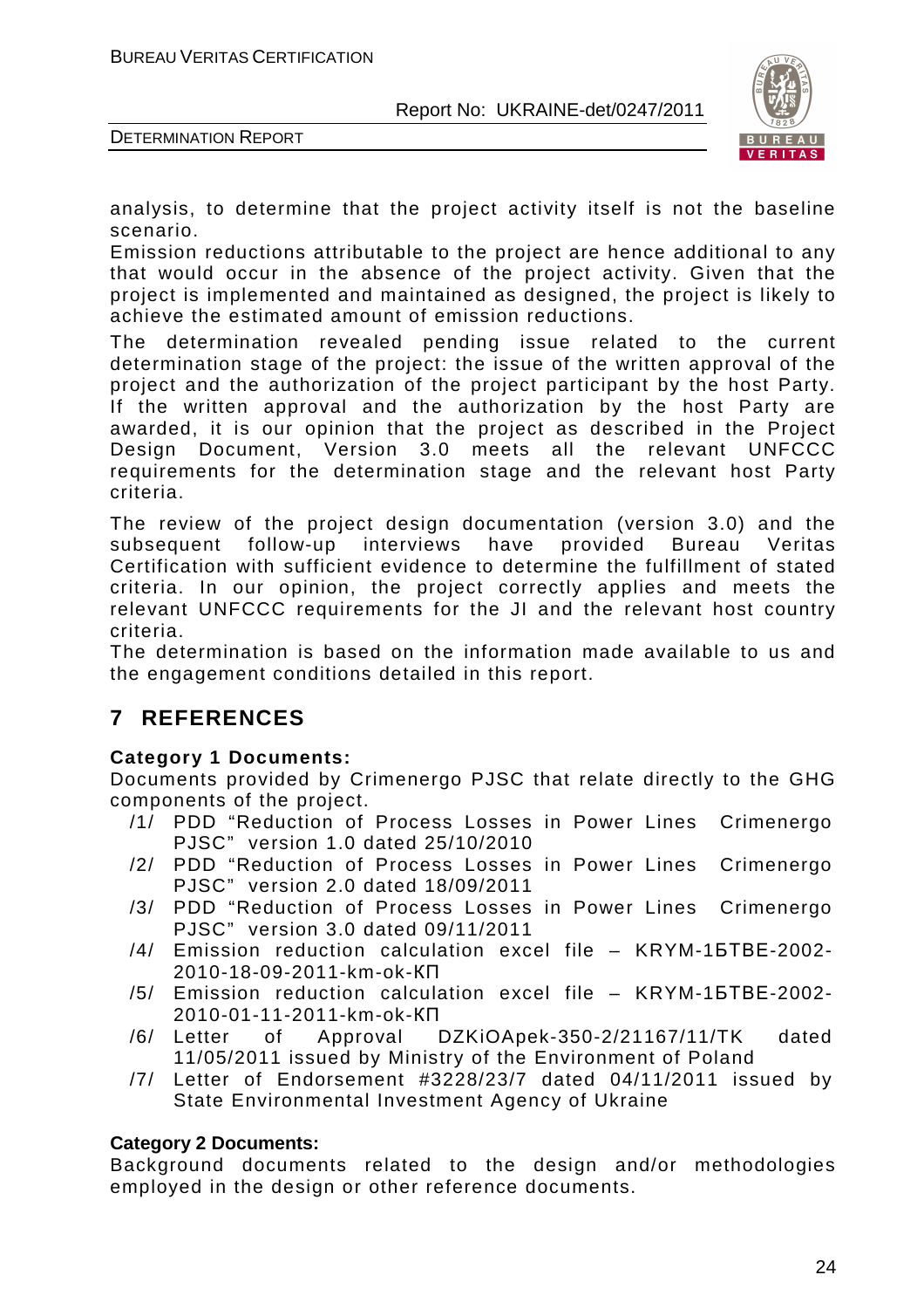analysis, to determine that the project activity itself is not the baseline scenario.

Emission reductions attributable to the project are hence additional to any that would occur in the absence of the project activity. Given that the project is implemented and maintained as designed, the project is likely to achieve the estimated amount of emission reductions.

The determination revealed pending issue related to the current determination stage of the project: the issue of the written approval of the project and the authorization of the project participant by the host Party. If the written approval and the authorization by the host Party are awarded, it is our opinion that the project as described in the Project Design Document, Version 3.0 meets all the relevant UNFCCC requirements for the determination stage and the relevant host Party criteria.

The review of the project design documentation (version 3.0) and the subsequent follow-up interviews have provided Bureau Veritas Certification with sufficient evidence to determine the fulfillment of stated criteria. In our opinion, the project correctly applies and meets the relevant UNFCCC requirements for the JI and the relevant host country criteria.

The determination is based on the information made available to us and the engagement conditions detailed in this report.

# 7 REFERENCES

**Category 1 Documents:**

Documents provided by Crimenergo PJSC that relate directly to the GHG components of the project.

/1/ PDD "Reduction of Process Losses in Power Lines Crimenergo PJSC" version 1.0 dated 25/10/2010

/2/ PDD "Reduction of Process Losses in Power Lines Crimenergo PJSC" version 2.0 dated 18/09/2011

/3/ PDD "Reduction of Process Losses in Power Lines Crimenergo PJSC" version 3.0 dated 09/11/2011

/4/ Emission reduction calculation excel file – KRYM-1БТВЕ-2002-2010-18-09-2011-km-ok-КП

/5/ Emission reduction calculation excel file – KRYM-1БТВЕ-2002-2010-01-11-2011-km-ok-КП

/6/ Letter of Approval DZKiOApek-350-2/21167/11/TK dated 11/05/2011 issued by Ministry of the Environment of Poland

/7/ Letter of Endorsement #3228/23/7 dated 04/11/2011 issued by State Environmental Investment Agency of Ukraine

**Category 2 Documents:**

Background documents related to the design and/or methodologies employed in the design or other reference documents.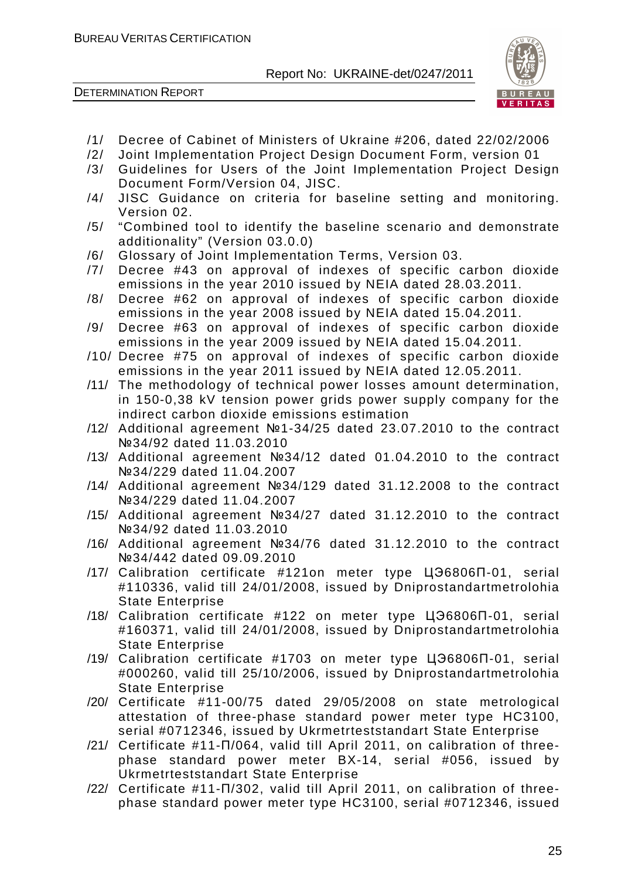/1/ Decree of Cabinet of Ministers of Ukraine #206, dated 22/02/2006

/2/ Joint Implementation Project Design Document Form, version 01

/3/ Guidelines for Users of the Joint Implementation Project Design Document Form/Version 04, JISC.

/4/ JISC Guidance on criteria for baseline setting and monitoring. Version 02.

/5/ "Combined tool to identify the baseline scenario and demonstrate additionality" (Version 03.0.0)

/6/ Glossary of Joint Implementation Terms, Version 03.

/7/ Decree #43 on approval of indexes of specific carbon dioxide emissions in the year 2010 issued by NEIA dated 28.03.2011.

/8/ Decree #62 on approval of indexes of specific carbon dioxide emissions in the year 2008 issued by NEIA dated 15.04.2011.

/9/ Decree #63 on approval of indexes of specific carbon dioxide emissions in the year 2009 issued by NEIA dated 15.04.2011.

/10/ Decree #75 on approval of indexes of specific carbon dioxide emissions in the year 2011 issued by NEIA dated 12.05.2011.

/11/ The methodology of technical power losses amount determination, in 150-0,38 kV tension power grids power supply company for the indirect carbon dioxide emissions estimation

/12/ Additional agreement №1-34/25 dated 23.07.2010 to the contract №34/92 dated 11.03.2010

/13/ Additional agreement №34/12 dated 01.04.2010 to the contract №34/229 dated 11.04.2007

/14/ Additional agreement №34/129 dated 31.12.2008 to the contract №34/229 dated 11.04.2007

/15/ Additional agreement №34/27 dated 31.12.2010 to the contract №34/92 dated 11.03.2010

/16/ Additional agreement №34/76 dated 31.12.2010 to the contract №34/442 dated 09.09.2010

/17/ Calibration certificate #121on meter type ЦЭ6806П-01, serial #110336, valid till 24/01/2008, issued by Dniprostandartmetrolohia State Enterprise

/18/ Calibration certificate #122 on meter type ЦЭ6806П-01, serial #160371, valid till 24/01/2008, issued by Dniprostandartmetrolohia State Enterprise

/19/ Calibration certificate #1703 on meter type ЦЭ6806П-01, serial #000260, valid till 25/10/2006, issued by Dniprostandartmetrolohia State Enterprise

/20/ Certificate #11-00/75 dated 29/05/2008 on state metrological attestation of three-phase standard power meter type HC3100, serial #0712346, issued by Ukrmetrteststandart State Enterprise

/21/ Certificate #11-П/064, valid till April 2011, on calibration of three-phase standard power meter BX-14, serial #056, issued by Ukrmetrteststandart State Enterprise

/22/ Certificate #11-П/302, valid till April 2011, on calibration of three-phase standard power meter type HC3100, serial #0712346, issued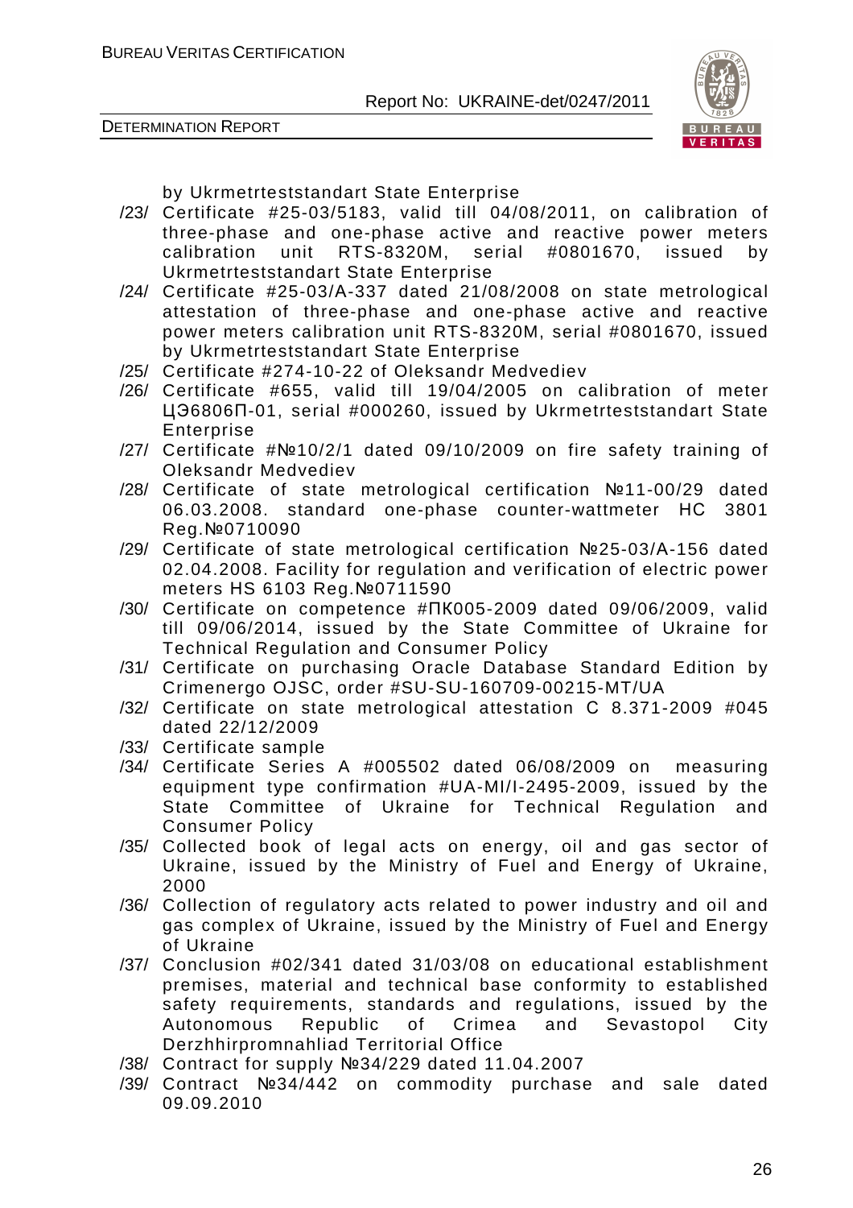by Ukrmetrteststandart State Enterprise

/23/ Certificate #25-03/5183, valid till 04/08/2011, on calibration of three-phase and one-phase active and reactive power meters calibration unit RTS-8320M, serial #0801670, issued by Ukrmetrteststandart State Enterprise

/24/ Certificate #25-03/A-337 dated 21/08/2008 on state metrological attestation of three-phase and one-phase active and reactive power meters calibration unit RTS-8320M, serial #0801670, issued by Ukrmetrteststandart State Enterprise

/25/ Certificate #274-10-22 of Oleksandr Medvediev

/26/ Certificate #655, valid till 19/04/2005 on calibration of meter ЦЭ6806П-01, serial #000260, issued by Ukrmetrteststandart State Enterprise

/27/ Certificate #№10/2/1 dated 09/10/2009 on fire safety training of Oleksandr Medvediev

/28/ Certificate of state metrological certification №11-00/29 dated 06.03.2008. standard one-phase counter-wattmeter HC 3801 Reg.№0710090

/29/ Certificate of state metrological certification №25-03/A-156 dated 02.04.2008. Facility for regulation and verification of electric power meters HS 6103 Reg.№0711590

/30/ Certificate on competence #ПК005-2009 dated 09/06/2009, valid till 09/06/2014, issued by the State Committee of Ukraine for Technical Regulation and Consumer Policy

/31/ Certificate on purchasing Oracle Database Standard Edition by Crimenergo OJSC, order #SU-SU-160709-00215-MT/UA

/32/ Certificate on state metrological attestation C 8.371-2009 #045 dated 22/12/2009

/33/ Certificate sample

/34/ Certificate Series A #005502 dated 06/08/2009 on measuring equipment type confirmation #UA-MI/I-2495-2009, issued by the State Committee of Ukraine for Technical Regulation and Consumer Policy

/35/ Collected book of legal acts on energy, oil and gas sector of Ukraine, issued by the Ministry of Fuel and Energy of Ukraine, 2000

/36/ Collection of regulatory acts related to power industry and oil and gas complex of Ukraine, issued by the Ministry of Fuel and Energy of Ukraine

/37/ Conclusion #02/341 dated 31/03/08 on educational establishment premises, material and technical base conformity to established safety requirements, standards and regulations, issued by the Autonomous Republic of Crimea and Sevastopol City Derzhhirpromnahliad Territorial Office

/38/ Contract for supply №34/229 dated 11.04.2007

/39/ Contract №34/442 on commodity purchase and sale dated 09.09.2010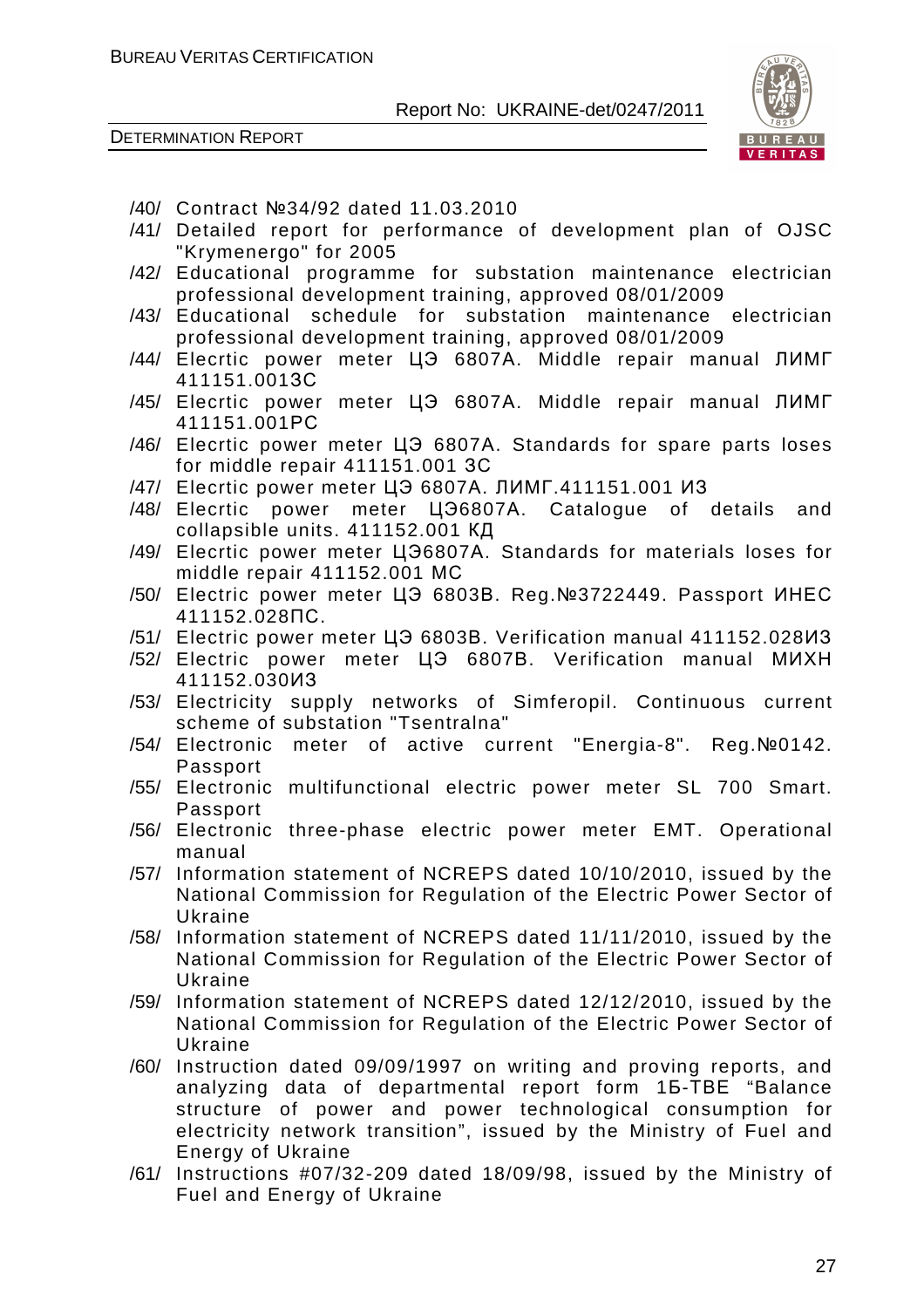/40/ Contract №34/92 dated 11.03.2010

/41/ Detailed report for performance of development plan of OJSC "Krymenergo" for 2005

/42/ Educational programme for substation maintenance electrician professional development training, approved 08/01/2009

/43/ Educational schedule for substation maintenance electrician professional development training, approved 08/01/2009

/44/ Elecrtic power meter ЦЭ 6807А. Middle repair manual ЛИМГ 411151.0013С

/45/ Elecrtic power meter ЦЭ 6807А. Middle repair manual ЛИМГ 411151.001РС

/46/ Elecrtic power meter ЦЭ 6807А. Standards for spare parts loses for middle repair 411151.001 ЗС

/47/ Elecrtic power meter ЦЭ 6807А. ЛИМГ.411151.001 ИЗ

/48/ Elecrtic power meter ЦЭ6807А. Catalogue of details and collapsible units. 411152.001 КД

/49/ Elecrtic power meter ЦЭ6807А. Standards for materials loses for middle repair 411152.001 МС

/50/ Electric power meter ЦЭ 6803В. Reg.№3722449. Passport ИНЕС 411152.028ПС.

/51/ Electric power meter ЦЭ 6803В. Verification manual 411152.028ИЗ

/52/ Electric power meter ЦЭ 6807В. Verification manual МИХН 411152.030ИЗ

/53/ Electricity supply networks of Simferopil. Continuous current scheme of substation "Tsentralna"

/54/ Electronic meter of active current "Energia-8". Reg.№0142. Passport

/55/ Electronic multifunctional electric power meter SL 700 Smart. Passport

/56/ Electronic three-phase electric power meter EMT. Operational manual

/57/ Information statement of NCREPS dated 10/10/2010, issued by the National Commission for Regulation of the Electric Power Sector of Ukraine

/58/ Information statement of NCREPS dated 11/11/2010, issued by the National Commission for Regulation of the Electric Power Sector of Ukraine

/59/ Information statement of NCREPS dated 12/12/2010, issued by the National Commission for Regulation of the Electric Power Sector of Ukraine

/60/ Instruction dated 09/09/1997 on writing and proving reports, and analyzing data of departmental report form 1Б-ТВЕ "Balance structure of power and power technological consumption for electricity network transition", issued by the Ministry of Fuel and Energy of Ukraine

/61/ Instructions #07/32-209 dated 18/09/98, issued by the Ministry of Fuel and Energy of Ukraine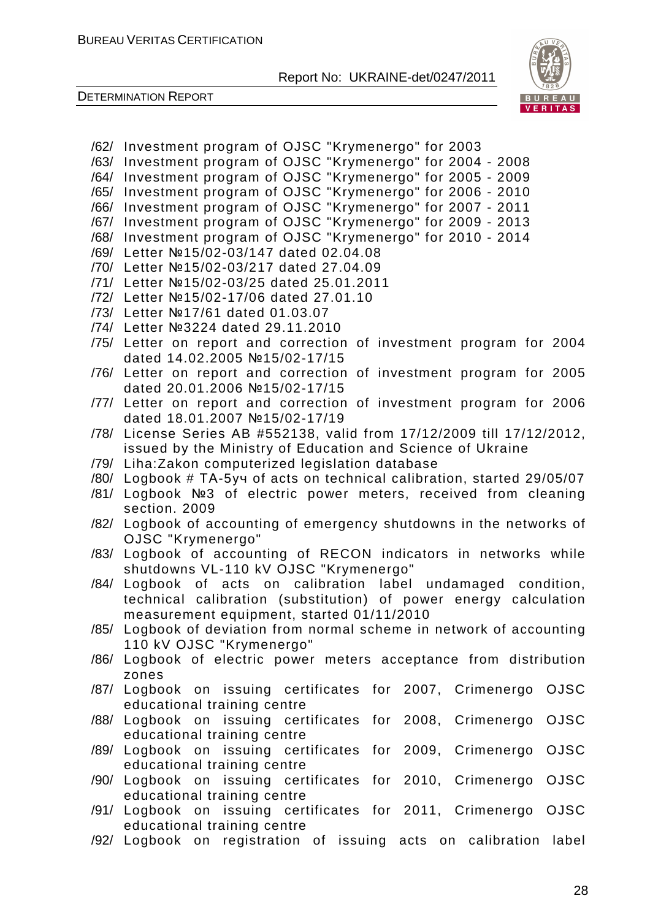/62/ Investment program of OJSC "Krymenergo" for 2003
/63/ Investment program of OJSC "Krymenergo" for 2004 - 2008
/64/ Investment program of OJSC "Krymenergo" for 2005 - 2009
/65/ Investment program of OJSC "Krymenergo" for 2006 - 2010
/66/ Investment program of OJSC "Krymenergo" for 2007 - 2011
/67/ Investment program of OJSC "Krymenergo" for 2009 - 2013
/68/ Investment program of OJSC "Krymenergo" for 2010 - 2014
/69/ Letter №15/02-03/147 dated 02.04.08
/70/ Letter №15/02-03/217 dated 27.04.09
/71/ Letter №15/02-03/25 dated 25.01.2011
/72/ Letter №15/02-17/06 dated 27.01.10
/73/ Letter №17/61 dated 01.03.07
/74/ Letter №3224 dated 29.11.2010
/75/ Letter on report and correction of investment program for 2004 dated 14.02.2005 №15/02-17/15
/76/ Letter on report and correction of investment program for 2005 dated 20.01.2006 №15/02-17/15
/77/ Letter on report and correction of investment program for 2006 dated 18.01.2007 №15/02-17/19
/78/ License Series AB #552138, valid from 17/12/2009 till 17/12/2012, issued by the Ministry of Education and Science of Ukraine
/79/ Liha:Zakon computerized legislation database
/80/ Logbook # TA-5уч of acts on technical calibration, started 29/05/07
/81/ Logbook №3 of electric power meters, received from cleaning section. 2009
/82/ Logbook of accounting of emergency shutdowns in the networks of OJSC "Krymenergo"
/83/ Logbook of accounting of RECON indicators in networks while shutdowns VL-110 kV OJSC "Krymenergo"
/84/ Logbook of acts on calibration label undamaged condition, technical calibration (substitution) of power energy calculation measurement equipment, started 01/11/2010
/85/ Logbook of deviation from normal scheme in network of accounting 110 kV OJSC "Krymenergo"
/86/ Logbook of electric power meters acceptance from distribution zones
/87/ Logbook on issuing certificates for 2007, Crimenergo OJSC educational training centre
/88/ Logbook on issuing certificates for 2008, Crimenergo OJSC educational training centre
/89/ Logbook on issuing certificates for 2009, Crimenergo OJSC educational training centre
/90/ Logbook on issuing certificates for 2010, Crimenergo OJSC educational training centre
/91/ Logbook on issuing certificates for 2011, Crimenergo OJSC educational training centre
/92/ Logbook on registration of issuing acts on calibration label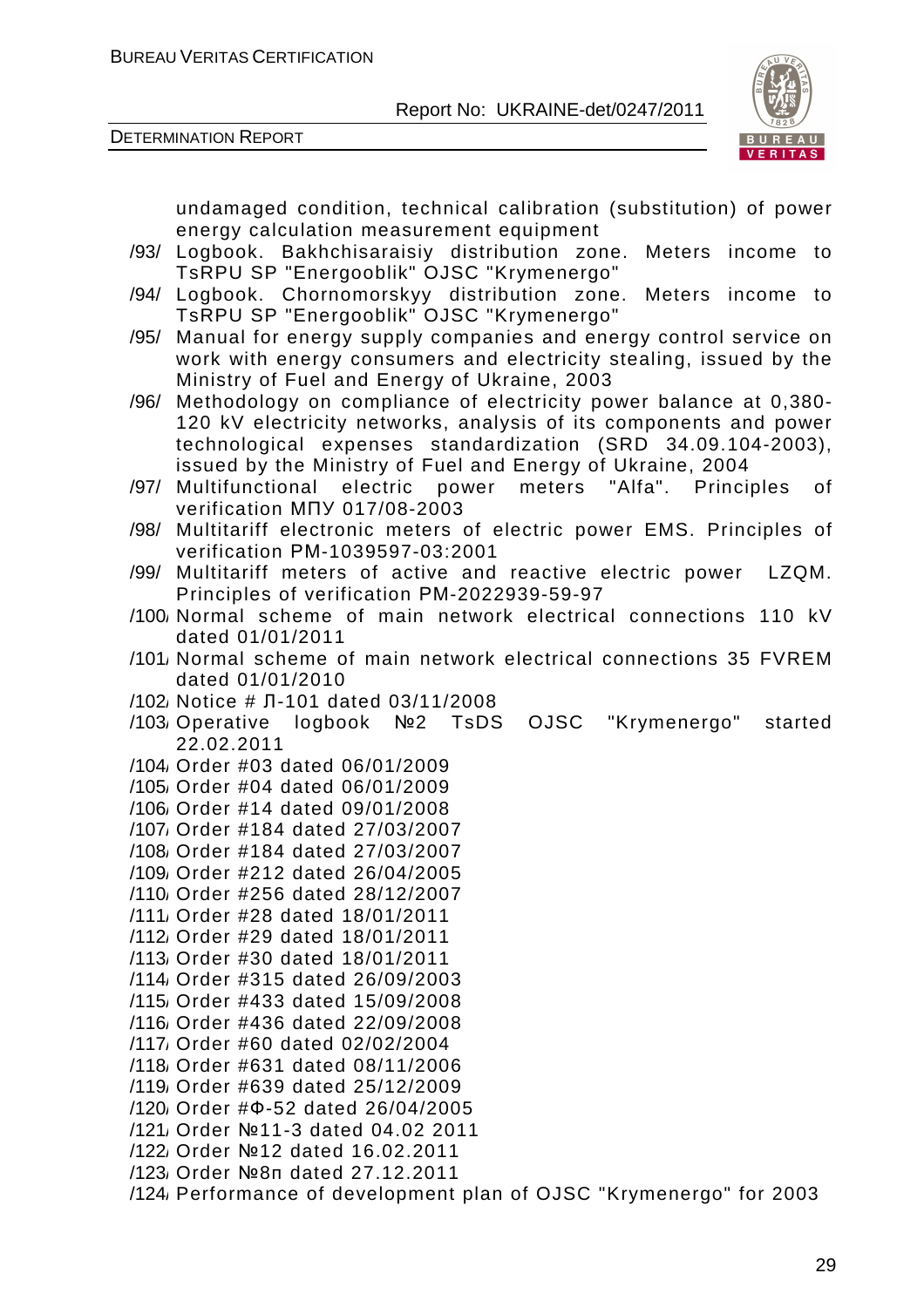undamaged condition, technical calibration (substitution) of power energy calculation measurement equipment

/93/ Logbook. Bakhchisaraisiy distribution zone. Meters income to TsRPU SP "Energooblik" OJSC "Krymenergo"

/94/ Logbook. Chornomorskyy distribution zone. Meters income to TsRPU SP "Energooblik" OJSC "Krymenergo"

/95/ Manual for energy supply companies and energy control service on work with energy consumers and electricity stealing, issued by the Ministry of Fuel and Energy of Ukraine, 2003

/96/ Methodology on compliance of electricity power balance at 0,380-120 kV electricity networks, analysis of its components and power technological expenses standardization (SRD 34.09.104-2003), issued by the Ministry of Fuel and Energy of Ukraine, 2004

/97/ Multifunctional electric power meters "Alfa". Principles of verification МПУ 017/08-2003

/98/ Multitariff electronic meters of electric power EMS. Principles of verification PM-1039597-03:2001

/99/ Multitariff meters of active and reactive electric power LZQM. Principles of verification PM-2022939-59-97

/100/ Normal scheme of main network electrical connections 110 kV dated 01/01/2011

/101/ Normal scheme of main network electrical connections 35 FVREM dated 01/01/2010

/102/ Notice # Л-101 dated 03/11/2008

/103/ Operative logbook №2 TsDS OJSC "Krymenergo" started 22.02.2011

/104/ Order #03 dated 06/01/2009

/105/ Order #04 dated 06/01/2009

/106/ Order #14 dated 09/01/2008

/107/ Order #184 dated 27/03/2007

/108/ Order #184 dated 27/03/2007

/109/ Order #212 dated 26/04/2005

/110/ Order #256 dated 28/12/2007

/111/ Order #28 dated 18/01/2011

/112/ Order #29 dated 18/01/2011

/113/ Order #30 dated 18/01/2011

/114/ Order #315 dated 26/09/2003

/115/ Order #433 dated 15/09/2008

/116/ Order #436 dated 22/09/2008

/117/ Order #60 dated 02/02/2004

/118/ Order #631 dated 08/11/2006

/119/ Order #639 dated 25/12/2009

/120/ Order #Ф-52 dated 26/04/2005

/121/ Order №11-3 dated 04.02 2011

/122/ Order №12 dated 16.02.2011

/123/ Order №8п dated 27.12.2011

/124/ Performance of development plan of OJSC "Krymenergo" for 2003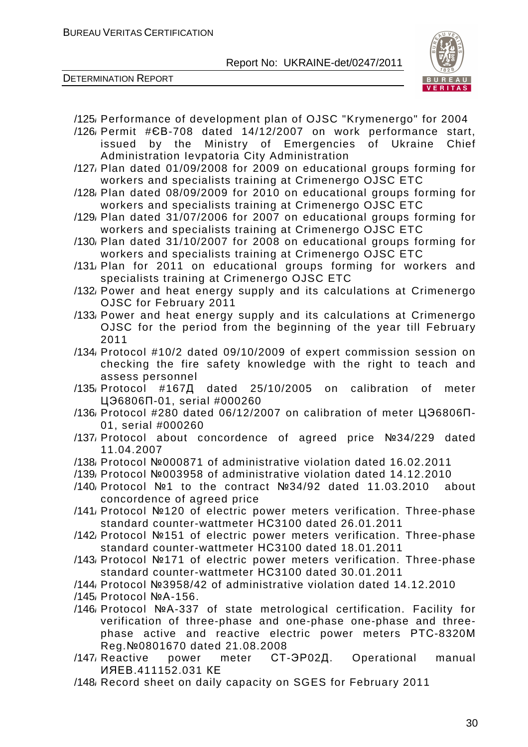/125/ Performance of development plan of OJSC "Krymenergo" for 2004

/126/ Permit #ЄВ-708 dated 14/12/2007 on work performance start, issued by the Ministry of Emergencies of Ukraine Chief Administration Ievpatoria City Administration

/127/ Plan dated 01/09/2008 for 2009 on educational groups forming for workers and specialists training at Crimenergo OJSC ETC

/128/ Plan dated 08/09/2009 for 2010 on educational groups forming for workers and specialists training at Crimenergo OJSC ETC

/129/ Plan dated 31/07/2006 for 2007 on educational groups forming for workers and specialists training at Crimenergo OJSC ETC

/130/ Plan dated 31/10/2007 for 2008 on educational groups forming for workers and specialists training at Crimenergo OJSC ETC

/131/ Plan for 2011 on educational groups forming for workers and specialists training at Crimenergo OJSC ETC

/132/ Power and heat energy supply and its calculations at Crimenergo OJSC for February 2011

/133/ Power and heat energy supply and its calculations at Crimenergo OJSC for the period from the beginning of the year till February 2011

/134/ Protocol #10/2 dated 09/10/2009 of expert commission session on checking the fire safety knowledge with the right to teach and assess personnel

/135/ Protocol #167Д dated 25/10/2005 on calibration of meter ЦЭ6806П-01, serial #000260

/136/ Protocol #280 dated 06/12/2007 on calibration of meter ЦЭ6806П-01, serial #000260

/137/ Protocol about concordence of agreed price №34/229 dated 11.04.2007

/138/ Protocol №000871 of administrative violation dated 16.02.2011

/139/ Protocol №003958 of administrative violation dated 14.12.2010

/140/ Protocol №1 to the contract №34/92 dated 11.03.2010 about concordence of agreed price

/141/ Protocol №120 of electric power meters verification. Three-phase standard counter-wattmeter НС3100 dated 26.01.2011

/142/ Protocol №151 of electric power meters verification. Three-phase standard counter-wattmeter НС3100 dated 18.01.2011

/143/ Protocol №171 of electric power meters verification. Three-phase standard counter-wattmeter НС3100 dated 30.01.2011

/144/ Protocol №3958/42 of administrative violation dated 14.12.2010

/145/ Protocol №А-156.

/146/ Protocol №А-337 of state metrological certification. Facility for verification of three-phase and one-phase one-phase and three-phase active and reactive electric power meters РТС-8320М Reg.№0801670 dated 21.08.2008

/147/ Reactive power meter СТ-ЭР02Д. Operational manual ИЯЕВ.411152.031 КЕ

/148/ Record sheet on daily capacity on SGES for February 2011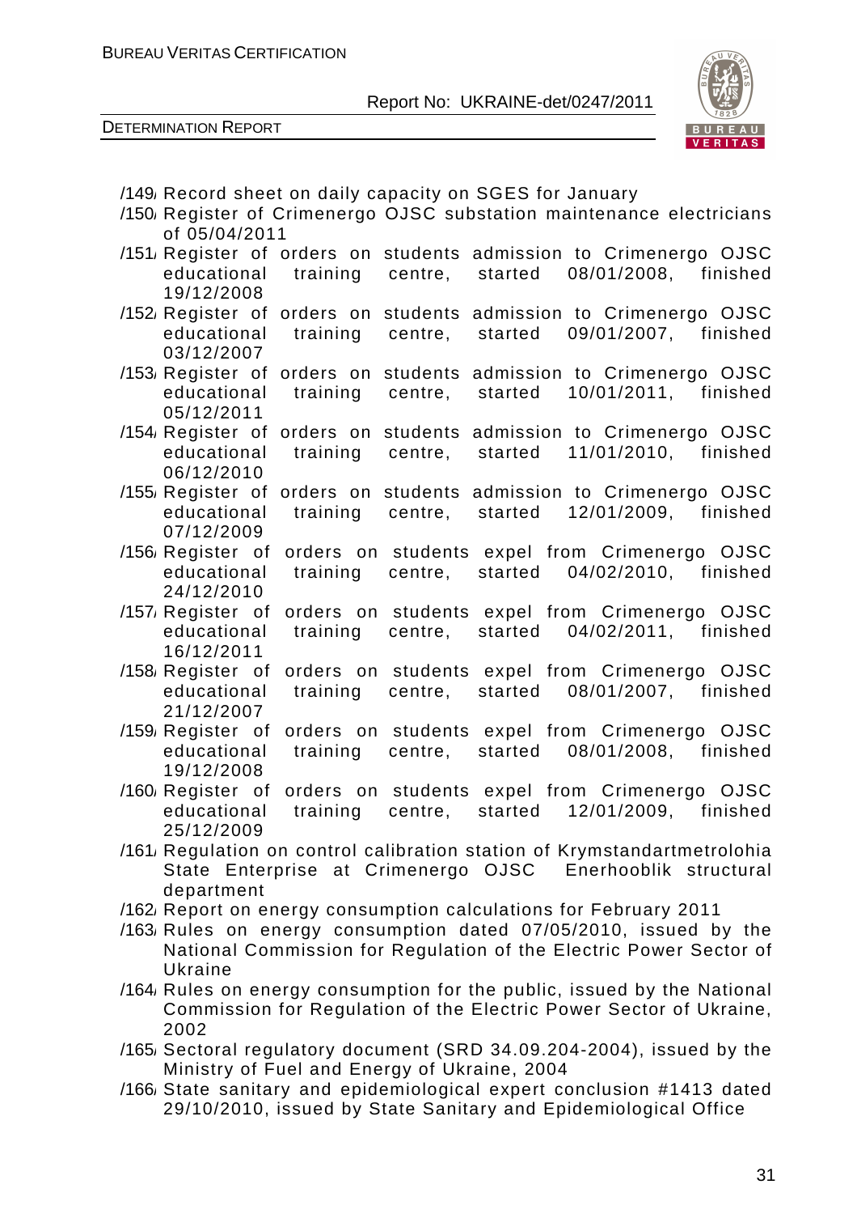/149/ Record sheet on daily capacity on SGES for January

/150/ Register of Crimenergo OJSC substation maintenance electricians of 05/04/2011

/151/ Register of orders on students admission to Crimenergo OJSC educational training centre, started 08/01/2008, finished 19/12/2008

/152/ Register of orders on students admission to Crimenergo OJSC educational training centre, started 09/01/2007, finished 03/12/2007

/153/ Register of orders on students admission to Crimenergo OJSC educational training centre, started 10/01/2011, finished 05/12/2011

/154/ Register of orders on students admission to Crimenergo OJSC educational training centre, started 11/01/2010, finished 06/12/2010

/155/ Register of orders on students admission to Crimenergo OJSC educational training centre, started 12/01/2009, finished 07/12/2009

/156/ Register of orders on students expel from Crimenergo OJSC educational training centre, started 04/02/2010, finished 24/12/2010

/157/ Register of orders on students expel from Crimenergo OJSC educational training centre, started 04/02/2011, finished 16/12/2011

/158/ Register of orders on students expel from Crimenergo OJSC educational training centre, started 08/01/2007, finished 21/12/2007

/159/ Register of orders on students expel from Crimenergo OJSC educational training centre, started 08/01/2008, finished 19/12/2008

/160/ Register of orders on students expel from Crimenergo OJSC educational training centre, started 12/01/2009, finished 25/12/2009

/161/ Regulation on control calibration station of Krymstandartmetrolohia State Enterprise at Crimenergo OJSC Enerhooblik structural department

/162/ Report on energy consumption calculations for February 2011

/163/ Rules on energy consumption dated 07/05/2010, issued by the National Commission for Regulation of the Electric Power Sector of Ukraine

/164/ Rules on energy consumption for the public, issued by the National Commission for Regulation of the Electric Power Sector of Ukraine, 2002

/165/ Sectoral regulatory document (SRD 34.09.204-2004), issued by the Ministry of Fuel and Energy of Ukraine, 2004

/166/ State sanitary and epidemiological expert conclusion #1413 dated 29/10/2010, issued by State Sanitary and Epidemiological Office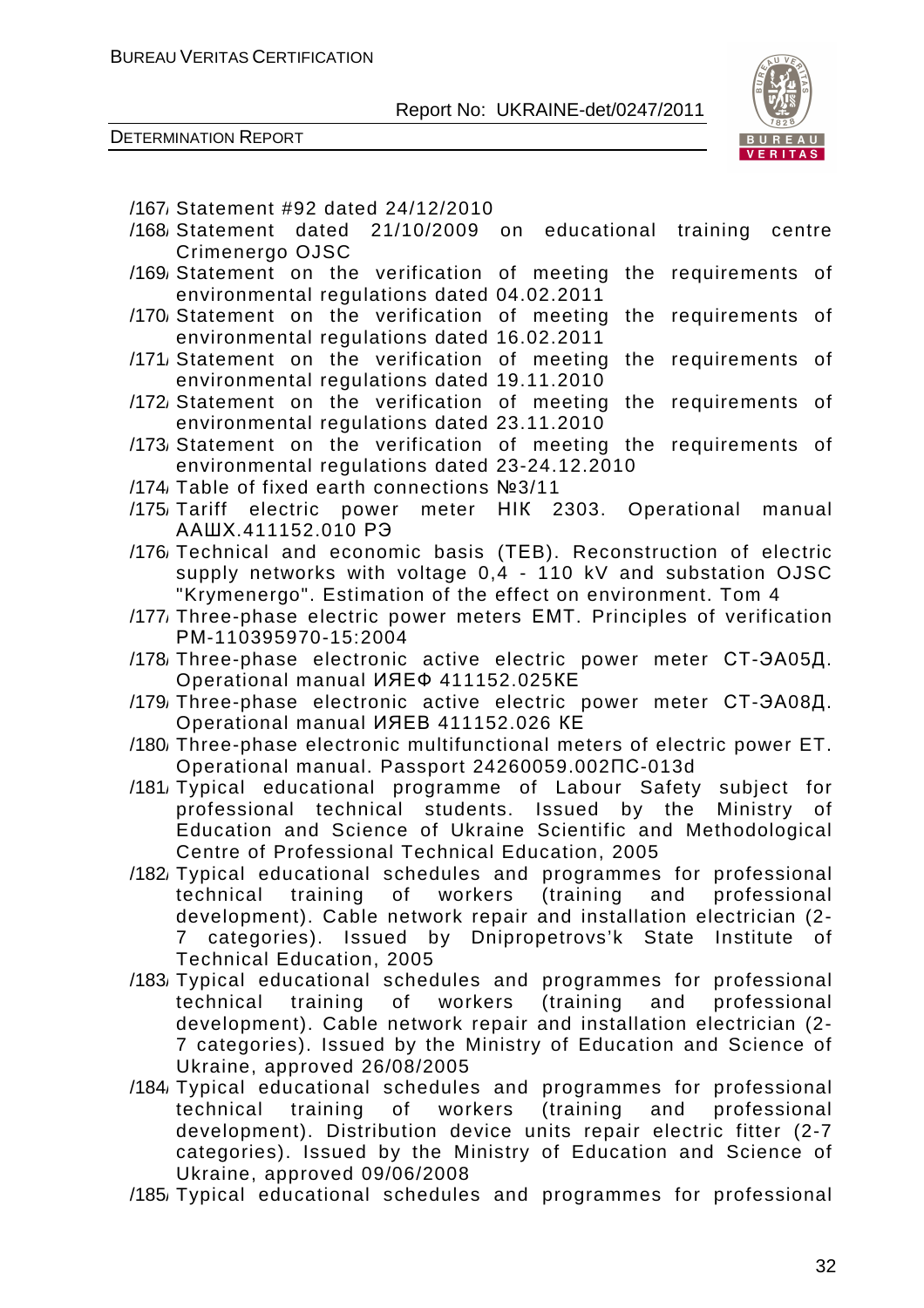/167/ Statement #92 dated 24/12/2010

/168/ Statement dated 21/10/2009 on educational training centre Crimenergo OJSC

/169/ Statement on the verification of meeting the requirements of environmental regulations dated 04.02.2011

/170/ Statement on the verification of meeting the requirements of environmental regulations dated 16.02.2011

/171/ Statement on the verification of meeting the requirements of environmental regulations dated 19.11.2010

/172/ Statement on the verification of meeting the requirements of environmental regulations dated 23.11.2010

/173/ Statement on the verification of meeting the requirements of environmental regulations dated 23-24.12.2010

/174/ Table of fixed earth connections №3/11

/175/ Tariff electric power meter НІК 2303. Operational manual ААШХ.411152.010 РЭ

/176/ Technical and economic basis (TEB). Reconstruction of electric supply networks with voltage 0,4 - 110 kV and substation OJSC "Krymenergo". Estimation of the effect on environment. Tom 4

/177/ Three-phase electric power meters EMT. Principles of verification РМ-110395970-15:2004

/178/ Three-phase electronic active electric power meter СТ-ЭА05Д. Operational manual ИЯЕФ 411152.025КЕ

/179/ Three-phase electronic active electric power meter СТ-ЭА08Д. Operational manual ИЯЕВ 411152.026 КЕ

/180/ Three-phase electronic multifunctional meters of electric power ET. Operational manual. Passport 24260059.002ПС-013d

/181/ Typical educational programme of Labour Safety subject for professional technical students. Issued by the Ministry of Education and Science of Ukraine Scientific and Methodological Centre of Professional Technical Education, 2005

/182/ Typical educational schedules and programmes for professional technical training of workers (training and professional development). Cable network repair and installation electrician (2-7 categories). Issued by Dnipropetrovs'k State Institute of Technical Education, 2005

/183/ Typical educational schedules and programmes for professional technical training of workers (training and professional development). Cable network repair and installation electrician (2-7 categories). Issued by the Ministry of Education and Science of Ukraine, approved 26/08/2005

/184/ Typical educational schedules and programmes for professional technical training of workers (training and professional development). Distribution device units repair electric fitter (2-7 categories). Issued by the Ministry of Education and Science of Ukraine, approved 09/06/2008

/185/ Typical educational schedules and programmes for professional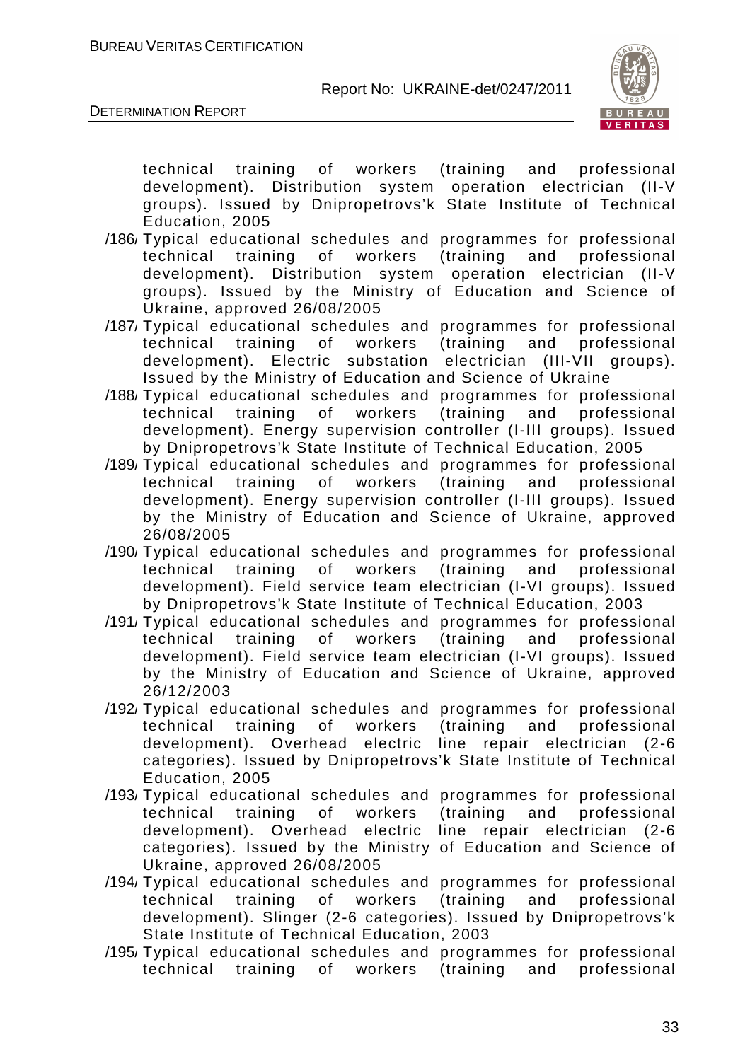technical training of workers (training and professional development). Distribution system operation electrician (II-V groups). Issued by Dnipropetrovs'k State Institute of Technical Education, 2005

/186/ Typical educational schedules and programmes for professional technical training of workers (training and professional development). Distribution system operation electrician (II-V groups). Issued by the Ministry of Education and Science of Ukraine, approved 26/08/2005

/187/ Typical educational schedules and programmes for professional technical training of workers (training and professional development). Electric substation electrician (III-VII groups). Issued by the Ministry of Education and Science of Ukraine

/188/ Typical educational schedules and programmes for professional technical training of workers (training and professional development). Energy supervision controller (I-III groups). Issued by Dnipropetrovs'k State Institute of Technical Education, 2005

/189/ Typical educational schedules and programmes for professional technical training of workers (training and professional development). Energy supervision controller (I-III groups). Issued by the Ministry of Education and Science of Ukraine, approved 26/08/2005

/190/ Typical educational schedules and programmes for professional technical training of workers (training and professional development). Field service team electrician (I-VI groups). Issued by Dnipropetrovs'k State Institute of Technical Education, 2003

/191/ Typical educational schedules and programmes for professional technical training of workers (training and professional development). Field service team electrician (I-VI groups). Issued by the Ministry of Education and Science of Ukraine, approved 26/12/2003

/192/ Typical educational schedules and programmes for professional technical training of workers (training and professional development). Overhead electric line repair electrician (2-6 categories). Issued by Dnipropetrovs'k State Institute of Technical Education, 2005

/193/ Typical educational schedules and programmes for professional technical training of workers (training and professional development). Overhead electric line repair electrician (2-6 categories). Issued by the Ministry of Education and Science of Ukraine, approved 26/08/2005

/194/ Typical educational schedules and programmes for professional technical training of workers (training and professional development). Slinger (2-6 categories). Issued by Dnipropetrovs'k State Institute of Technical Education, 2003

/195/ Typical educational schedules and programmes for professional technical training of workers (training and professional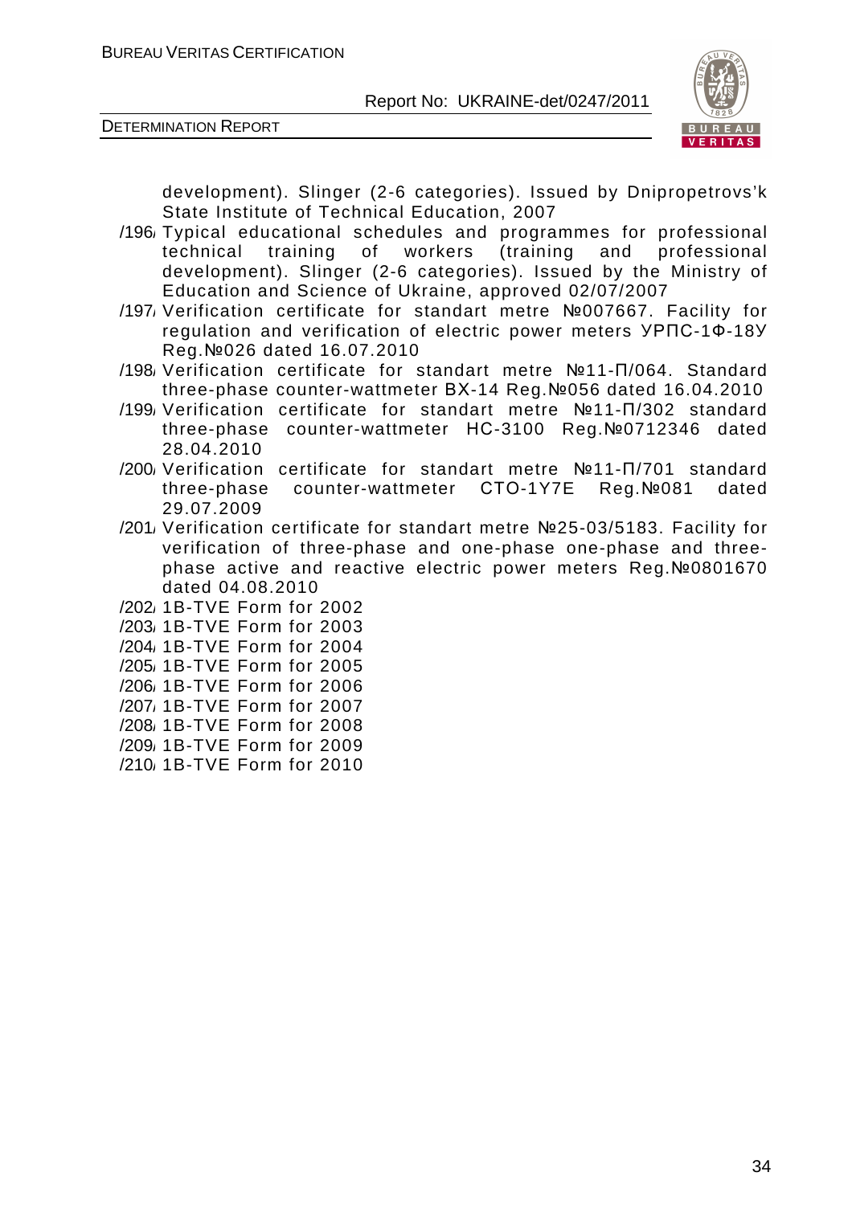development). Slinger (2-6 categories). Issued by Dnipropetrovs'k State Institute of Technical Education, 2007

/196/ Typical educational schedules and programmes for professional technical training of workers (training and professional development). Slinger (2-6 categories). Issued by the Ministry of Education and Science of Ukraine, approved 02/07/2007

/197/ Verification certificate for standart metre №007667. Facility for regulation and verification of electric power meters УРПС-1Ф-18У Reg.№026 dated 16.07.2010

/198/ Verification certificate for standart metre №11-П/064. Standard three-phase counter-wattmeter BX-14 Reg.№056 dated 16.04.2010

/199/ Verification certificate for standart metre №11-П/302 standard three-phase counter-wattmeter HC-3100 Reg.№0712346 dated 28.04.2010

/200/ Verification certificate for standart metre №11-П/701 standard three-phase counter-wattmeter СТО-1У7Е Reg.№081 dated 29.07.2009

/201/ Verification certificate for standart metre №25-03/5183. Facility for verification of three-phase and one-phase one-phase and three-phase active and reactive electric power meters Reg.№0801670 dated 04.08.2010

/202/ 1B-TVE Form for 2002

/203/ 1B-TVE Form for 2003

/204/ 1B-TVE Form for 2004

/205/ 1B-TVE Form for 2005

/206/ 1B-TVE Form for 2006

/207/ 1B-TVE Form for 2007

/208/ 1B-TVE Form for 2008

/209/ 1B-TVE Form for 2009

/210/ 1B-TVE Form for 2010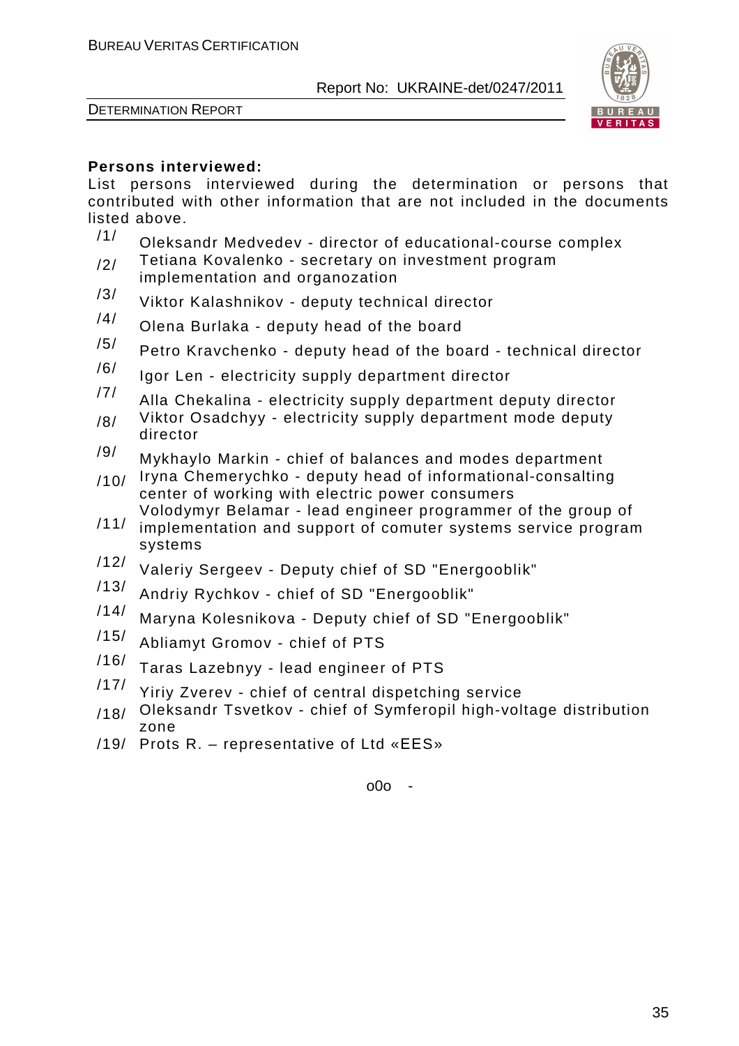**Persons interviewed:**

List persons interviewed during the determination or persons that contributed with other information that are not included in the documents listed above.

/1/ Oleksandr Medvedev - director of educational-course complex

/2/ Tetiana Kovalenko - secretary on investment program implementation and organozation

/3/ Viktor Kalashnikov - deputy technical director

/4/ Olena Burlaka - deputy head of the board

/5/ Petro Kravchenko - deputy head of the board - technical director

/6/ Igor Len - electricity supply department director

/7/ Alla Chekalina - electricity supply department deputy director

/8/ Viktor Osadchyy - electricity supply department mode deputy director

/9/ Mykhaylo Markin - chief of balances and modes department

/10/ Iryna Chemerychko - deputy head of informational-consalting center of working with electric power consumers

/11/ Volodymyr Belamar - lead engineer programmer of the group of implementation and support of comuter systems service program systems

/12/ Valeriy Sergeev - Deputy chief of SD "Energooblik"

/13/ Andriy Rychkov - chief of SD "Energooblik"

/14/ Maryna Kolesnikova - Deputy chief of SD "Energooblik"

/15/ Abliamyt Gromov - chief of PTS

/16/ Taras Lazebnyy - lead engineer of PTS

/17/ Yiriy Zverev - chief of central dispetching service

/18/ Oleksandr Tsvetkov - chief of Symferopil high-voltage distribution zone

/19/ Prots R. – representative of Ltd «EES»

o0o -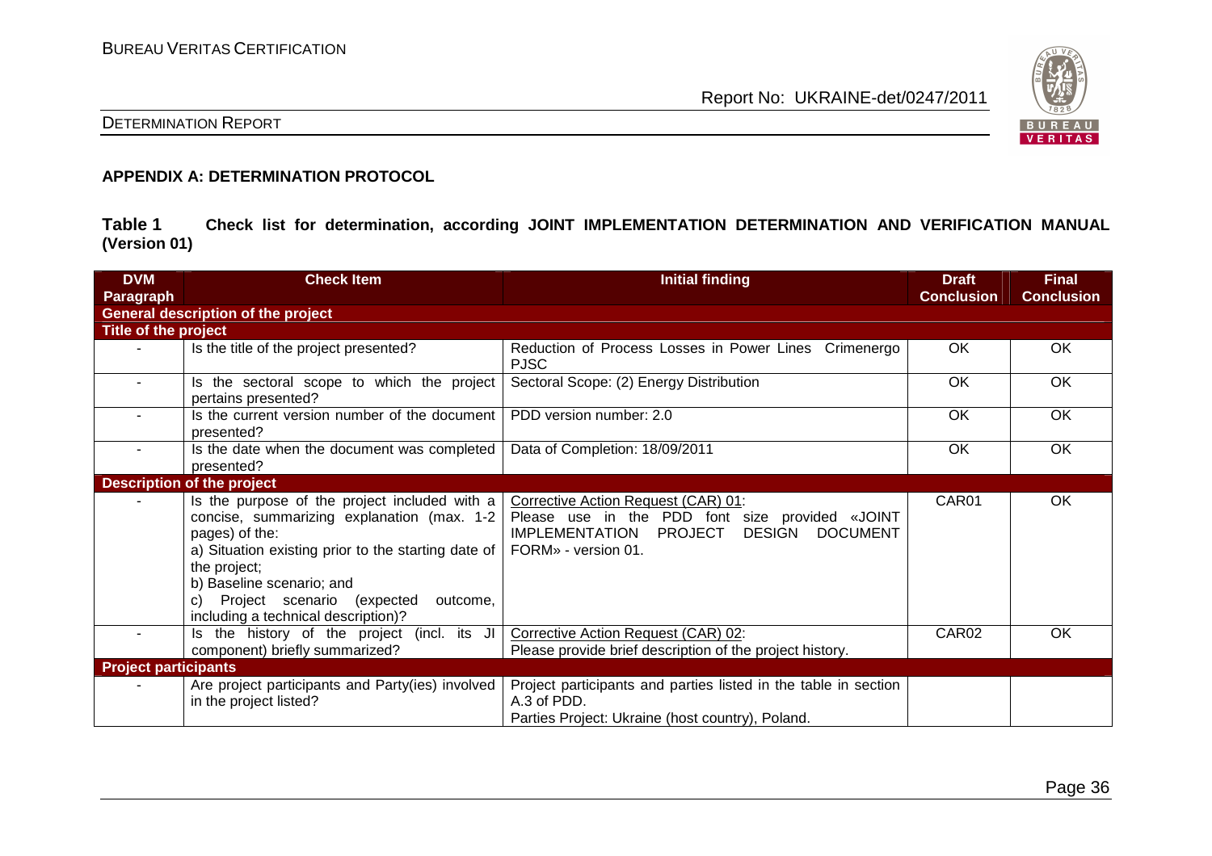**APPENDIX A: DETERMINATION PROTOCOL**

**Table 1 Check list for determination, according JOINT IMPLEMENTATION DETERMINATION AND VERIFICATION MANUAL (Version 01)**

| DVM Paragraph | Check Item | Initial finding | Draft Conclusion | Final Conclusion |
|---|---|---|---|---|
| **General description of the project** | | | | |
| **Title of the project** | | | | |
| - | Is the title of the project presented? | Reduction of Process Losses in Power Lines Crimenergo PJSC | OK | OK |
| - | Is the sectoral scope to which the project pertains presented? | Sectoral Scope: (2) Energy Distribution | OK | OK |
| - | Is the current version number of the document presented? | PDD version number: 2.0 | OK | OK |
| - | Is the date when the document was completed presented? | Data of Completion: 18/09/2011 | OK | OK |
| **Description of the project** | | | | |
| - | Is the purpose of the project included with a concise, summarizing explanation (max. 1-2 pages) of the:<br>a) Situation existing prior to the starting date of the project;<br>b) Baseline scenario; and<br>c) Project scenario (expected outcome, including a technical description)? | Corrective Action Request (CAR) 01:<br>Please use in the PDD font size provided «JOINT IMPLEMENTATION PROJECT DESIGN DOCUMENT FORM» - version 01. | CAR01 | OK |
| - | Is the history of the project (incl. its JI component) briefly summarized? | Corrective Action Request (CAR) 02:<br>Please provide brief description of the project history. | CAR02 | OK |
| **Project participants** | | | | |
| - | Are project participants and Party(ies) involved in the project listed? | Project participants and parties listed in the table in section A.3 of PDD.<br>Parties Project: Ukraine (host country), Poland. | | |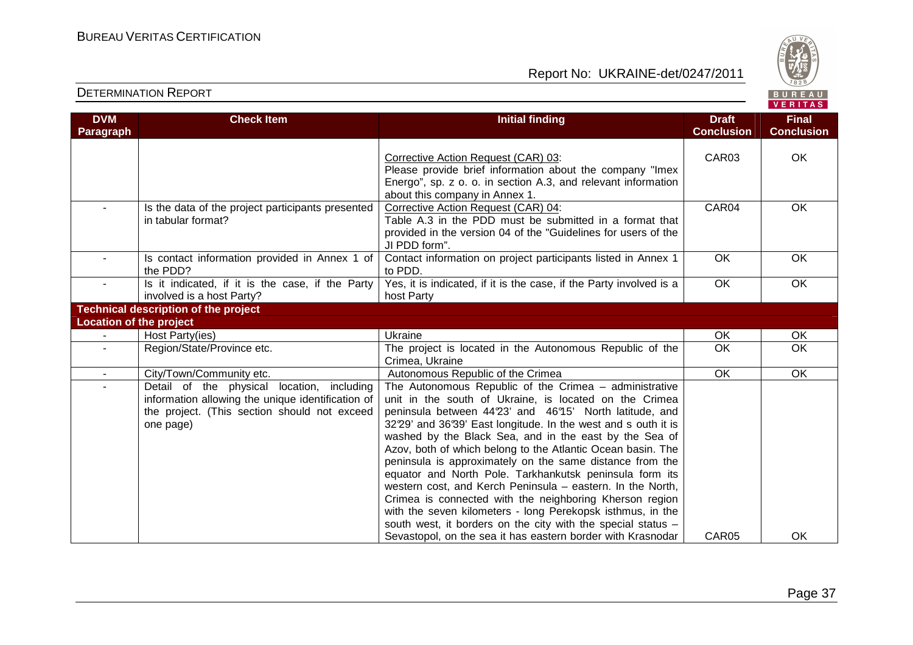| DVM Paragraph | Check Item | Initial finding | Draft Conclusion | Final Conclusion |
|---|---|---|---|---|
| | | Corrective Action Request (CAR) 03: Please provide brief information about the company "Imex Energo", sp. z o. o. in section A.3, and relevant information about this company in Annex 1. | CAR03 | OK |
| - | Is the data of the project participants presented in tabular format? | Corrective Action Request (CAR) 04: Table A.3 in the PDD must be submitted in a format that provided in the version 04 of the "Guidelines for users of the JI PDD form". | CAR04 | OK |
| - | Is contact information provided in Annex 1 of the PDD? | Contact information on project participants listed in Annex 1 to PDD. | OK | OK |
| - | Is it indicated, if it is the case, if the Party involved is a host Party? | Yes, it is indicated, if it is the case, if the Party involved is a host Party | OK | OK |
| **Technical description of the project** | | | | |
| **Location of the project** | | | | |
| - | Host Party(ies) | Ukraine | OK | OK |
| - | Region/State/Province etc. | The project is located in the Autonomous Republic of the Crimea, Ukraine | OK | OK |
| - | City/Town/Community etc. | Autonomous Republic of the Crimea | OK | OK |
| - | Detail of the physical location, including information allowing the unique identification of the project. (This section should not exceed one page) | The Autonomous Republic of the Crimea – administrative unit in the south of Ukraine, is located on the Crimea peninsula between 44°23' and 46°15' North latitude, and 32°29' and 36°39' East longitude. In the west and s outh it is washed by the Black Sea, and in the east by the Sea of Azov, both of which belong to the Atlantic Ocean basin. The peninsula is approximately on the same distance from the equator and North Pole. Tarkhankutsk peninsula form its western cost, and Kerch Peninsula – eastern. In the North, Crimea is connected with the neighboring Kherson region with the seven kilometers - long Perekopsk isthmus, in the south west, it borders on the city with the special status – Sevastopol, on the sea it has eastern border with Krasnodar | CAR05 | OK |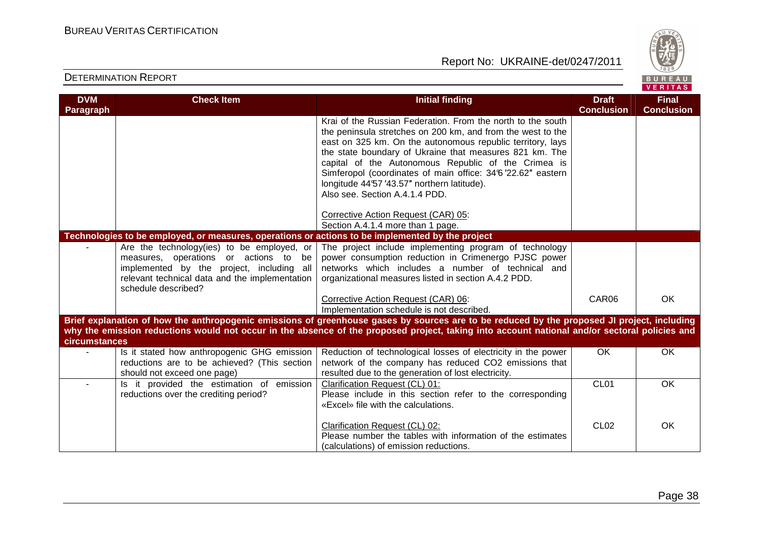| DVM Paragraph | Check Item | Initial finding | Draft Conclusion | Final Conclusion |
|---|---|---|---|---|
| | | Krai of the Russian Federation. From the north to the south the peninsula stretches on 200 km, and from the west to the east on 325 km. On the autonomous republic territory, lays the state boundary of Ukraine that measures 821 km. The capital of the Autonomous Republic of the Crimea is Simferopol (coordinates of main office: 34°6 '22.62″ eastern longitude 44°57 '43.57″ northern latitude).<br>Also see. Section A.4.1.4 PDD.<br><br>Corrective Action Request (CAR) 05:<br>Section A.4.1.4 more than 1 page. | | |
| **Technologies to be employed, or measures, operations or actions to be implemented by the project** | | | | |
| - | Are the technology(ies) to be employed, or measures, operations or actions to be implemented by the project, including all relevant technical data and the implementation schedule described? | The project include implementing program of technology power consumption reduction in Crimenergo PJSC power networks which includes a number of technical and organizational measures listed in section A.4.2 PDD. | | |
| | | Corrective Action Request (CAR) 06:<br>Implementation schedule is not described. | CAR06 | OK |
| **Brief explanation of how the anthropogenic emissions of greenhouse gases by sources are to be reduced by the proposed JI project, including why the emission reductions would not occur in the absence of the proposed project, taking into account national and/or sectoral policies and circumstances** | | | | |
| - | Is it stated how anthropogenic GHG emission reductions are to be achieved? (This section should not exceed one page) | Reduction of technological losses of electricity in the power network of the company has reduced $CO_2$ emissions that resulted due to the generation of lost electricity. | OK | OK |
| - | Is it provided the estimation of emission reductions over the crediting period? | Clarification Request (CL) 01:<br>Please include in this section refer to the corresponding «Excel» file with the calculations. | CL01 | OK |
| | | Clarification Request (CL) 02:<br>Please number the tables with information of the estimates (calculations) of emission reductions. | CL02 | OK |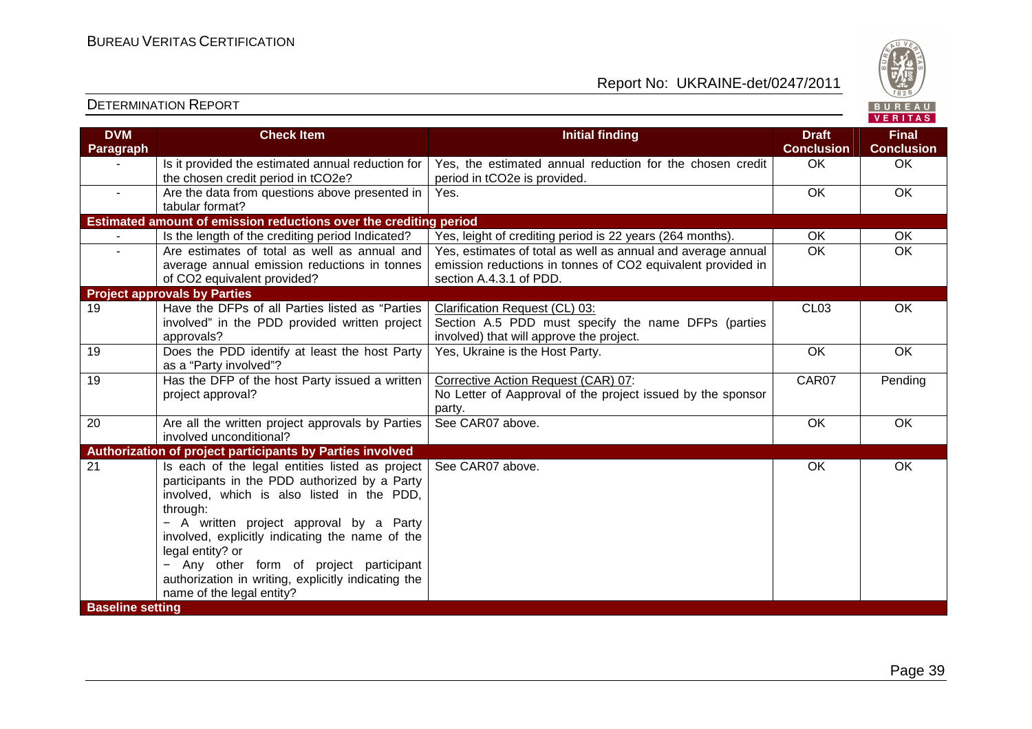| DVM Paragraph | Check Item | Initial finding | Draft Conclusion | Final Conclusion |
|---|---|---|---|---|
| - | Is it provided the estimated annual reduction for the chosen credit period in tCO2e? | Yes, the estimated annual reduction for the chosen credit period in tCO2e is provided. | OK | OK |
| - | Are the data from questions above presented in tabular format? | Yes. | OK | OK |
| **Estimated amount of emission reductions over the crediting period** | | | | |
| - | Is the length of the crediting period Indicated? | Yes, leight of crediting period is 22 years (264 months). | OK | OK |
| - | Are estimates of total as well as annual and average annual emission reductions in tonnes of CO2 equivalent provided? | Yes, estimates of total as well as annual and average annual emission reductions in tonnes of CO2 equivalent provided in section A.4.3.1 of PDD. | OK | OK |
| **Project approvals by Parties** | | | | |
| 19 | Have the DFPs of all Parties listed as "Parties involved" in the PDD provided written project approvals? | Clarification Request (CL) 03: Section A.5 PDD must specify the name DFPs (parties involved) that will approve the project. | CL03 | OK |
| 19 | Does the PDD identify at least the host Party as a "Party involved"? | Yes, Ukraine is the Host Party. | OK | OK |
| 19 | Has the DFP of the host Party issued a written project approval? | Corrective Action Request (CAR) 07: No Letter of Aapproval of the project issued by the sponsor party. | CAR07 | Pending |
| 20 | Are all the written project approvals by Parties involved unconditional? | See CAR07 above. | OK | OK |
| **Authorization of project participants by Parties involved** | | | | |
| 21 | Is each of the legal entities listed as project participants in the PDD authorized by a Party involved, which is also listed in the PDD, through:<br>− A written project approval by a Party involved, explicitly indicating the name of the legal entity? or<br>− Any other form of project participant authorization in writing, explicitly indicating the name of the legal entity? | See CAR07 above. | OK | OK |
| **Baseline setting** | | | | |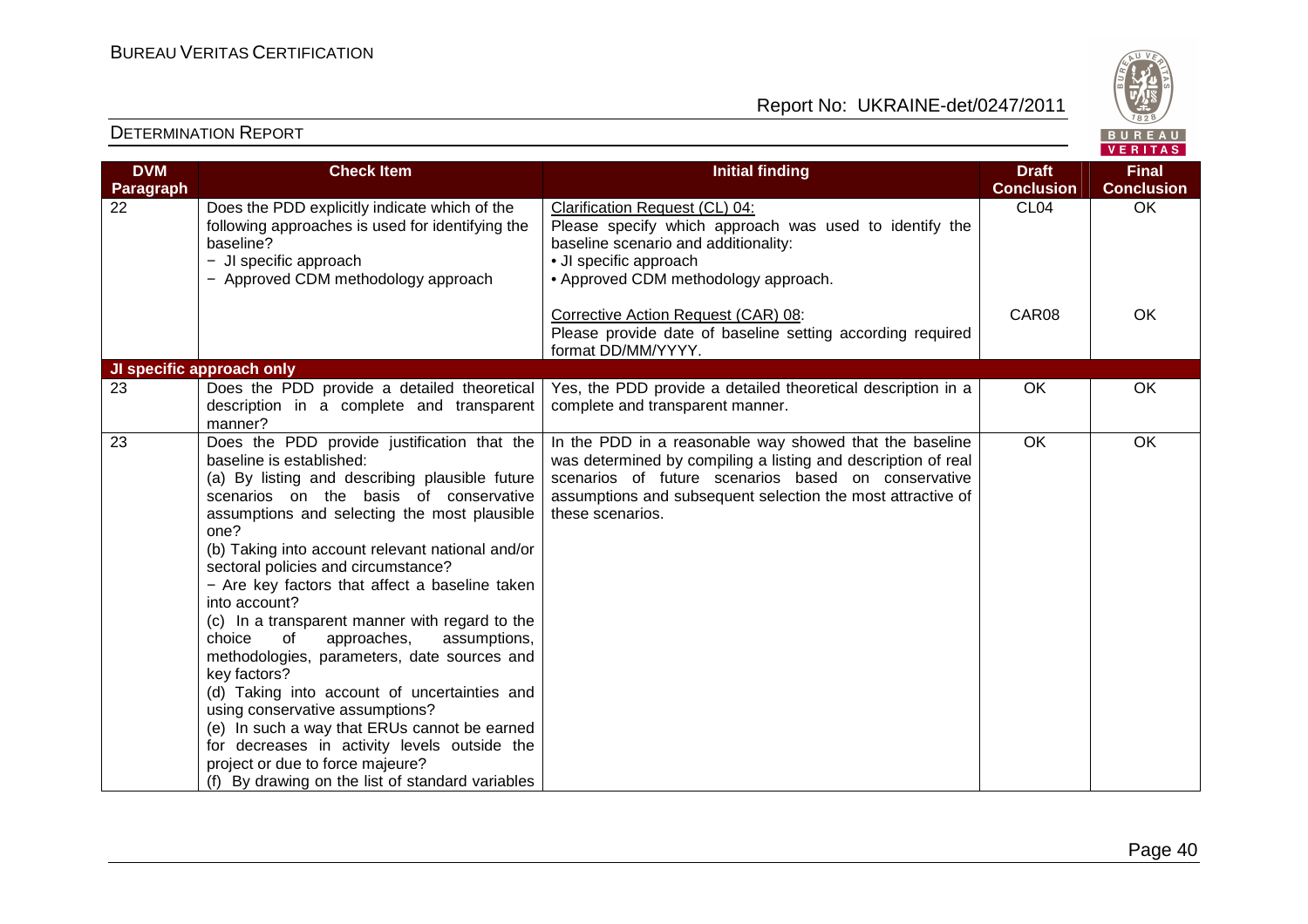| DVM Paragraph | Check Item | Initial finding | Draft Conclusion | Final Conclusion |
|---|---|---|---|---|
| 22 | Does the PDD explicitly indicate which of the following approaches is used for identifying the baseline?<br>− JI specific approach<br>− Approved CDM methodology approach | Clarification Request (CL) 04:<br>Please specify which approach was used to identify the baseline scenario and additionality:<br>• JI specific approach<br>• Approved CDM methodology approach. | CL04 | OK |
| | | Corrective Action Request (CAR) 08:<br>Please provide date of baseline setting according required format DD/MM/YYYY. | CAR08 | OK |
| **JI specific approach only** | | | | |
| 23 | Does the PDD provide a detailed theoretical description in a complete and transparent manner? | Yes, the PDD provide a detailed theoretical description in a complete and transparent manner. | OK | OK |
| 23 | Does the PDD provide justification that the baseline is established:<br>(a) By listing and describing plausible future scenarios on the basis of conservative assumptions and selecting the most plausible one?<br>(b) Taking into account relevant national and/or sectoral policies and circumstance?<br>− Are key factors that affect a baseline taken into account?<br>(c) In a transparent manner with regard to the choice of approaches, assumptions, methodologies, parameters, date sources and key factors?<br>(d) Taking into account of uncertainties and using conservative assumptions?<br>(e) In such a way that ERUs cannot be earned for decreases in activity levels outside the project or due to force majeure?<br>(f) By drawing on the list of standard variables | In the PDD in a reasonable way showed that the baseline was determined by compiling a listing and description of real scenarios of future scenarios based on conservative assumptions and subsequent selection the most attractive of these scenarios. | OK | OK |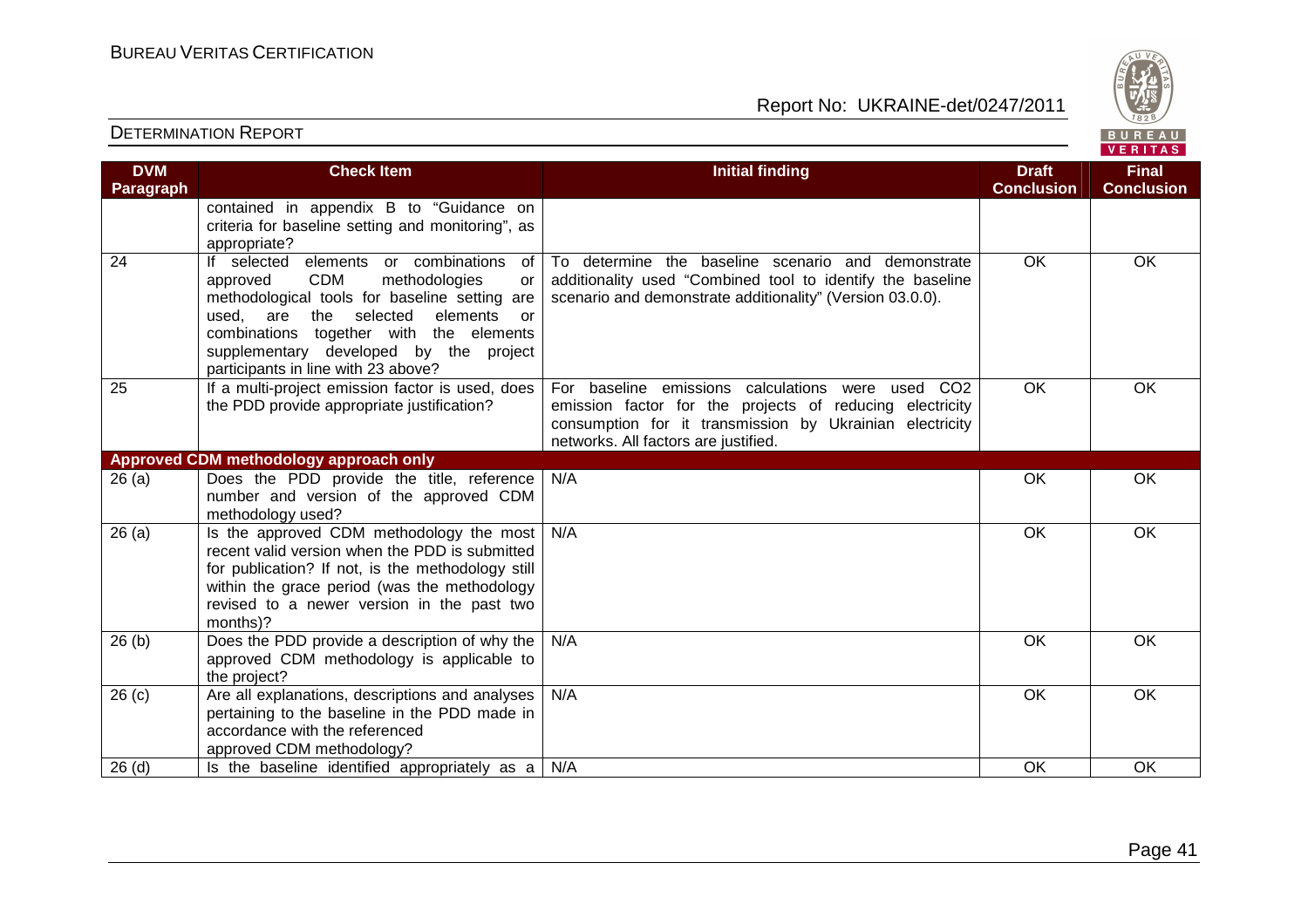## DETERMINATION REPORT

| DVM Paragraph | Check Item | Initial finding | Draft Conclusion | Final Conclusion |
|---|---|---|---|---|
| | contained in appendix B to "Guidance on criteria for baseline setting and monitoring", as appropriate? | | | |
| 24 | If selected elements or combinations of approved CDM methodologies or methodological tools for baseline setting are used, are the selected elements or combinations together with the elements supplementary developed by the project participants in line with 23 above? | To determine the baseline scenario and demonstrate additionality used "Combined tool to identify the baseline scenario and demonstrate additionality" (Version 03.0.0). | OK | OK |
| 25 | If a multi-project emission factor is used, does the PDD provide appropriate justification? | For baseline emissions calculations were used $CO_2$ emission factor for the projects of reducing electricity consumption for it transmission by Ukrainian electricity networks. All factors are justified. | OK | OK |
| **Approved CDM methodology approach only** | | | | |
| 26 (a) | Does the PDD provide the title, reference number and version of the approved CDM methodology used? | N/A | OK | OK |
| 26 (a) | Is the approved CDM methodology the most recent valid version when the PDD is submitted for publication? If not, is the methodology still within the grace period (was the methodology revised to a newer version in the past two months)? | N/A | OK | OK |
| 26 (b) | Does the PDD provide a description of why the approved CDM methodology is applicable to the project? | N/A | OK | OK |
| 26 (c) | Are all explanations, descriptions and analyses pertaining to the baseline in the PDD made in accordance with the referenced approved CDM methodology? | N/A | OK | OK |
| 26 (d) | Is the baseline identified appropriately as a | N/A | OK | OK |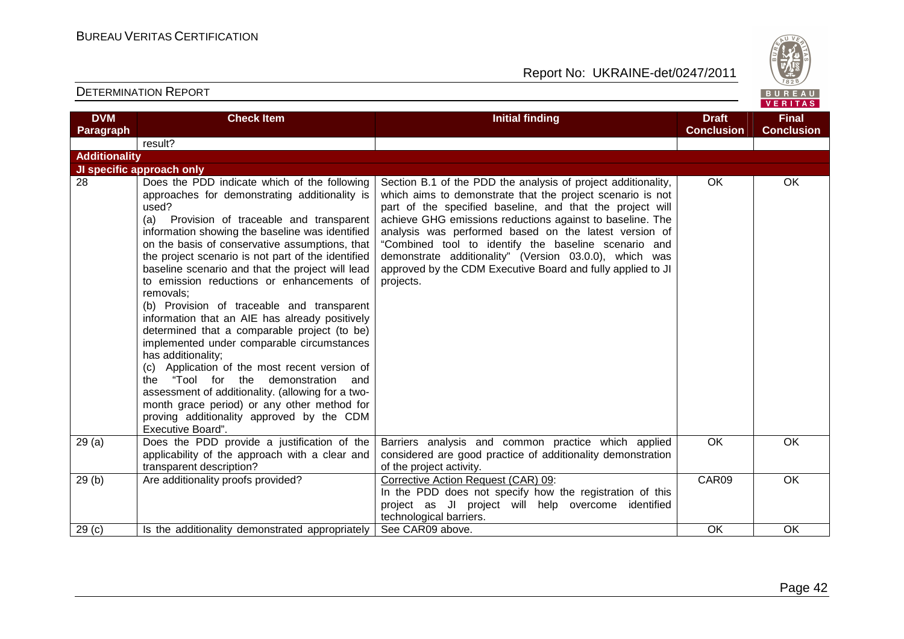| DVM Paragraph | Check Item | Initial finding | Draft Conclusion | Final Conclusion |
|---|---|---|---|---|
| | result? | | | |
| **Additionality** | | | | |
| **JI specific approach only** | | | | |
| 28 | Does the PDD indicate which of the following approaches for demonstrating additionality is used?<br>(a) Provision of traceable and transparent information showing the baseline was identified on the basis of conservative assumptions, that the project scenario is not part of the identified baseline scenario and that the project will lead to emission reductions or enhancements of removals;<br>(b) Provision of traceable and transparent information that an AIE has already positively determined that a comparable project (to be) implemented under comparable circumstances has additionality;<br>(c) Application of the most recent version of the "Tool for the demonstration and assessment of additionality. (allowing for a two-month grace period) or any other method for proving additionality approved by the CDM Executive Board". | Section B.1 of the PDD the analysis of project additionality, which aims to demonstrate that the project scenario is not part of the specified baseline, and that the project will achieve GHG emissions reductions against to baseline. The analysis was performed based on the latest version of "Combined tool to identify the baseline scenario and demonstrate additionality" (Version 03.0.0), which was approved by the CDM Executive Board and fully applied to JI projects. | OK | OK |
| 29 (a) | Does the PDD provide a justification of the applicability of the approach with a clear and transparent description? | Barriers analysis and common practice which applied considered are good practice of additionality demonstration of the project activity. | OK | OK |
| 29 (b) | Are additionality proofs provided? | Corrective Action Request (CAR) 09:<br>In the PDD does not specify how the registration of this project as JI project will help overcome identified technological barriers. | CAR09 | OK |
| 29 (c) | Is the additionality demonstrated appropriately | See CAR09 above. | OK | OK |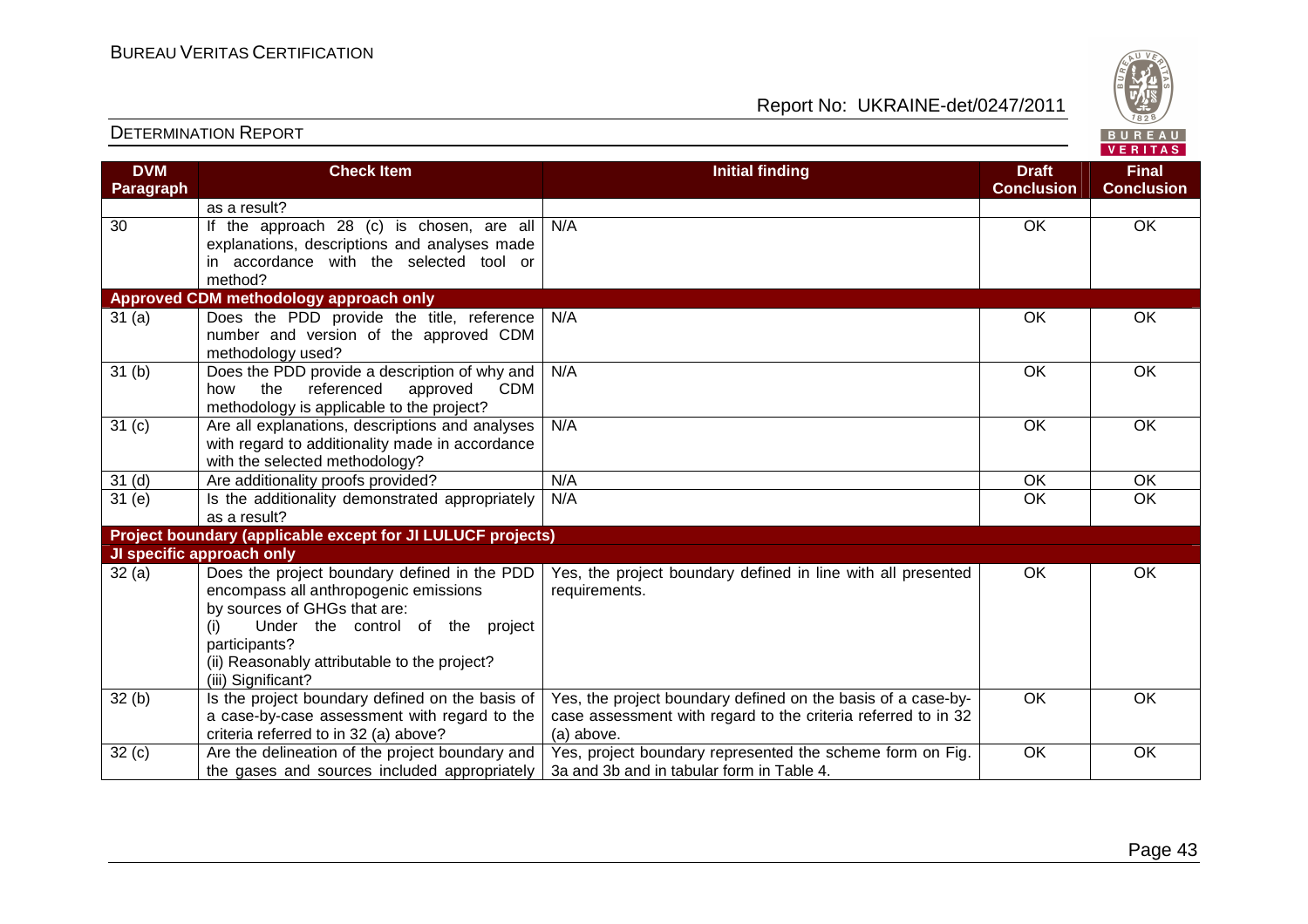| DVM Paragraph | Check Item | Initial finding | Draft Conclusion | Final Conclusion |
|---|---|---|---|---|
| | as a result? | | | |
| 30 | If the approach 28 (c) is chosen, are all explanations, descriptions and analyses made in accordance with the selected tool or method? | N/A | OK | OK |
| **Approved CDM methodology approach only** | | | | |
| 31 (a) | Does the PDD provide the title, reference number and version of the approved CDM methodology used? | N/A | OK | OK |
| 31 (b) | Does the PDD provide a description of why and how the referenced approved CDM methodology is applicable to the project? | N/A | OK | OK |
| 31 (c) | Are all explanations, descriptions and analyses with regard to additionality made in accordance with the selected methodology? | N/A | OK | OK |
| 31 (d) | Are additionality proofs provided? | N/A | OK | OK |
| 31 (e) | Is the additionality demonstrated appropriately as a result? | N/A | OK | OK |
| **Project boundary (applicable except for JI LULUCF projects)** | | | | |
| **JI specific approach only** | | | | |
| 32 (a) | Does the project boundary defined in the PDD encompass all anthropogenic emissions by sources of GHGs that are:<br>(i) Under the control of the project participants?<br>(ii) Reasonably attributable to the project?<br>(iii) Significant? | Yes, the project boundary defined in line with all presented requirements. | OK | OK |
| 32 (b) | Is the project boundary defined on the basis of a case-by-case assessment with regard to the criteria referred to in 32 (a) above? | Yes, the project boundary defined on the basis of a case-by-case assessment with regard to the criteria referred to in 32 (a) above. | OK | OK |
| 32 (c) | Are the delineation of the project boundary and the gases and sources included appropriately | Yes, project boundary represented the scheme form on Fig. 3a and 3b and in tabular form in Table 4. | OK | OK |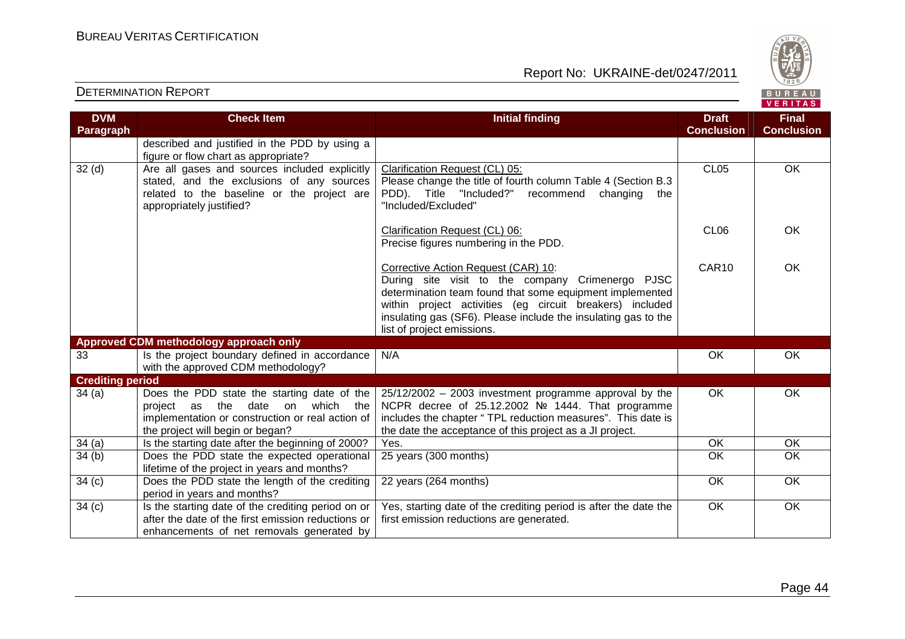| DVM Paragraph | Check Item | Initial finding | Draft Conclusion | Final Conclusion |
|---|---|---|---|---|
| | described and justified in the PDD by using a figure or flow chart as appropriate? | | | |
| 32 (d) | Are all gases and sources included explicitly stated, and the exclusions of any sources related to the baseline or the project are appropriately justified? | Clarification Request (CL) 05: Please change the title of fourth column Table 4 (Section B.3 PDD). Title "Included?" recommend changing the "Included/Excluded" | CL05 | OK |
| | | Clarification Request (CL) 06: Precise figures numbering in the PDD. | CL06 | OK |
| | | Corrective Action Request (CAR) 10: During site visit to the company Crimenergo PJSC determination team found that some equipment implemented within project activities (eg circuit breakers) included insulating gas (SF6). Please include the insulating gas to the list of project emissions. | CAR10 | OK |
| **Approved CDM methodology approach only** | | | | |
| 33 | Is the project boundary defined in accordance with the approved CDM methodology? | N/A | OK | OK |
| **Crediting period** | | | | |
| 34 (a) | Does the PDD state the starting date of the project as the date on which the implementation or construction or real action of the project will begin or began? | 25/12/2002 – 2003 investment programme approval by the NCPR decree of 25.12.2002 № 1444. That programme includes the chapter " TPL reduction measures". This date is the date the acceptance of this project as a JI project. | OK | OK |
| 34 (a) | Is the starting date after the beginning of 2000? | Yes. | OK | OK |
| 34 (b) | Does the PDD state the expected operational lifetime of the project in years and months? | 25 years (300 months) | OK | OK |
| 34 (c) | Does the PDD state the length of the crediting period in years and months? | 22 years (264 months) | OK | OK |
| 34 (c) | Is the starting date of the crediting period on or after the date of the first emission reductions or enhancements of net removals generated by | Yes, starting date of the crediting period is after the date the first emission reductions are generated. | OK | OK |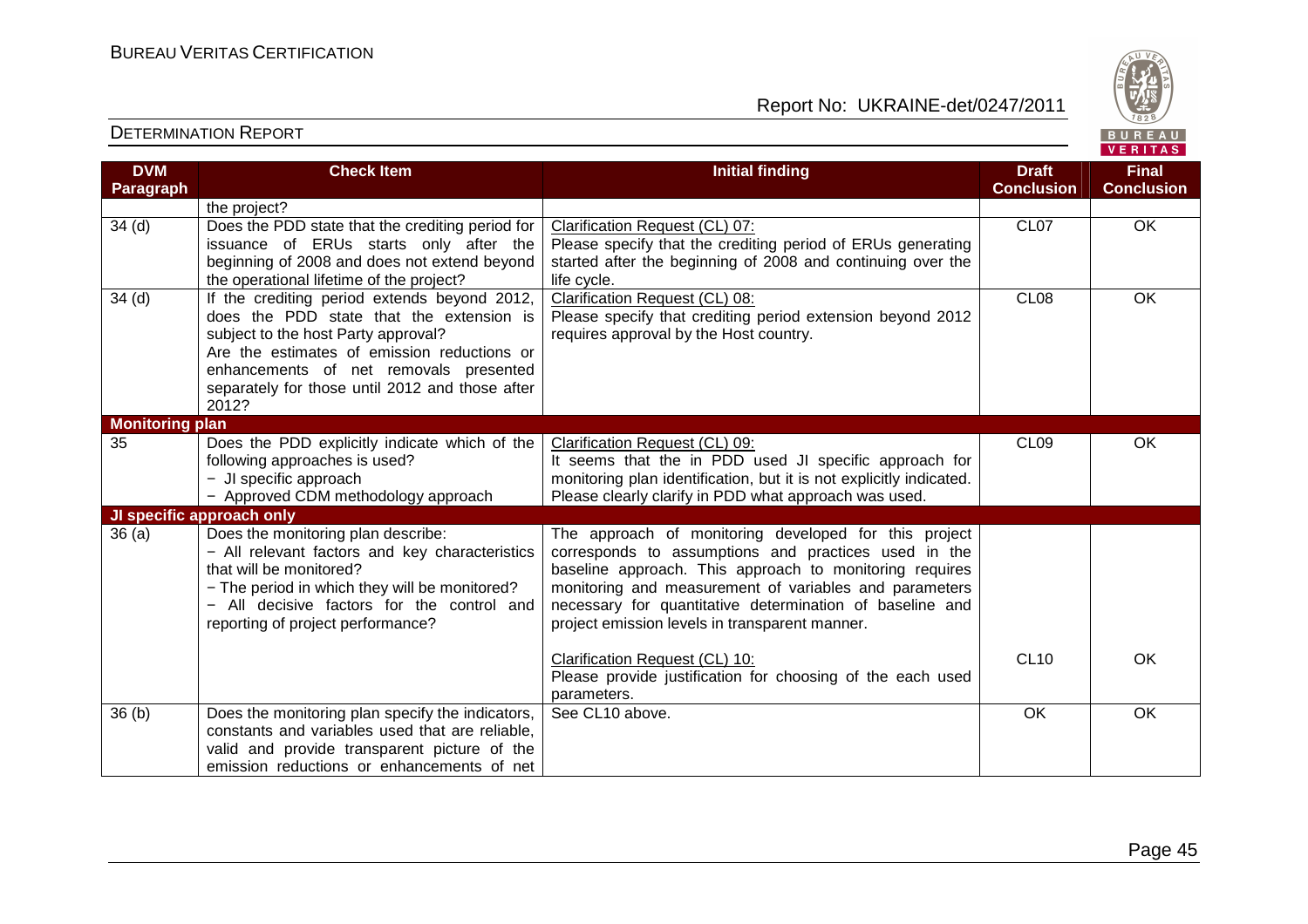| DVM Paragraph | Check Item | Initial finding | Draft Conclusion | Final Conclusion |
|---|---|---|---|---|
| | the project? | | | |
| 34 (d) | Does the PDD state that the crediting period for issuance of ERUs starts only after the beginning of 2008 and does not extend beyond the operational lifetime of the project? | Clarification Request (CL) 07:<br>Please specify that the crediting period of ERUs generating started after the beginning of 2008 and continuing over the life cycle. | CL07 | OK |
| 34 (d) | If the crediting period extends beyond 2012, does the PDD state that the extension is subject to the host Party approval?<br>Are the estimates of emission reductions or enhancements of net removals presented separately for those until 2012 and those after 2012? | Clarification Request (CL) 08:<br>Please specify that crediting period extension beyond 2012 requires approval by the Host country. | CL08 | OK |
| **Monitoring plan** | | | | |
| 35 | Does the PDD explicitly indicate which of the following approaches is used?<br>− JI specific approach<br>− Approved CDM methodology approach | Clarification Request (CL) 09:<br>It seems that the in PDD used JI specific approach for monitoring plan identification, but it is not explicitly indicated. Please clearly clarify in PDD what approach was used. | CL09 | OK |
| **JI specific approach only** | | | | |
| 36 (a) | Does the monitoring plan describe:<br>− All relevant factors and key characteristics that will be monitored?<br>− The period in which they will be monitored?<br>− All decisive factors for the control and reporting of project performance? | The approach of monitoring developed for this project corresponds to assumptions and practices used in the baseline approach. This approach to monitoring requires monitoring and measurement of variables and parameters necessary for quantitative determination of baseline and project emission levels in transparent manner.<br><br>Clarification Request (CL) 10:<br>Please provide justification for choosing of the each used parameters. | CL10 | OK |
| 36 (b) | Does the monitoring plan specify the indicators, constants and variables used that are reliable, valid and provide transparent picture of the emission reductions or enhancements of net | See CL10 above. | OK | OK |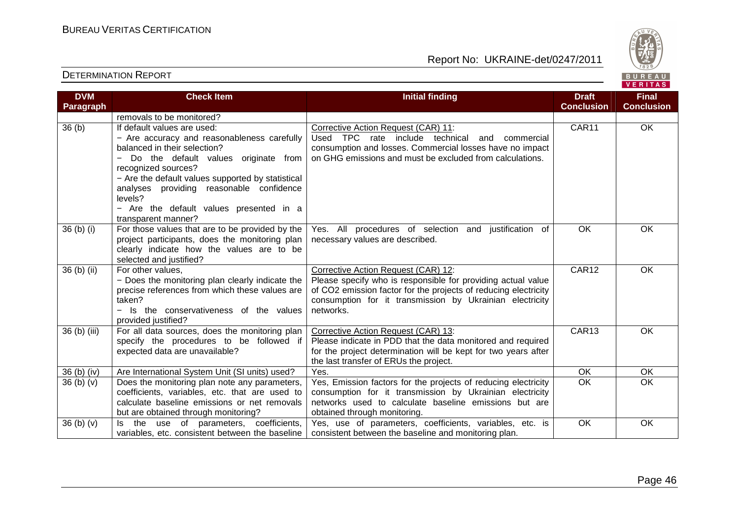| DVM Paragraph | Check Item | Initial finding | Draft Conclusion | Final Conclusion |
|---|---|---|---|---|
| | removals to be monitored? | | | |
| 36 (b) | If default values are used:<br>− Are accuracy and reasonableness carefully balanced in their selection?<br>− Do the default values originate from recognized sources?<br>− Are the default values supported by statistical analyses providing reasonable confidence levels?<br>− Are the default values presented in a transparent manner? | Corrective Action Request (CAR) 11:<br>Used TPC rate include technical and commercial consumption and losses. Commercial losses have no impact on GHG emissions and must be excluded from calculations. | CAR11 | OK |
| 36 (b) (i) | For those values that are to be provided by the project participants, does the monitoring plan clearly indicate how the values are to be selected and justified? | Yes. All procedures of selection and justification of necessary values are described. | OK | OK |
| 36 (b) (ii) | For other values,<br>− Does the monitoring plan clearly indicate the precise references from which these values are taken?<br>− Is the conservativeness of the values provided justified? | Corrective Action Request (CAR) 12:<br>Please specify who is responsible for providing actual value of $CO_2$ emission factor for the projects of reducing electricity consumption for it transmission by Ukrainian electricity networks. | CAR12 | OK |
| 36 (b) (iii) | For all data sources, does the monitoring plan specify the procedures to be followed if expected data are unavailable? | Corrective Action Request (CAR) 13:<br>Please indicate in PDD that the data monitored and required for the project determination will be kept for two years after the last transfer of ERUs the project. | CAR13 | OK |
| 36 (b) (iv) | Are International System Unit (SI units) used? | Yes. | OK | OK |
| 36 (b) (v) | Does the monitoring plan note any parameters, coefficients, variables, etc. that are used to calculate baseline emissions or net removals but are obtained through monitoring? | Yes, Emission factors for the projects of reducing electricity consumption for it transmission by Ukrainian electricity networks used to calculate baseline emissions but are obtained through monitoring. | OK | OK |
| 36 (b) (v) | Is the use of parameters, coefficients, variables, etc. consistent between the baseline | Yes, use of parameters, coefficients, variables, etc. is consistent between the baseline and monitoring plan. | OK | OK |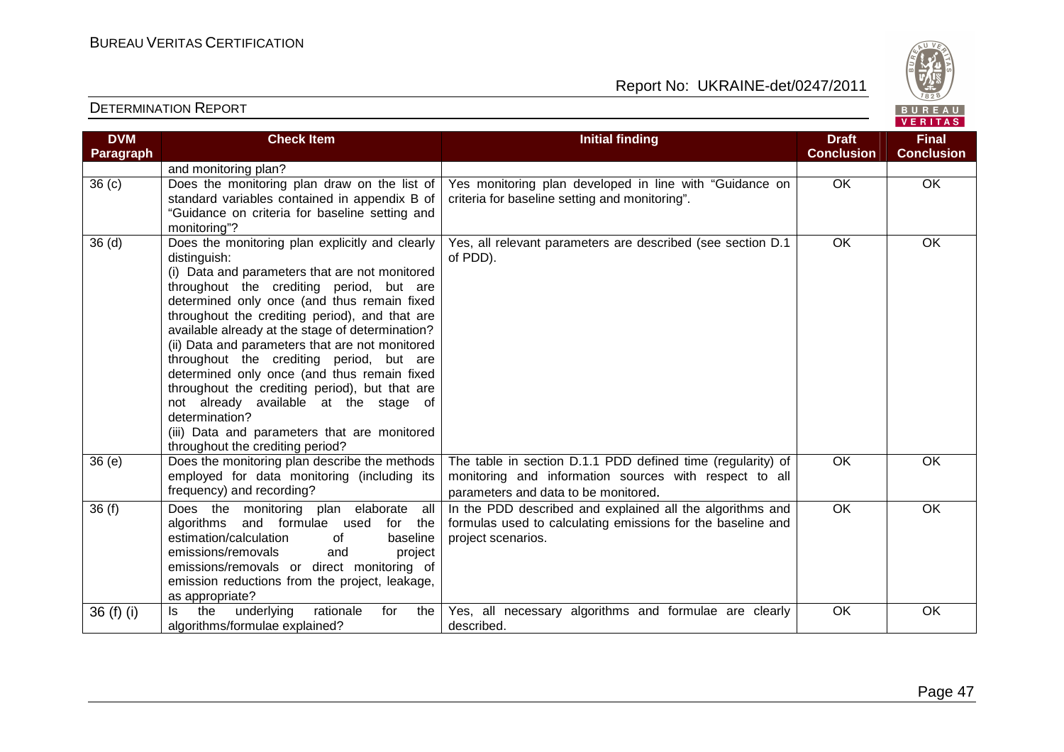| DVM Paragraph | Check Item | Initial finding | Draft Conclusion | Final Conclusion |
|---|---|---|---|---|
| | and monitoring plan? | | | |
| 36 (c) | Does the monitoring plan draw on the list of standard variables contained in appendix B of "Guidance on criteria for baseline setting and monitoring"? | Yes monitoring plan developed in line with "Guidance on criteria for baseline setting and monitoring". | OK | OK |
| 36 (d) | Does the monitoring plan explicitly and clearly distinguish:<br>(i) Data and parameters that are not monitored throughout the crediting period, but are determined only once (and thus remain fixed throughout the crediting period), and that are available already at the stage of determination?<br>(ii) Data and parameters that are not monitored throughout the crediting period, but are determined only once (and thus remain fixed throughout the crediting period), but that are not already available at the stage of determination?<br>(iii) Data and parameters that are monitored throughout the crediting period? | Yes, all relevant parameters are described (see section D.1 of PDD). | OK | OK |
| 36 (e) | Does the monitoring plan describe the methods employed for data monitoring (including its frequency) and recording? | The table in section D.1.1 PDD defined time (regularity) of monitoring and information sources with respect to all parameters and data to be monitored. | OK | OK |
| 36 (f) | Does the monitoring plan elaborate all algorithms and formulae used for the estimation/calculation of baseline emissions/removals and project emissions/removals or direct monitoring of emission reductions from the project, leakage, as appropriate? | In the PDD described and explained all the algorithms and formulas used to calculating emissions for the baseline and project scenarios. | OK | OK |
| 36 (f) (i) | Is the underlying rationale for the algorithms/formulae explained? | Yes, all necessary algorithms and formulae are clearly described. | OK | OK |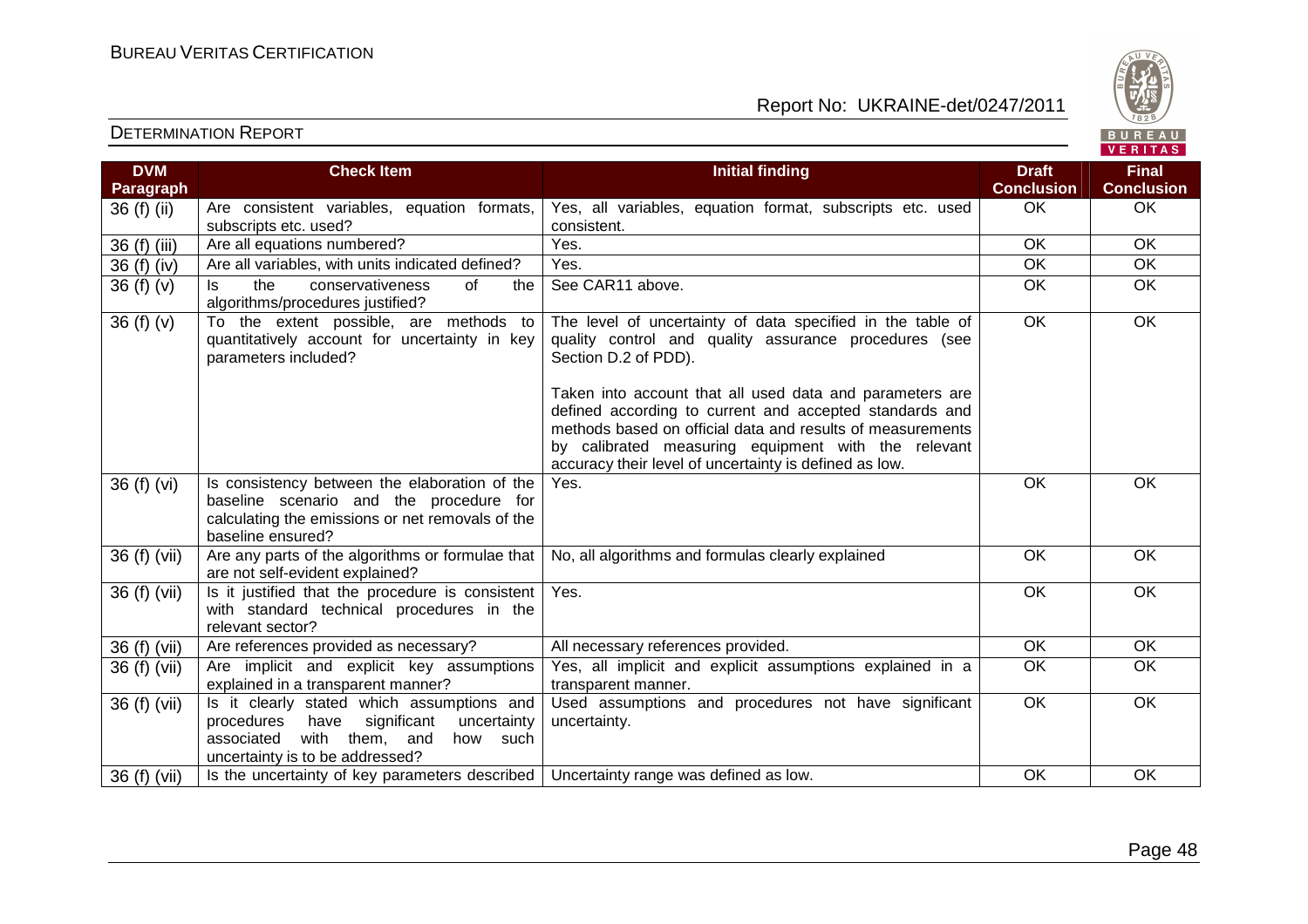| DVM Paragraph | Check Item | Initial finding | Draft Conclusion | Final Conclusion |
|---|---|---|---|---|
| 36 (f) (ii) | Are consistent variables, equation formats, subscripts etc. used? | Yes, all variables, equation format, subscripts etc. used consistent. | OK | OK |
| 36 (f) (iii) | Are all equations numbered? | Yes. | OK | OK |
| 36 (f) (iv) | Are all variables, with units indicated defined? | Yes. | OK | OK |
| 36 (f) (v) | Is the conservativeness of the algorithms/procedures justified? | See CAR11 above. | OK | OK |
| 36 (f) (v) | To the extent possible, are methods to quantitatively account for uncertainty in key parameters included? | The level of uncertainty of data specified in the table of quality control and quality assurance procedures (see Section D.2 of PDD).<br><br>Taken into account that all used data and parameters are defined according to current and accepted standards and methods based on official data and results of measurements by calibrated measuring equipment with the relevant accuracy their level of uncertainty is defined as low. | OK | OK |
| 36 (f) (vi) | Is consistency between the elaboration of the baseline scenario and the procedure for calculating the emissions or net removals of the baseline ensured? | Yes. | OK | OK |
| 36 (f) (vii) | Are any parts of the algorithms or formulae that are not self-evident explained? | No, all algorithms and formulas clearly explained | OK | OK |
| 36 (f) (vii) | Is it justified that the procedure is consistent with standard technical procedures in the relevant sector? | Yes. | OK | OK |
| 36 (f) (vii) | Are references provided as necessary? | All necessary references provided. | OK | OK |
| 36 (f) (vii) | Are implicit and explicit key assumptions explained in a transparent manner? | Yes, all implicit and explicit assumptions explained in a transparent manner. | OK | OK |
| 36 (f) (vii) | Is it clearly stated which assumptions and procedures have significant uncertainty associated with them, and how such uncertainty is to be addressed? | Used assumptions and procedures not have significant uncertainty. | OK | OK |
| 36 (f) (vii) | Is the uncertainty of key parameters described | Uncertainty range was defined as low. | OK | OK |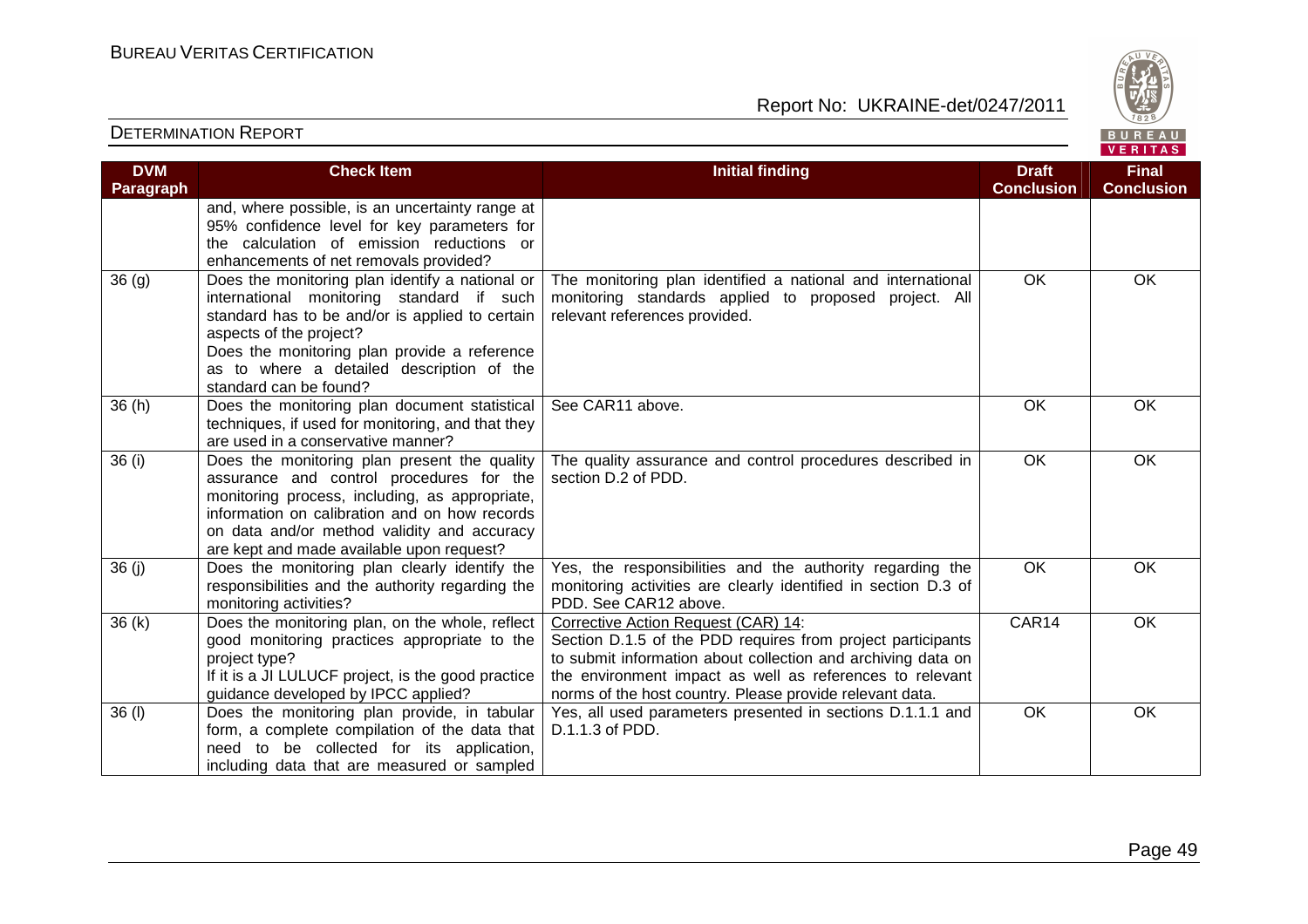| DVM Paragraph | Check Item | Initial finding | Draft Conclusion | Final Conclusion |
|---|---|---|---|---|
| | and, where possible, is an uncertainty range at 95% confidence level for key parameters for the calculation of emission reductions or enhancements of net removals provided? | | | |
| 36 (g) | Does the monitoring plan identify a national or international monitoring standard if such standard has to be and/or is applied to certain aspects of the project? Does the monitoring plan provide a reference as to where a detailed description of the standard can be found? | The monitoring plan identified a national and international monitoring standards applied to proposed project. All relevant references provided. | OK | OK |
| 36 (h) | Does the monitoring plan document statistical techniques, if used for monitoring, and that they are used in a conservative manner? | See CAR11 above. | OK | OK |
| 36 (i) | Does the monitoring plan present the quality assurance and control procedures for the monitoring process, including, as appropriate, information on calibration and on how records on data and/or method validity and accuracy are kept and made available upon request? | The quality assurance and control procedures described in section D.2 of PDD. | OK | OK |
| 36 (j) | Does the monitoring plan clearly identify the responsibilities and the authority regarding the monitoring activities? | Yes, the responsibilities and the authority regarding the monitoring activities are clearly identified in section D.3 of PDD. See CAR12 above. | OK | OK |
| 36 (k) | Does the monitoring plan, on the whole, reflect good monitoring practices appropriate to the project type? If it is a JI LULUCF project, is the good practice guidance developed by IPCC applied? | Corrective Action Request (CAR) 14: Section D.1.5 of the PDD requires from project participants to submit information about collection and archiving data on the environment impact as well as references to relevant norms of the host country. Please provide relevant data. | CAR14 | OK |
| 36 (l) | Does the monitoring plan provide, in tabular form, a complete compilation of the data that need to be collected for its application, including data that are measured or sampled | Yes, all used parameters presented in sections D.1.1.1 and D.1.1.3 of PDD. | OK | OK |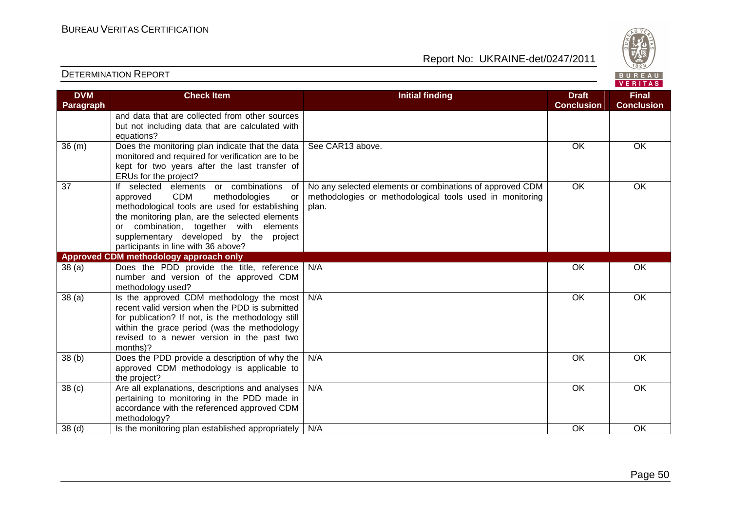| DVM Paragraph | Check Item | Initial finding | Draft Conclusion | Final Conclusion |
|---|---|---|---|---|
| | and data that are collected from other sources but not including data that are calculated with equations? | | | |
| 36 (m) | Does the monitoring plan indicate that the data monitored and required for verification are to be kept for two years after the last transfer of ERUs for the project? | See CAR13 above. | OK | OK |
| 37 | If selected elements or combinations of approved CDM methodologies or methodological tools are used for establishing the monitoring plan, are the selected elements or combination, together with elements supplementary developed by the project participants in line with 36 above? | No any selected elements or combinations of approved CDM methodologies or methodological tools used in monitoring plan. | OK | OK |
| **Approved CDM methodology approach only** | | | | |
| 38 (a) | Does the PDD provide the title, reference number and version of the approved CDM methodology used? | N/A | OK | OK |
| 38 (a) | Is the approved CDM methodology the most recent valid version when the PDD is submitted for publication? If not, is the methodology still within the grace period (was the methodology revised to a newer version in the past two months)? | N/A | OK | OK |
| 38 (b) | Does the PDD provide a description of why the approved CDM methodology is applicable to the project? | N/A | OK | OK |
| 38 (c) | Are all explanations, descriptions and analyses pertaining to monitoring in the PDD made in accordance with the referenced approved CDM methodology? | N/A | OK | OK |
| 38 (d) | Is the monitoring plan established appropriately | N/A | OK | OK |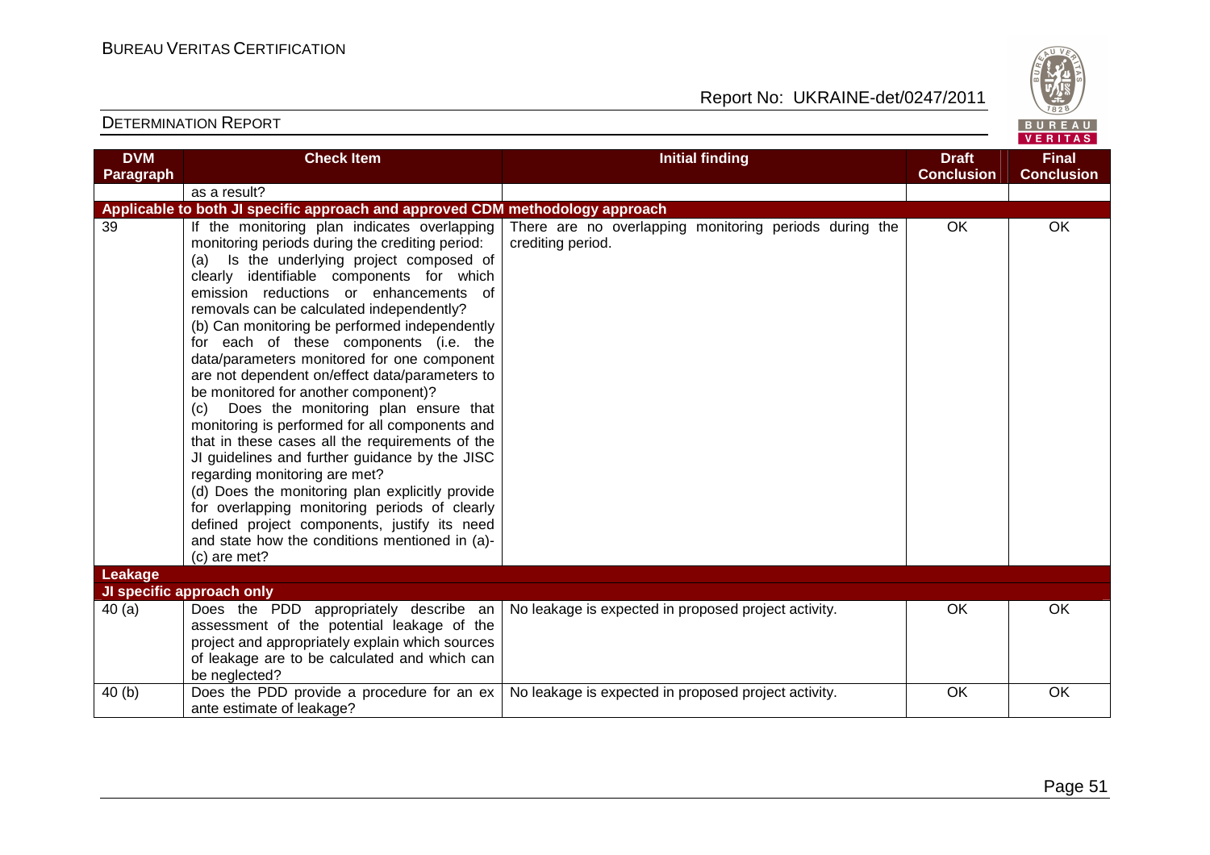| DVM Paragraph | Check Item | Initial finding | Draft Conclusion | Final Conclusion |
|---|---|---|---|---|
| | as a result? | | | |
| **Applicable to both JI specific approach and approved CDM methodology approach** | | | | |
| 39 | If the monitoring plan indicates overlapping monitoring periods during the crediting period:<br>(a) Is the underlying project composed of clearly identifiable components for which emission reductions or enhancements of removals can be calculated independently?<br>(b) Can monitoring be performed independently for each of these components (i.e. the data/parameters monitored for one component are not dependent on/effect data/parameters to be monitored for another component)?<br>(c) Does the monitoring plan ensure that monitoring is performed for all components and that in these cases all the requirements of the JI guidelines and further guidance by the JISC regarding monitoring are met?<br>(d) Does the monitoring plan explicitly provide for overlapping monitoring periods of clearly defined project components, justify its need and state how the conditions mentioned in (a)-(c) are met? | There are no overlapping monitoring periods during the crediting period. | OK | OK |
| **Leakage** | | | | |
| **JI specific approach only** | | | | |
| 40 (a) | Does the PDD appropriately describe an assessment of the potential leakage of the project and appropriately explain which sources of leakage are to be calculated and which can be neglected? | No leakage is expected in proposed project activity. | OK | OK |
| 40 (b) | Does the PDD provide a procedure for an ex ante estimate of leakage? | No leakage is expected in proposed project activity. | OK | OK |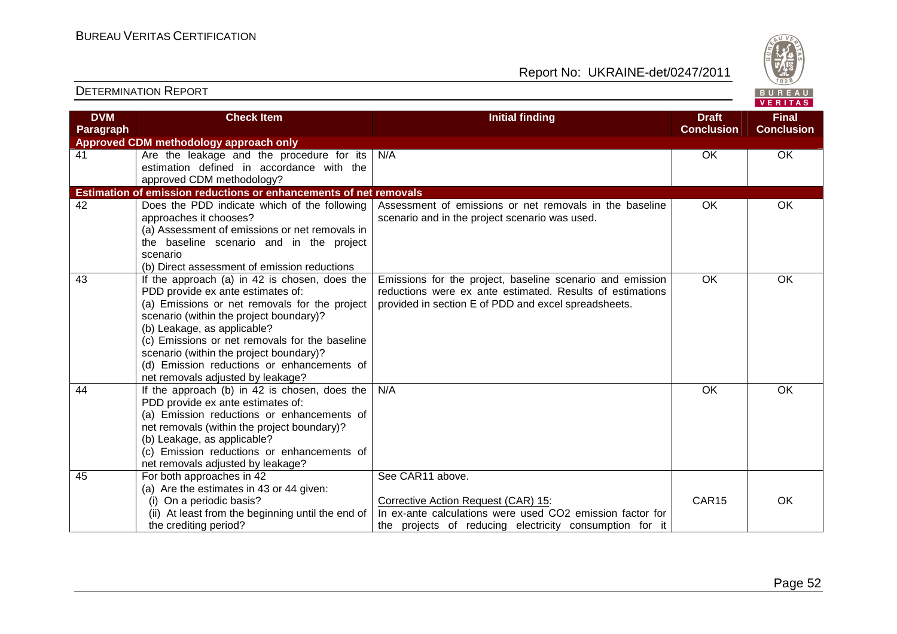| DVM Paragraph | Check Item | Initial finding | Draft Conclusion | Final Conclusion |
|---|---|---|---|---|
| **Approved CDM methodology approach only** | | | | |
| 41 | Are the leakage and the procedure for its estimation defined in accordance with the approved CDM methodology? | N/A | OK | OK |
| **Estimation of emission reductions or enhancements of net removals** | | | | |
| 42 | Does the PDD indicate which of the following approaches it chooses?<br>(a) Assessment of emissions or net removals in the baseline scenario and in the project scenario<br>(b) Direct assessment of emission reductions | Assessment of emissions or net removals in the baseline scenario and in the project scenario was used. | OK | OK |
| 43 | If the approach (a) in 42 is chosen, does the PDD provide ex ante estimates of:<br>(a) Emissions or net removals for the project scenario (within the project boundary)?<br>(b) Leakage, as applicable?<br>(c) Emissions or net removals for the baseline scenario (within the project boundary)?<br>(d) Emission reductions or enhancements of net removals adjusted by leakage? | Emissions for the project, baseline scenario and emission reductions were ex ante estimated. Results of estimations provided in section E of PDD and excel spreadsheets. | OK | OK |
| 44 | If the approach (b) in 42 is chosen, does the PDD provide ex ante estimates of:<br>(a) Emission reductions or enhancements of net removals (within the project boundary)?<br>(b) Leakage, as applicable?<br>(c) Emission reductions or enhancements of net removals adjusted by leakage? | N/A | OK | OK |
| 45 | For both approaches in 42<br>(a) Are the estimates in 43 or 44 given:<br>(i) On a periodic basis?<br>(ii) At least from the beginning until the end of the crediting period? | See CAR11 above.<br><br><u>Corrective Action Request (CAR) 15</u>:<br>In ex-ante calculations were used $CO_2$ emission factor for the projects of reducing electricity consumption for it | CAR15 | OK |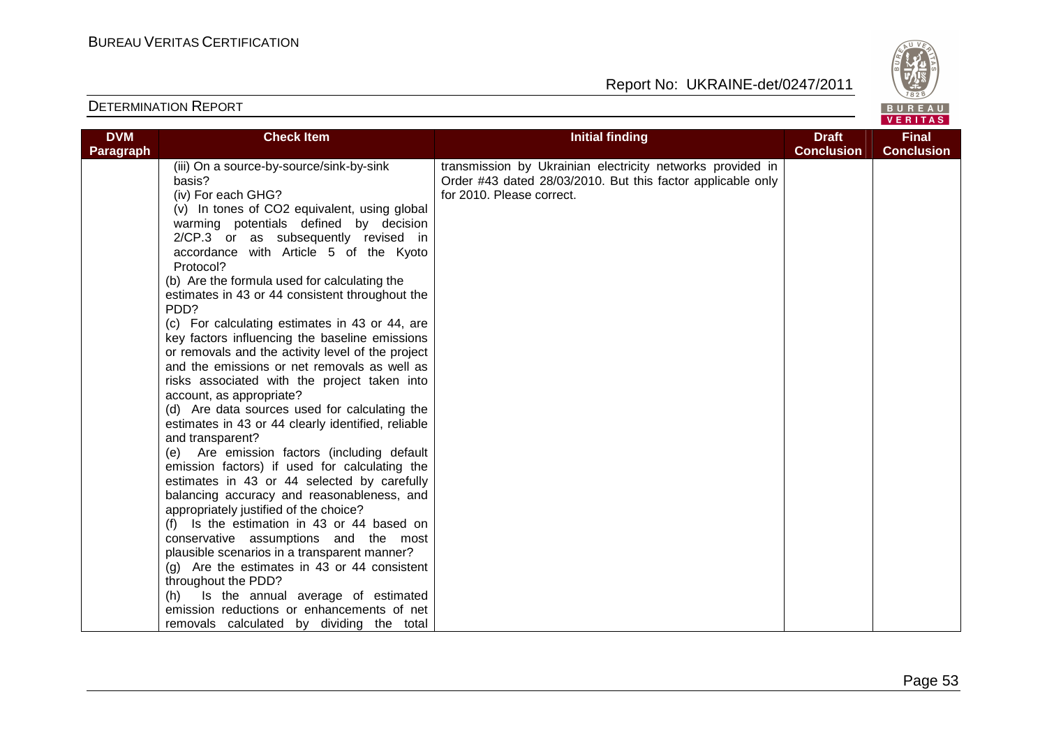| DVM Paragraph | Check Item | Initial finding | Draft Conclusion | Final Conclusion |
|---|---|---|---|---|
| | (iii) On a source-by-source/sink-by-sink basis?<br>(iv) For each GHG?<br>(v) In tones of $CO_2$ equivalent, using global warming potentials defined by decision 2/CP.3 or as subsequently revised in accordance with Article 5 of the Kyoto Protocol?<br>(b) Are the formula used for calculating the estimates in 43 or 44 consistent throughout the PDD?<br>(c) For calculating estimates in 43 or 44, are key factors influencing the baseline emissions or removals and the activity level of the project and the emissions or net removals as well as risks associated with the project taken into account, as appropriate?<br>(d) Are data sources used for calculating the estimates in 43 or 44 clearly identified, reliable and transparent?<br>(e) Are emission factors (including default emission factors) if used for calculating the estimates in 43 or 44 selected by carefully balancing accuracy and reasonableness, and appropriately justified of the choice?<br>(f) Is the estimation in 43 or 44 based on conservative assumptions and the most plausible scenarios in a transparent manner?<br>(g) Are the estimates in 43 or 44 consistent throughout the PDD?<br>(h) Is the annual average of estimated emission reductions or enhancements of net removals calculated by dividing the total | transmission by Ukrainian electricity networks provided in Order #43 dated 28/03/2010. But this factor applicable only for 2010. Please correct. | | |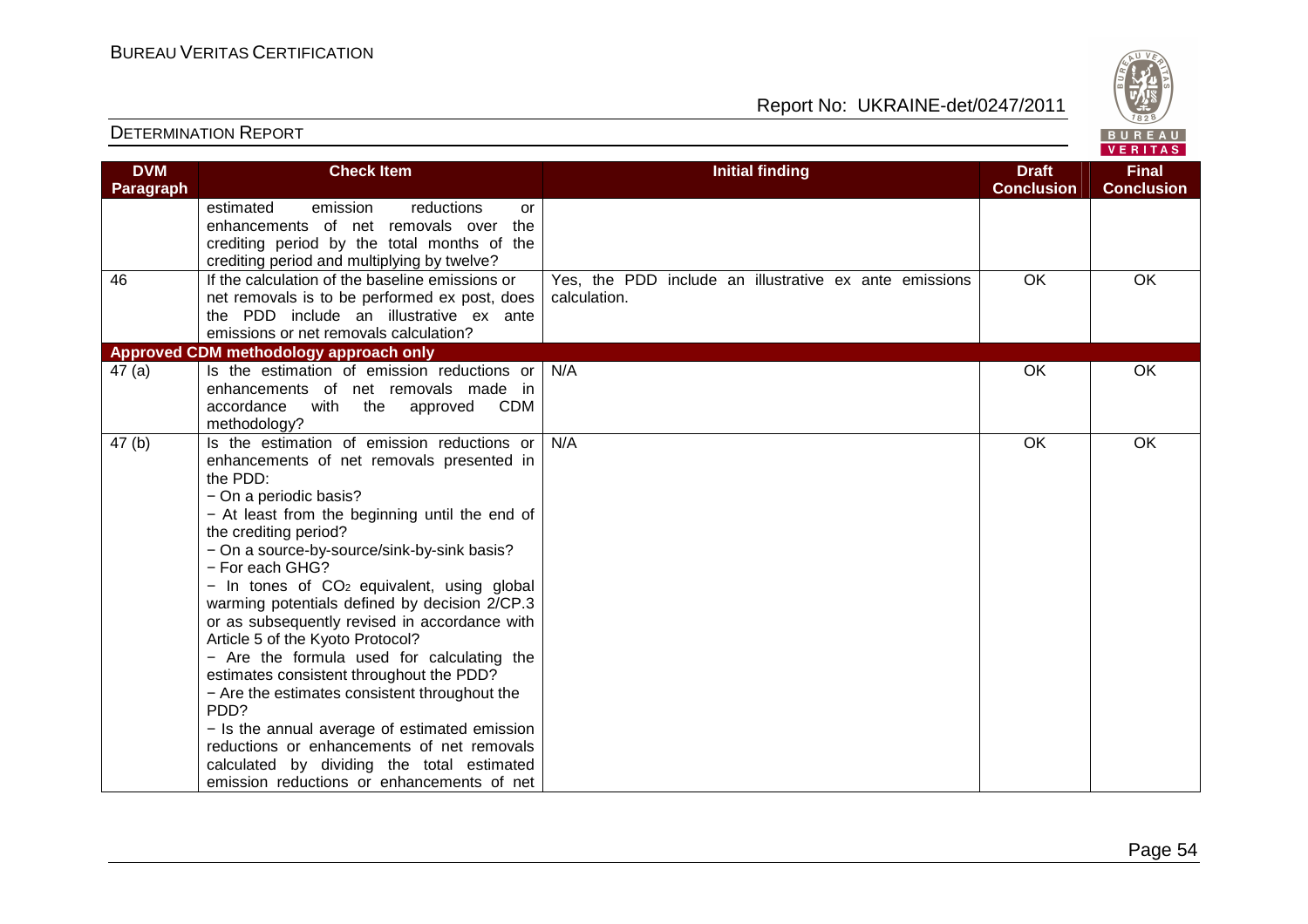| DVM Paragraph | Check Item | Initial finding | Draft Conclusion | Final Conclusion |
|---|---|---|---|---|
| | estimated emission reductions or enhancements of net removals over the crediting period by the total months of the crediting period and multiplying by twelve? | | | |
| 46 | If the calculation of the baseline emissions or net removals is to be performed ex post, does the PDD include an illustrative ex ante emissions or net removals calculation? | Yes, the PDD include an illustrative ex ante emissions calculation. | OK | OK |
| **Approved CDM methodology approach only** | | | | |
| 47 (a) | Is the estimation of emission reductions or enhancements of net removals made in accordance with the approved CDM methodology? | N/A | OK | OK |
| 47 (b) | Is the estimation of emission reductions or enhancements of net removals presented in the PDD:<br>− On a periodic basis?<br>− At least from the beginning until the end of the crediting period?<br>− On a source-by-source/sink-by-sink basis?<br>− For each GHG?<br>− In tones of $CO_2$ equivalent, using global warming potentials defined by decision 2/CP.3 or as subsequently revised in accordance with Article 5 of the Kyoto Protocol?<br>− Are the formula used for calculating the estimates consistent throughout the PDD?<br>− Are the estimates consistent throughout the PDD?<br>− Is the annual average of estimated emission reductions or enhancements of net removals calculated by dividing the total estimated emission reductions or enhancements of net | N/A | OK | OK |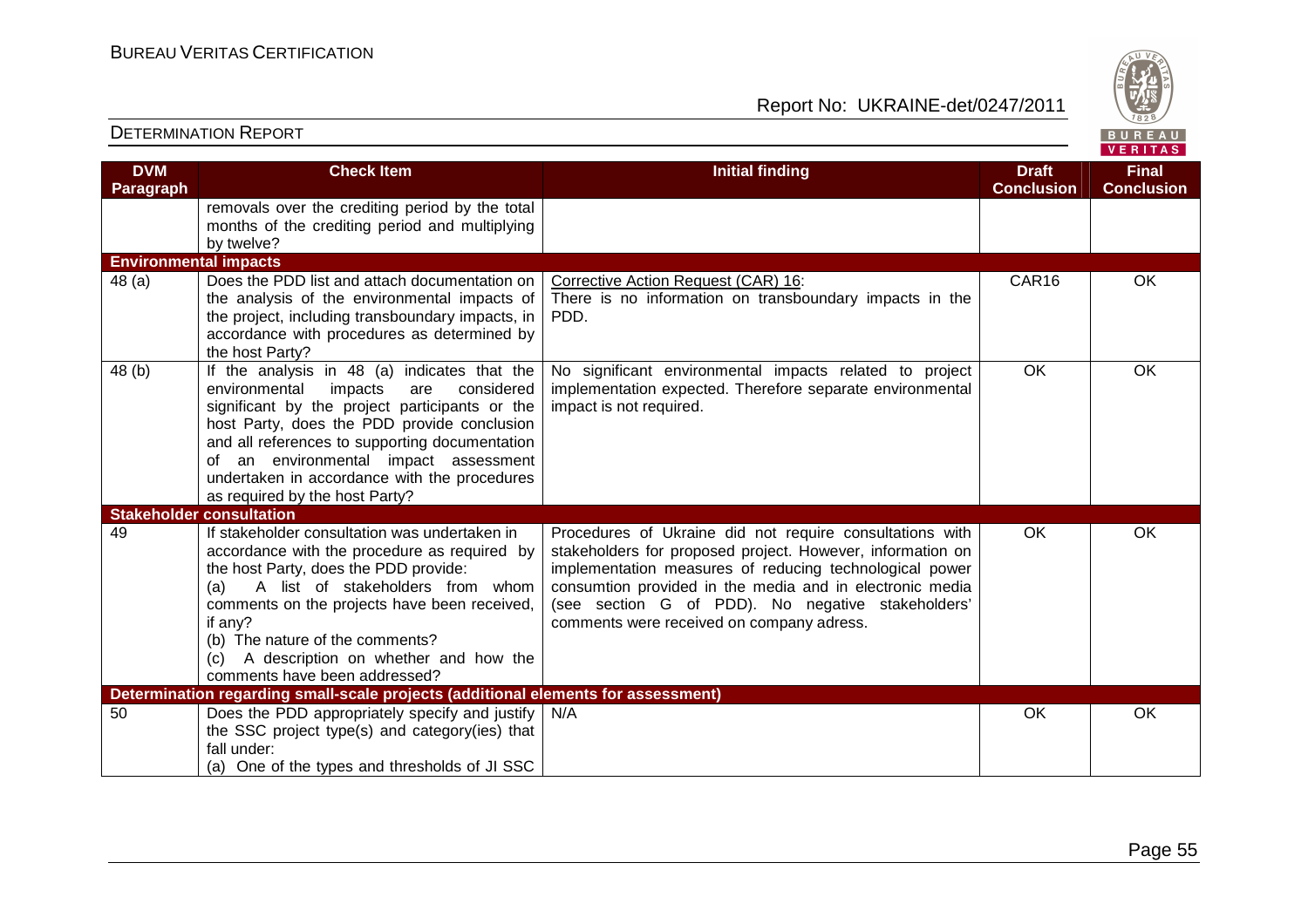| DVM Paragraph | Check Item | Initial finding | Draft Conclusion | Final Conclusion |
|---|---|---|---|---|
| | removals over the crediting period by the total months of the crediting period and multiplying by twelve? | | | |
| **Environmental impacts** | | | | |
| 48 (a) | Does the PDD list and attach documentation on the analysis of the environmental impacts of the project, including transboundary impacts, in accordance with procedures as determined by the host Party? | Corrective Action Request (CAR) 16: There is no information on transboundary impacts in the PDD. | CAR16 | OK |
| 48 (b) | If the analysis in 48 (a) indicates that the environmental impacts are considered significant by the project participants or the host Party, does the PDD provide conclusion and all references to supporting documentation of an environmental impact assessment undertaken in accordance with the procedures as required by the host Party? | No significant environmental impacts related to project implementation expected. Therefore separate environmental impact is not required. | OK | OK |
| **Stakeholder consultation** | | | | |
| 49 | If stakeholder consultation was undertaken in accordance with the procedure as required by the host Party, does the PDD provide:<br>(a) A list of stakeholders from whom comments on the projects have been received, if any?<br>(b) The nature of the comments?<br>(c) A description on whether and how the comments have been addressed? | Procedures of Ukraine did not require consultations with stakeholders for proposed project. However, information on implementation measures of reducing technological power consumtion provided in the media and in electronic media (see section G of PDD). No negative stakeholders' comments were received on company adress. | OK | OK |
| **Determination regarding small-scale projects (additional elements for assessment)** | | | | |
| 50 | Does the PDD appropriately specify and justify the SSC project type(s) and category(ies) that fall under:<br>(a) One of the types and thresholds of JI SSC | N/A | OK | OK |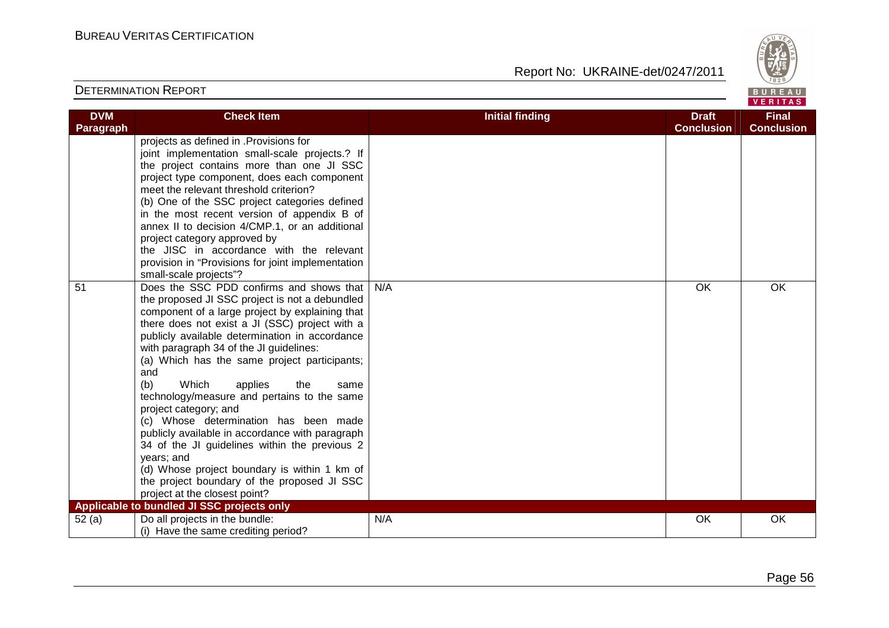| DVM Paragraph | Check Item | Initial finding | Draft Conclusion | Final Conclusion |
|---|---|---|---|---|
| | projects as defined in .Provisions for joint implementation small-scale projects.? If the project contains more than one JI SSC project type component, does each component meet the relevant threshold criterion?<br>(b) One of the SSC project categories defined in the most recent version of appendix B of annex II to decision 4/CMP.1, or an additional project category approved by the JISC in accordance with the relevant provision in "Provisions for joint implementation small-scale projects"? | | | |
| 51 | Does the SSC PDD confirms and shows that the proposed JI SSC project is not a debundled component of a large project by explaining that there does not exist a JI (SSC) project with a publicly available determination in accordance with paragraph 34 of the JI guidelines:<br>(a) Which has the same project participants; and<br>(b) Which applies the same technology/measure and pertains to the same project category; and<br>(c) Whose determination has been made publicly available in accordance with paragraph 34 of the JI guidelines within the previous 2 years; and<br>(d) Whose project boundary is within 1 km of the project boundary of the proposed JI SSC project at the closest point? | N/A | OK | OK |
| **Applicable to bundled JI SSC projects only** | | | | |
| 52 (a) | Do all projects in the bundle:<br>(i) Have the same crediting period? | N/A | OK | OK |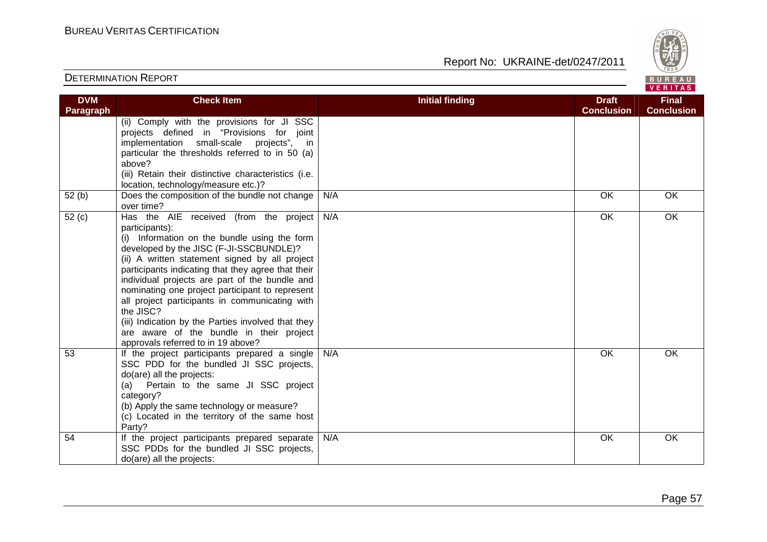| DVM Paragraph | Check Item | Initial finding | Draft Conclusion | Final Conclusion |
|---|---|---|---|---|
| | (ii) Comply with the provisions for JI SSC projects defined in "Provisions for joint implementation small-scale projects", in particular the thresholds referred to in 50 (a) above?<br>(iii) Retain their distinctive characteristics (i.e. location, technology/measure etc.)? | | | |
| 52 (b) | Does the composition of the bundle not change over time? | N/A | OK | OK |
| 52 (c) | Has the AIE received (from the project participants):<br>(i) Information on the bundle using the form developed by the JISC (F-JI-SSCBUNDLE)?<br>(ii) A written statement signed by all project participants indicating that they agree that their individual projects are part of the bundle and nominating one project participant to represent all project participants in communicating with the JISC?<br>(iii) Indication by the Parties involved that they are aware of the bundle in their project approvals referred to in 19 above? | N/A | OK | OK |
| 53 | If the project participants prepared a single SSC PDD for the bundled JI SSC projects, do(are) all the projects:<br>(a) Pertain to the same JI SSC project category?<br>(b) Apply the same technology or measure?<br>(c) Located in the territory of the same host Party? | N/A | OK | OK |
| 54 | If the project participants prepared separate SSC PDDs for the bundled JI SSC projects, do(are) all the projects: | N/A | OK | OK |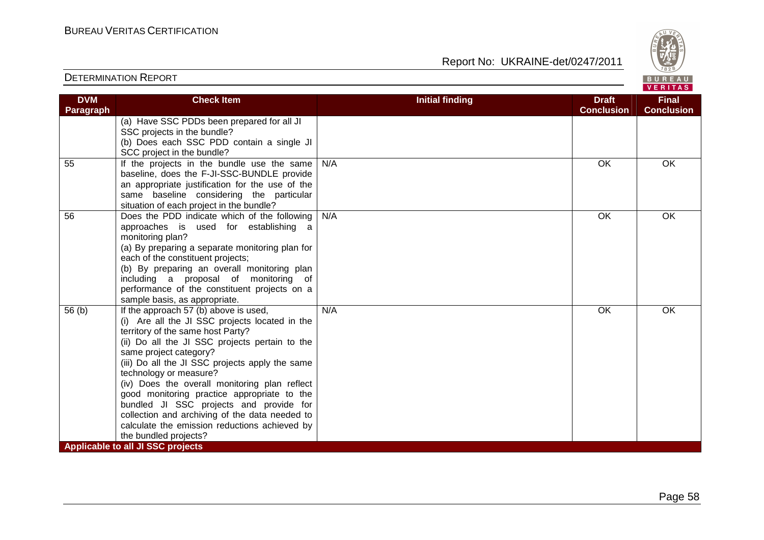| DVM Paragraph | Check Item | Initial finding | Draft Conclusion | Final Conclusion |
|---|---|---|---|---|
| | (a) Have SSC PDDs been prepared for all JI SSC projects in the bundle?<br>(b) Does each SSC PDD contain a single JI SCC project in the bundle? | | | |
| 55 | If the projects in the bundle use the same baseline, does the F-JI-SSC-BUNDLE provide an appropriate justification for the use of the same baseline considering the particular situation of each project in the bundle? | N/A | OK | OK |
| 56 | Does the PDD indicate which of the following approaches is used for establishing a monitoring plan?<br>(a) By preparing a separate monitoring plan for each of the constituent projects;<br>(b) By preparing an overall monitoring plan including a proposal of monitoring of performance of the constituent projects on a sample basis, as appropriate. | N/A | OK | OK |
| 56 (b) | If the approach 57 (b) above is used,<br>(i) Are all the JI SSC projects located in the territory of the same host Party?<br>(ii) Do all the JI SSC projects pertain to the same project category?<br>(iii) Do all the JI SSC projects apply the same technology or measure?<br>(iv) Does the overall monitoring plan reflect good monitoring practice appropriate to the bundled JI SSC projects and provide for collection and archiving of the data needed to calculate the emission reductions achieved by the bundled projects? | N/A | OK | OK |
| **Applicable to all JI SSC projects** | | | | |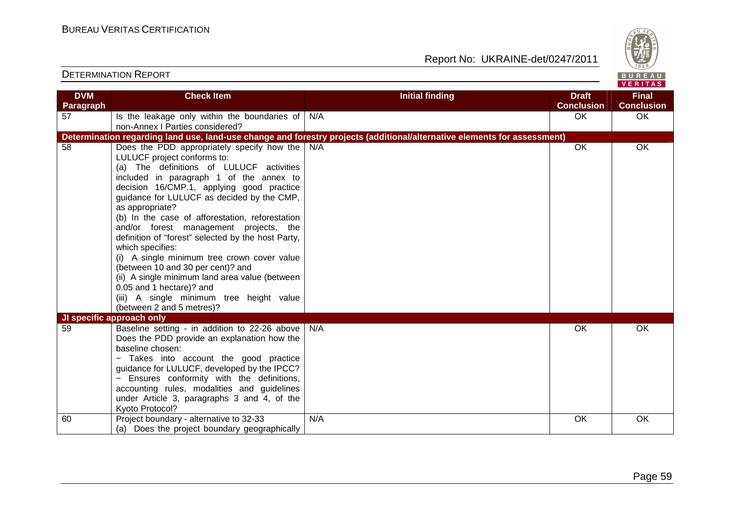| DVM Paragraph | Check Item | Initial finding | Draft Conclusion | Final Conclusion |
|---|---|---|---|---|
| 57 | Is the leakage only within the boundaries of non-Annex I Parties considered? | N/A | OK | OK |
| **Determination regarding land use, land-use change and forestry projects (additional/alternative elements for assessment)** | | | | |
| 58 | Does the PDD appropriately specify how the LULUCF project conforms to:<br>(a) The definitions of LULUCF activities included in paragraph 1 of the annex to decision 16/CMP.1, applying good practice guidance for LULUCF as decided by the CMP, as appropriate?<br>(b) In the case of afforestation, reforestation and/or forest management projects, the definition of "forest" selected by the host Party, which specifies:<br>(i) A single minimum tree crown cover value (between 10 and 30 per cent)? and<br>(ii) A single minimum land area value (between 0.05 and 1 hectare)? and<br>(iii) A single minimum tree height value (between 2 and 5 metres)? | N/A | OK | OK |
| **JI specific approach only** | | | | |
| 59 | Baseline setting - in addition to 22-26 above<br>Does the PDD provide an explanation how the baseline chosen:<br>− Takes into account the good practice guidance for LULUCF, developed by the IPCC?<br>− Ensures conformity with the definitions, accounting rules, modalities and guidelines under Article 3, paragraphs 3 and 4, of the Kyoto Protocol? | N/A | OK | OK |
| 60 | Project boundary - alternative to 32-33<br>(a) Does the project boundary geographically | N/A | OK | OK |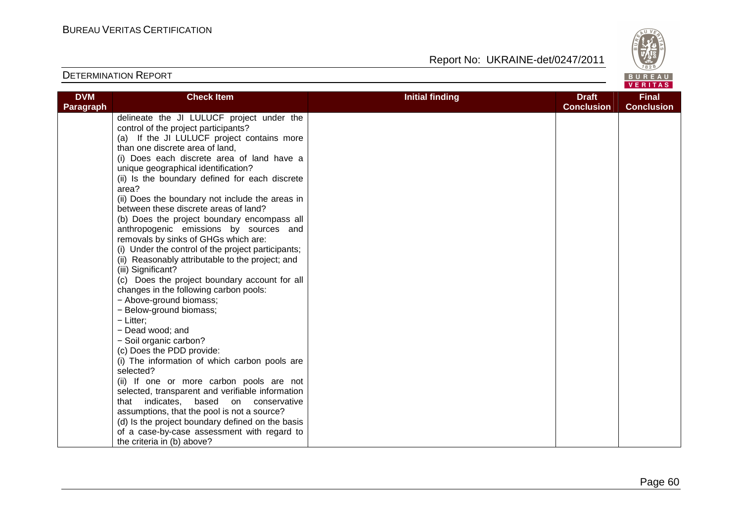| DVM Paragraph | Check Item | Initial finding | Draft Conclusion | Final Conclusion |
|---|---|---|---|---|
| | delineate the JI LULUCF project under the control of the project participants?<br>(a) If the JI LULUCF project contains more than one discrete area of land,<br>(i) Does each discrete area of land have a unique geographical identification?<br>(ii) Is the boundary defined for each discrete area?<br>(ii) Does the boundary not include the areas in between these discrete areas of land?<br>(b) Does the project boundary encompass all anthropogenic emissions by sources and removals by sinks of GHGs which are:<br>(i) Under the control of the project participants;<br>(ii) Reasonably attributable to the project; and<br>(iii) Significant?<br>(c) Does the project boundary account for all changes in the following carbon pools:<br>− Above-ground biomass;<br>− Below-ground biomass;<br>− Litter;<br>− Dead wood; and<br>− Soil organic carbon?<br>(c) Does the PDD provide:<br>(i) The information of which carbon pools are selected?<br>(ii) If one or more carbon pools are not selected, transparent and verifiable information that indicates, based on conservative assumptions, that the pool is not a source?<br>(d) Is the project boundary defined on the basis of a case-by-case assessment with regard to the criteria in (b) above? | | | |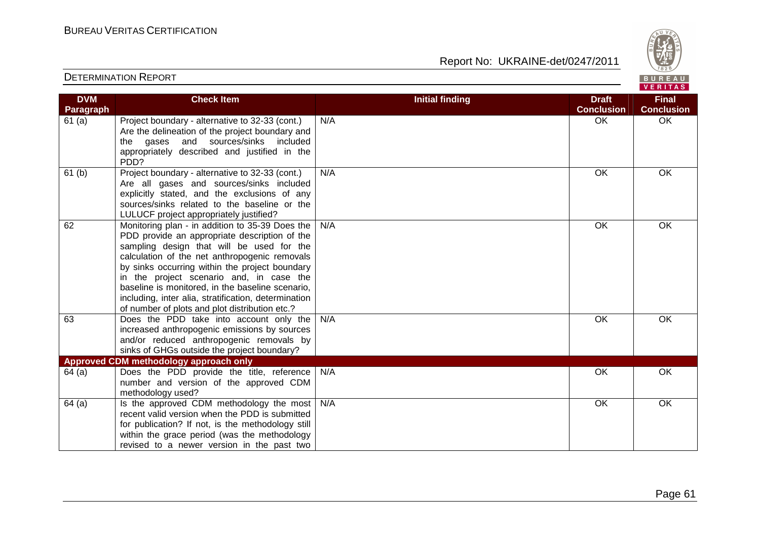| DVM Paragraph | Check Item | Initial finding | Draft Conclusion | Final Conclusion |
|---|---|---|---|---|
| 61 (a) | Project boundary - alternative to 32-33 (cont.) Are the delineation of the project boundary and the gases and sources/sinks included appropriately described and justified in the PDD? | N/A | OK | OK |
| 61 (b) | Project boundary - alternative to 32-33 (cont.) Are all gases and sources/sinks included explicitly stated, and the exclusions of any sources/sinks related to the baseline or the LULUCF project appropriately justified? | N/A | OK | OK |
| 62 | Monitoring plan - in addition to 35-39 Does the PDD provide an appropriate description of the sampling design that will be used for the calculation of the net anthropogenic removals by sinks occurring within the project boundary in the project scenario and, in case the baseline is monitored, in the baseline scenario, including, inter alia, stratification, determination of number of plots and plot distribution etc.? | N/A | OK | OK |
| 63 | Does the PDD take into account only the increased anthropogenic emissions by sources and/or reduced anthropogenic removals by sinks of GHGs outside the project boundary? | N/A | OK | OK |
| **Approved CDM methodology approach only** | | | | |
| 64 (a) | Does the PDD provide the title, reference number and version of the approved CDM methodology used? | N/A | OK | OK |
| 64 (a) | Is the approved CDM methodology the most recent valid version when the PDD is submitted for publication? If not, is the methodology still within the grace period (was the methodology revised to a newer version in the past two | N/A | OK | OK |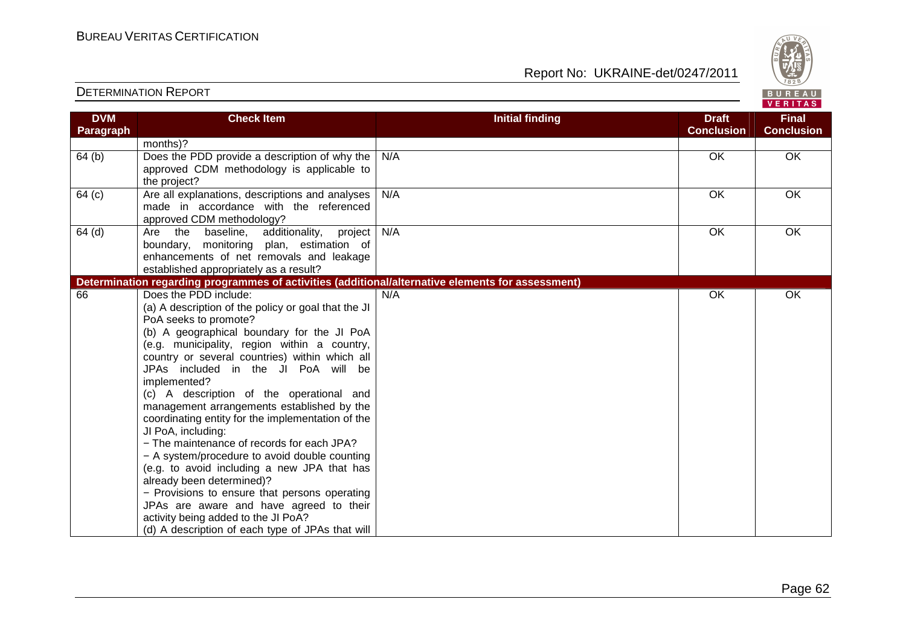| DVM Paragraph | Check Item | Initial finding | Draft Conclusion | Final Conclusion |
|---|---|---|---|---|
| | months)? | | | |
| 64 (b) | Does the PDD provide a description of why the approved CDM methodology is applicable to the project? | N/A | OK | OK |
| 64 (c) | Are all explanations, descriptions and analyses made in accordance with the referenced approved CDM methodology? | N/A | OK | OK |
| 64 (d) | Are the baseline, additionality, project boundary, monitoring plan, estimation of enhancements of net removals and leakage established appropriately as a result? | N/A | OK | OK |
| **Determination regarding programmes of activities (additional/alternative elements for assessment)** | | | | |
| 66 | Does the PDD include:<br>(a) A description of the policy or goal that the JI PoA seeks to promote?<br>(b) A geographical boundary for the JI PoA (e.g. municipality, region within a country, country or several countries) within which all JPAs included in the JI PoA will be implemented?<br>(c) A description of the operational and management arrangements established by the coordinating entity for the implementation of the JI PoA, including:<br>− The maintenance of records for each JPA?<br>− A system/procedure to avoid double counting (e.g. to avoid including a new JPA that has already been determined)?<br>− Provisions to ensure that persons operating JPAs are aware and have agreed to their activity being added to the JI PoA?<br>(d) A description of each type of JPAs that will | N/A | OK | OK |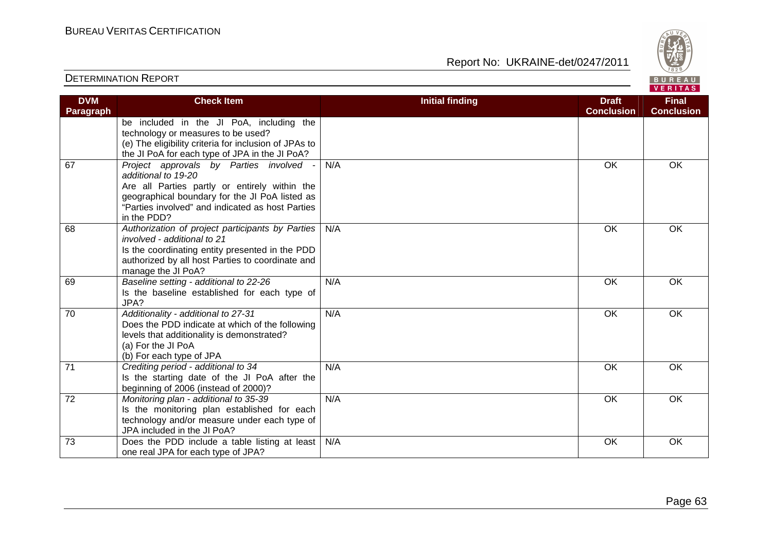| DVM Paragraph | Check Item | Initial finding | Draft Conclusion | Final Conclusion |
|---|---|---|---|---|
| | be included in the JI PoA, including the technology or measures to be used?<br>(e) The eligibility criteria for inclusion of JPAs to the JI PoA for each type of JPA in the JI PoA? | | | |
| 67 | *Project approvals by Parties involved - additional to 19-20*<br>Are all Parties partly or entirely within the geographical boundary for the JI PoA listed as "Parties involved" and indicated as host Parties in the PDD? | N/A | OK | OK |
| 68 | *Authorization of project participants by Parties involved - additional to 21*<br>Is the coordinating entity presented in the PDD authorized by all host Parties to coordinate and manage the JI PoA? | N/A | OK | OK |
| 69 | *Baseline setting - additional to 22-26*<br>Is the baseline established for each type of JPA? | N/A | OK | OK |
| 70 | *Additionality - additional to 27-31*<br>Does the PDD indicate at which of the following levels that additionality is demonstrated?<br>(a) For the JI PoA<br>(b) For each type of JPA | N/A | OK | OK |
| 71 | *Crediting period - additional to 34*<br>Is the starting date of the JI PoA after the beginning of 2006 (instead of 2000)? | N/A | OK | OK |
| 72 | *Monitoring plan - additional to 35-39*<br>Is the monitoring plan established for each technology and/or measure under each type of JPA included in the JI PoA? | N/A | OK | OK |
| 73 | Does the PDD include a table listing at least one real JPA for each type of JPA? | N/A | OK | OK |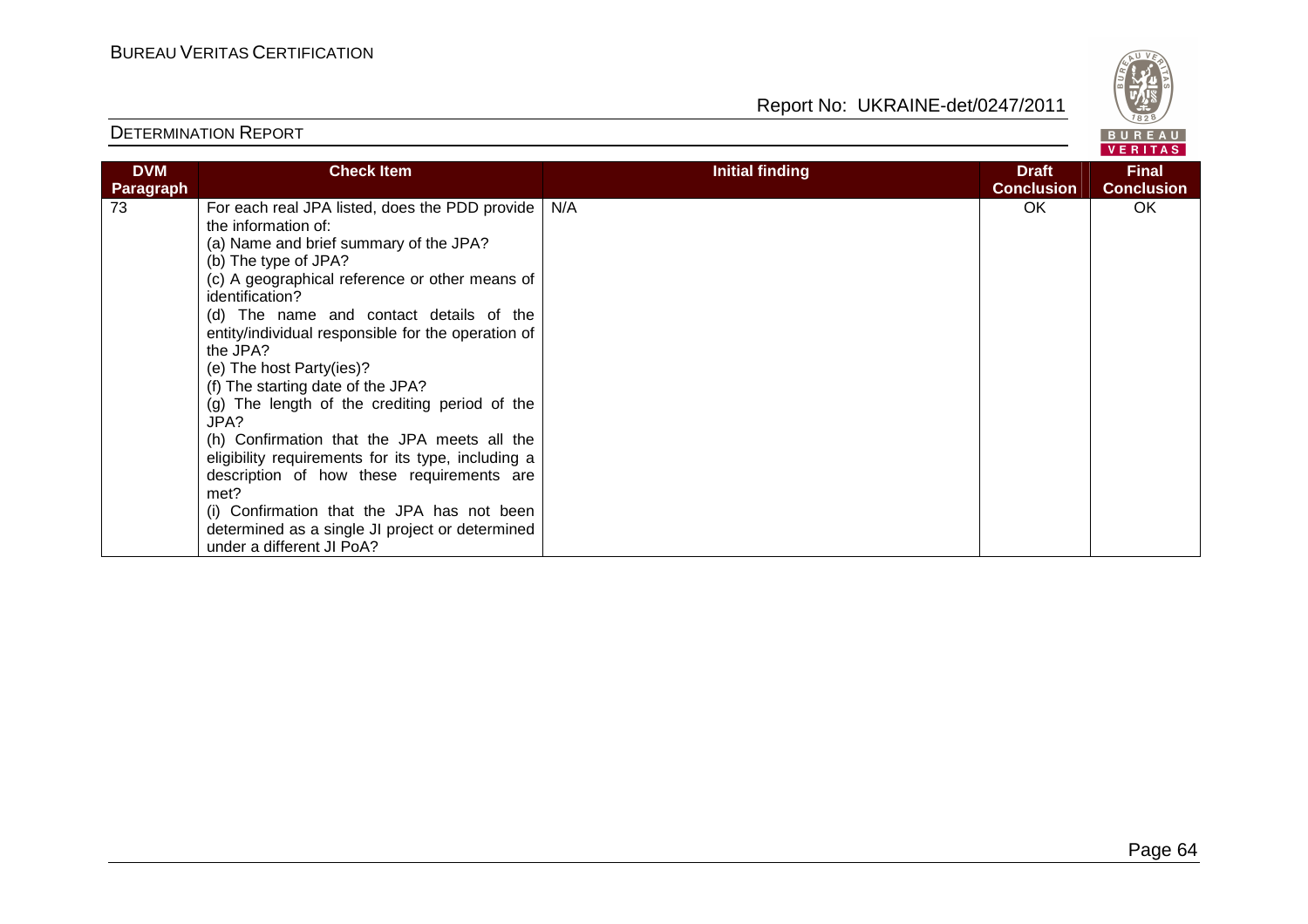| DVM Paragraph | Check Item | Initial finding | Draft Conclusion | Final Conclusion |
|---|---|---|---|---|
| 73 | For each real JPA listed, does the PDD provide the information of:<br>(a) Name and brief summary of the JPA?<br>(b) The type of JPA?<br>(c) A geographical reference or other means of identification?<br>(d) The name and contact details of the entity/individual responsible for the operation of the JPA?<br>(e) The host Party(ies)?<br>(f) The starting date of the JPA?<br>(g) The length of the crediting period of the JPA?<br>(h) Confirmation that the JPA meets all the eligibility requirements for its type, including a description of how these requirements are met?<br>(i) Confirmation that the JPA has not been determined as a single JI project or determined under a different JI PoA? | N/A | OK | OK |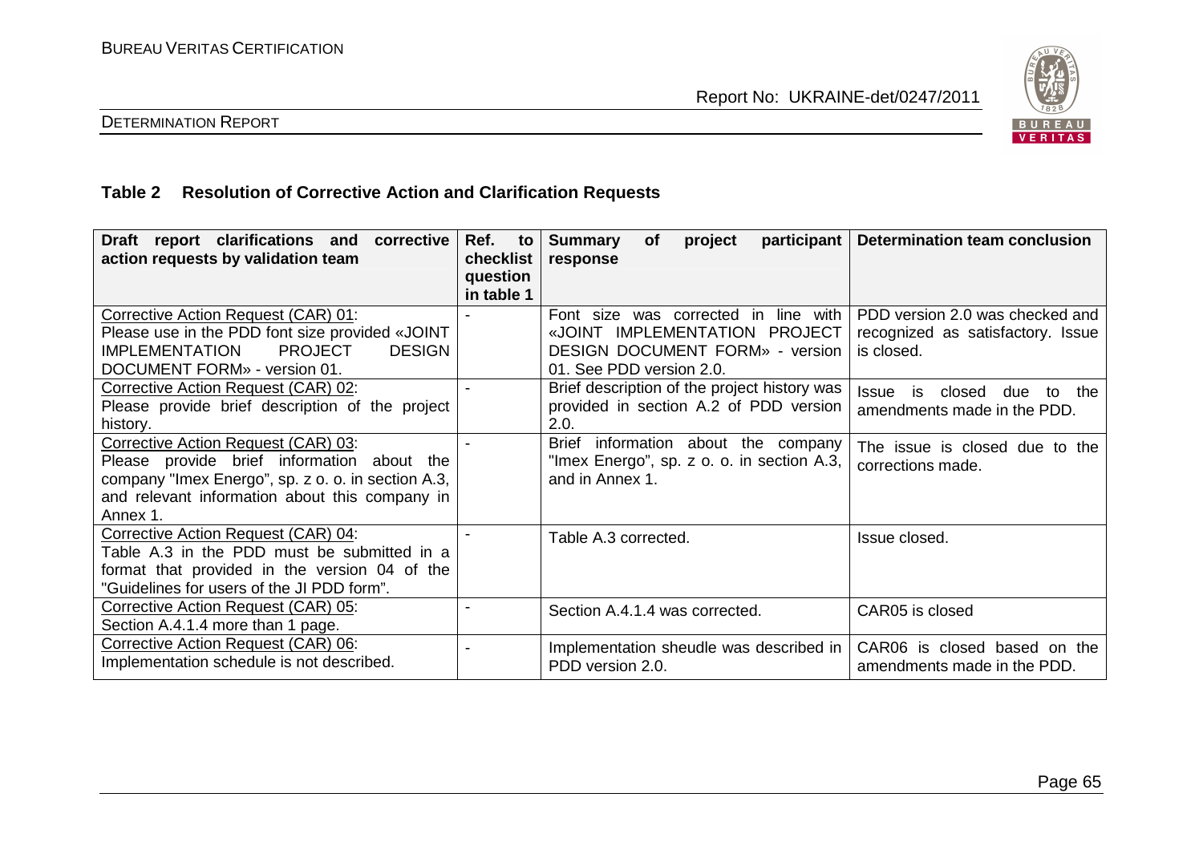## Table 2 Resolution of Corrective Action and Clarification Requests

| Draft report clarifications and corrective action requests by validation team | Ref. to checklist question in table 1 | Summary of project participant response | Determination team conclusion |
|---|---|---|---|
| Corrective Action Request (CAR) 01: Please use in the PDD font size provided «JOINT IMPLEMENTATION PROJECT DESIGN DOCUMENT FORM» - version 01. | - | Font size was corrected in line with «JOINT IMPLEMENTATION PROJECT DESIGN DOCUMENT FORM» - version 01. See PDD version 2.0. | PDD version 2.0 was checked and recognized as satisfactory. Issue is closed. |
| Corrective Action Request (CAR) 02: Please provide brief description of the project history. | - | Brief description of the project history was provided in section A.2 of PDD version 2.0. | Issue is closed due to the amendments made in the PDD. |
| Corrective Action Request (CAR) 03: Please provide brief information about the company "Imex Energo", sp. z o. o. in section A.3, and relevant information about this company in Annex 1. | - | Brief information about the company "Imex Energo", sp. z o. o. in section A.3, and in Annex 1. | The issue is closed due to the corrections made. |
| Corrective Action Request (CAR) 04: Table A.3 in the PDD must be submitted in a format that provided in the version 04 of the "Guidelines for users of the JI PDD form". | - | Table A.3 corrected. | Issue closed. |
| Corrective Action Request (CAR) 05: Section A.4.1.4 more than 1 page. | - | Section A.4.1.4 was corrected. | CAR05 is closed |
| Corrective Action Request (CAR) 06: Implementation schedule is not described. | - | Implementation sheudle was described in PDD version 2.0. | CAR06 is closed based on the amendments made in the PDD. |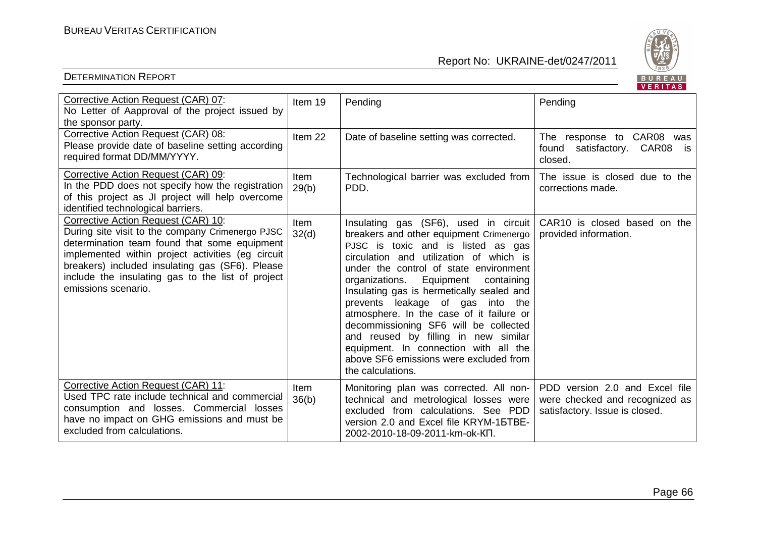| Corrective Action Request (CAR) 07: No Letter of Aapproval of the project issued by the sponsor party. | Item 19 | Pending | Pending |
|---|---|---|---|
| Corrective Action Request (CAR) 08: Please provide date of baseline setting according required format DD/MM/YYYY. | Item 22 | Date of baseline setting was corrected. | The response to CAR08 was found satisfactory. CAR08 is closed. |
| Corrective Action Request (CAR) 09: In the PDD does not specify how the registration of this project as JI project will help overcome identified technological barriers. | Item 29(b) | Technological barrier was excluded from PDD. | The issue is closed due to the corrections made. |
| Corrective Action Request (CAR) 10: During site visit to the company Crimenergo PJSC determination team found that some equipment implemented within project activities (eg circuit breakers) included insulating gas (SF6). Please include the insulating gas to the list of project emissions scenario. | Item 32(d) | Insulating gas (SF6), used in circuit breakers and other equipment Crimenergo PJSC is toxic and is listed as gas circulation and utilization of which is under the control of state environment organizations. Equipment containing Insulating gas is hermetically sealed and prevents leakage of gas into the atmosphere. In the case of it failure or decommissioning SF6 will be collected and reused by filling in new similar equipment. In connection with all the above SF6 emissions were excluded from the calculations. | CAR10 is closed based on the provided information. |
| Corrective Action Request (CAR) 11: Used TPC rate include technical and commercial consumption and losses. Commercial losses have no impact on GHG emissions and must be excluded from calculations. | Item 36(b) | Monitoring plan was corrected. All non-technical and metrological losses were excluded from calculations. See PDD version 2.0 and Excel file KRYM-1БТВЕ-2002-2010-18-09-2011-km-ok-КП. | PDD version 2.0 and Excel file were checked and recognized as satisfactory. Issue is closed. |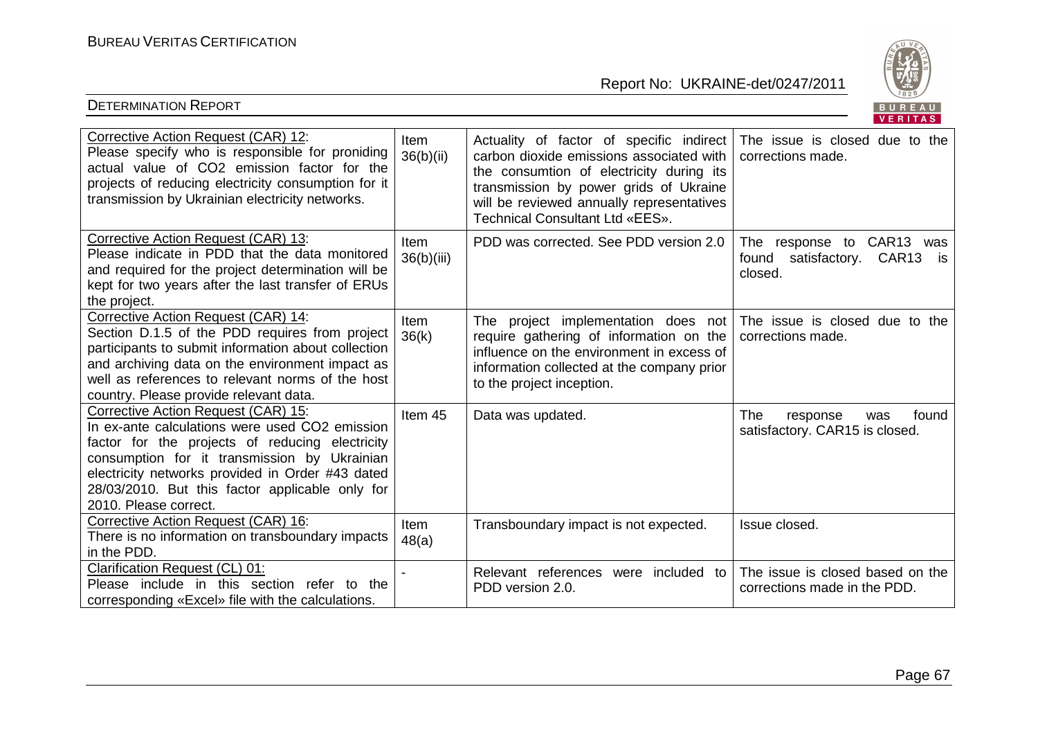| | | | |
|---|---|---|---|
| Corrective Action Request (CAR) 12: Please specify who is responsible for proniding actual value of $CO_2$ emission factor for the projects of reducing electricity consumption for it transmission by Ukrainian electricity networks. | Item 36(b)(ii) | Actuality of factor of specific indirect carbon dioxide emissions associated with the consumtion of electricity during its transmission by power grids of Ukraine will be reviewed annually representatives Technical Consultant Ltd «EES». | The issue is closed due to the corrections made. |
| Corrective Action Request (CAR) 13: Please indicate in PDD that the data monitored and required for the project determination will be kept for two years after the last transfer of ERUs the project. | Item 36(b)(iii) | PDD was corrected. See PDD version 2.0 | The response to CAR13 was found satisfactory. CAR13 is closed. |
| Corrective Action Request (CAR) 14: Section D.1.5 of the PDD requires from project participants to submit information about collection and archiving data on the environment impact as well as references to relevant norms of the host country. Please provide relevant data. | Item 36(k) | The project implementation does not require gathering of information on the influence on the environment in excess of information collected at the company prior to the project inception. | The issue is closed due to the corrections made. |
| Corrective Action Request (CAR) 15: In ex-ante calculations were used $CO_2$ emission factor for the projects of reducing electricity consumption for it transmission by Ukrainian electricity networks provided in Order #43 dated 28/03/2010. But this factor applicable only for 2010. Please correct. | Item 45 | Data was updated. | The response was found satisfactory. CAR15 is closed. |
| Corrective Action Request (CAR) 16: There is no information on transboundary impacts in the PDD. | Item 48(a) | Transboundary impact is not expected. | Issue closed. |
| Clarification Request (CL) 01: Please include in this section refer to the corresponding «Excel» file with the calculations. | - | Relevant references were included to PDD version 2.0. | The issue is closed based on the corrections made in the PDD. |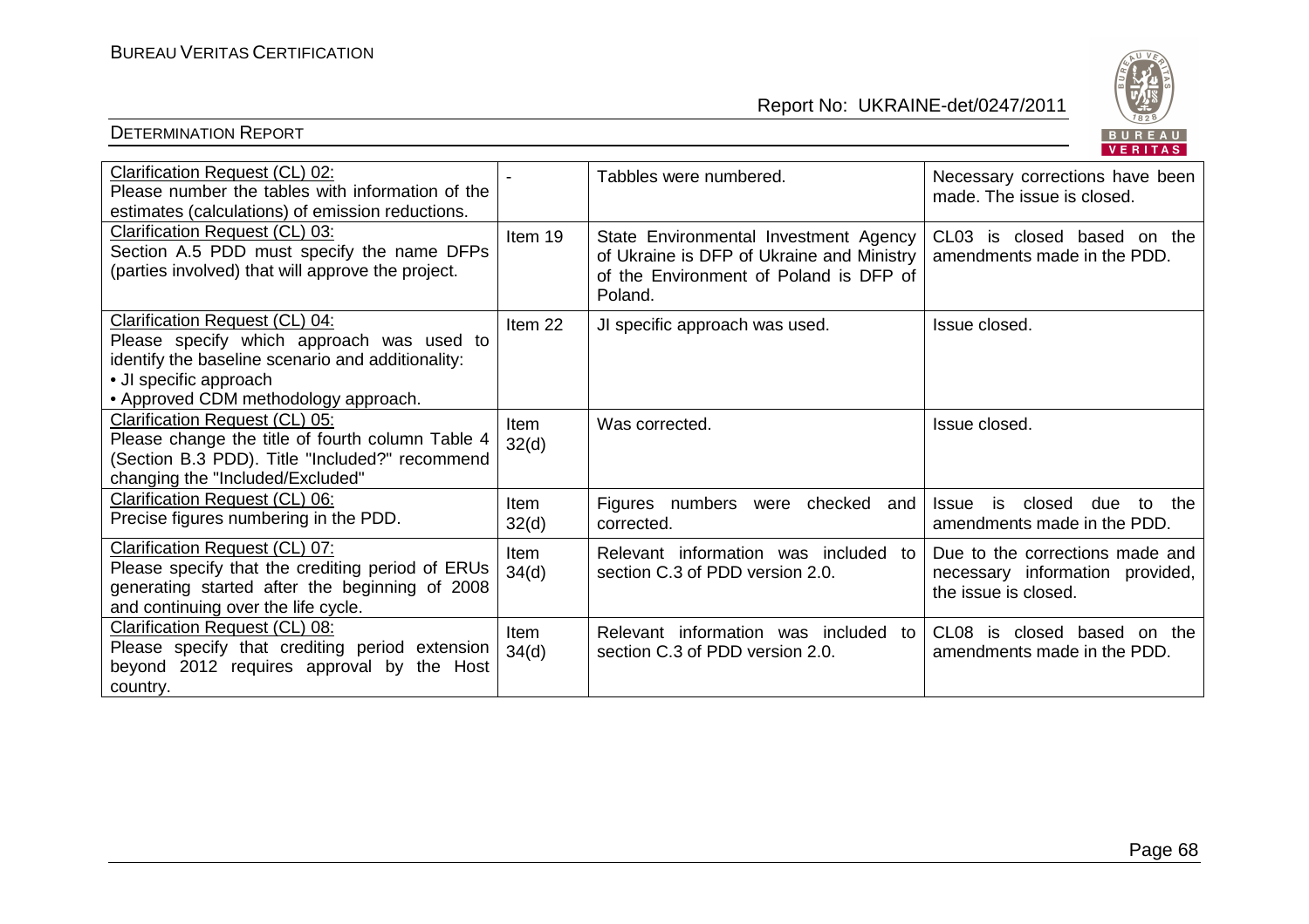| Clarification Request (CL) 02:<br>Please number the tables with information of the estimates (calculations) of emission reductions. | - | Tabbles were numbered. | Necessary corrections have been made. The issue is closed. |
|---|---|---|---|
| Clarification Request (CL) 03:<br>Section A.5 PDD must specify the name DFPs (parties involved) that will approve the project. | Item 19 | State Environmental Investment Agency of Ukraine is DFP of Ukraine and Ministry of the Environment of Poland is DFP of Poland. | CL03 is closed based on the amendments made in the PDD. |
| Clarification Request (CL) 04:<br>Please specify which approach was used to identify the baseline scenario and additionality:<br>• JI specific approach<br>• Approved CDM methodology approach. | Item 22 | JI specific approach was used. | Issue closed. |
| Clarification Request (CL) 05:<br>Please change the title of fourth column Table 4 (Section B.3 PDD). Title "Included?" recommend changing the "Included/Excluded" | Item 32(d) | Was corrected. | Issue closed. |
| Clarification Request (CL) 06:<br>Precise figures numbering in the PDD. | Item 32(d) | Figures numbers were checked and corrected. | Issue is closed due to the amendments made in the PDD. |
| Clarification Request (CL) 07:<br>Please specify that the crediting period of ERUs generating started after the beginning of 2008 and continuing over the life cycle. | Item 34(d) | Relevant information was included to section C.3 of PDD version 2.0. | Due to the corrections made and necessary information provided, the issue is closed. |
| Clarification Request (CL) 08:<br>Please specify that crediting period extension beyond 2012 requires approval by the Host country. | Item 34(d) | Relevant information was included to section C.3 of PDD version 2.0. | CL08 is closed based on the amendments made in the PDD. |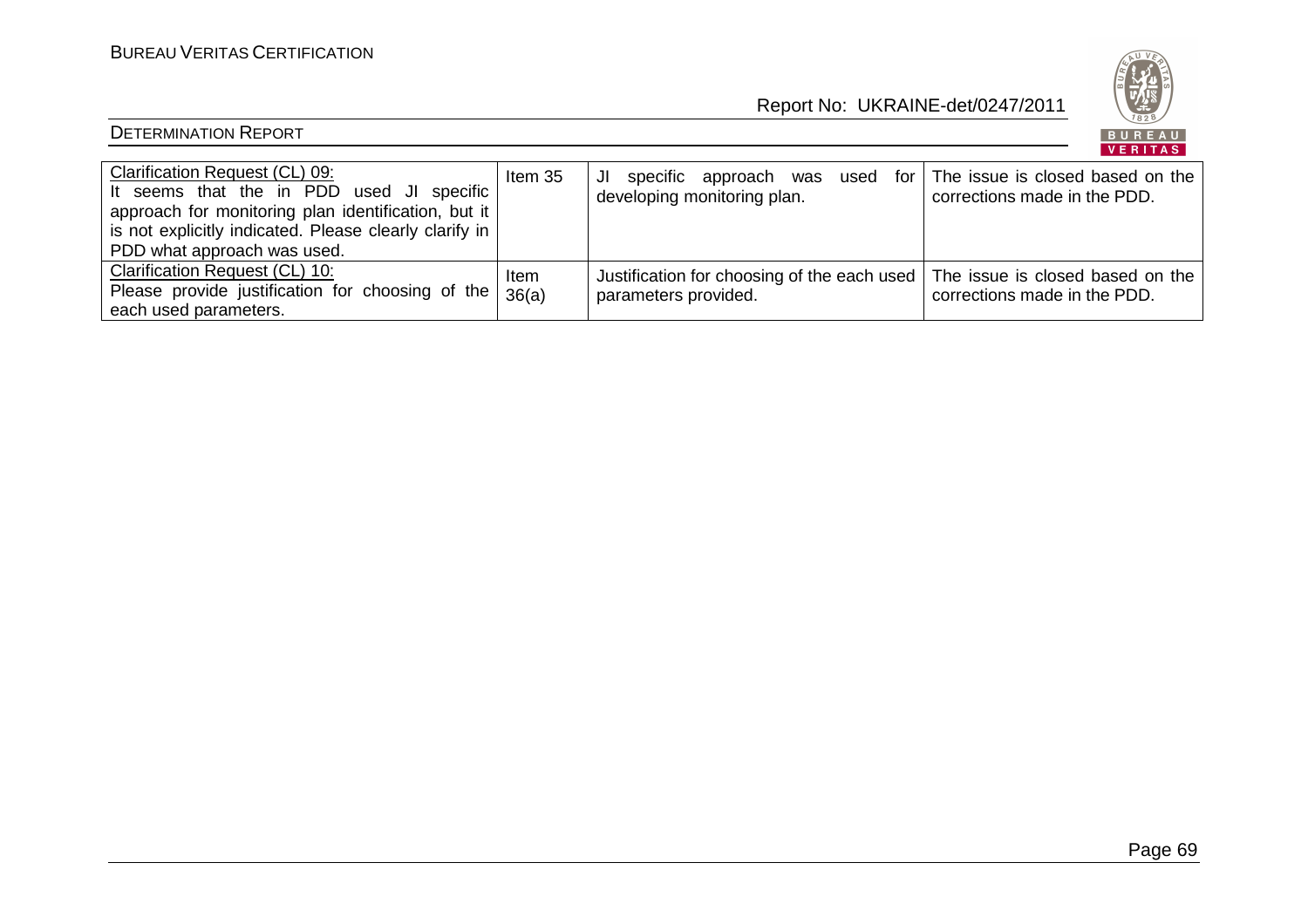| | | | |
|---|---|---|---|
| Clarification Request (CL) 09:<br>It seems that the in PDD used JI specific approach for monitoring plan identification, but it is not explicitly indicated. Please clearly clarify in PDD what approach was used. | Item 35 | JI specific approach was used for developing monitoring plan. | The issue is closed based on the corrections made in the PDD. |
| Clarification Request (CL) 10:<br>Please provide justification for choosing of the each used parameters. | Item 36(a) | Justification for choosing of the each used parameters provided. | The issue is closed based on the corrections made in the PDD. |